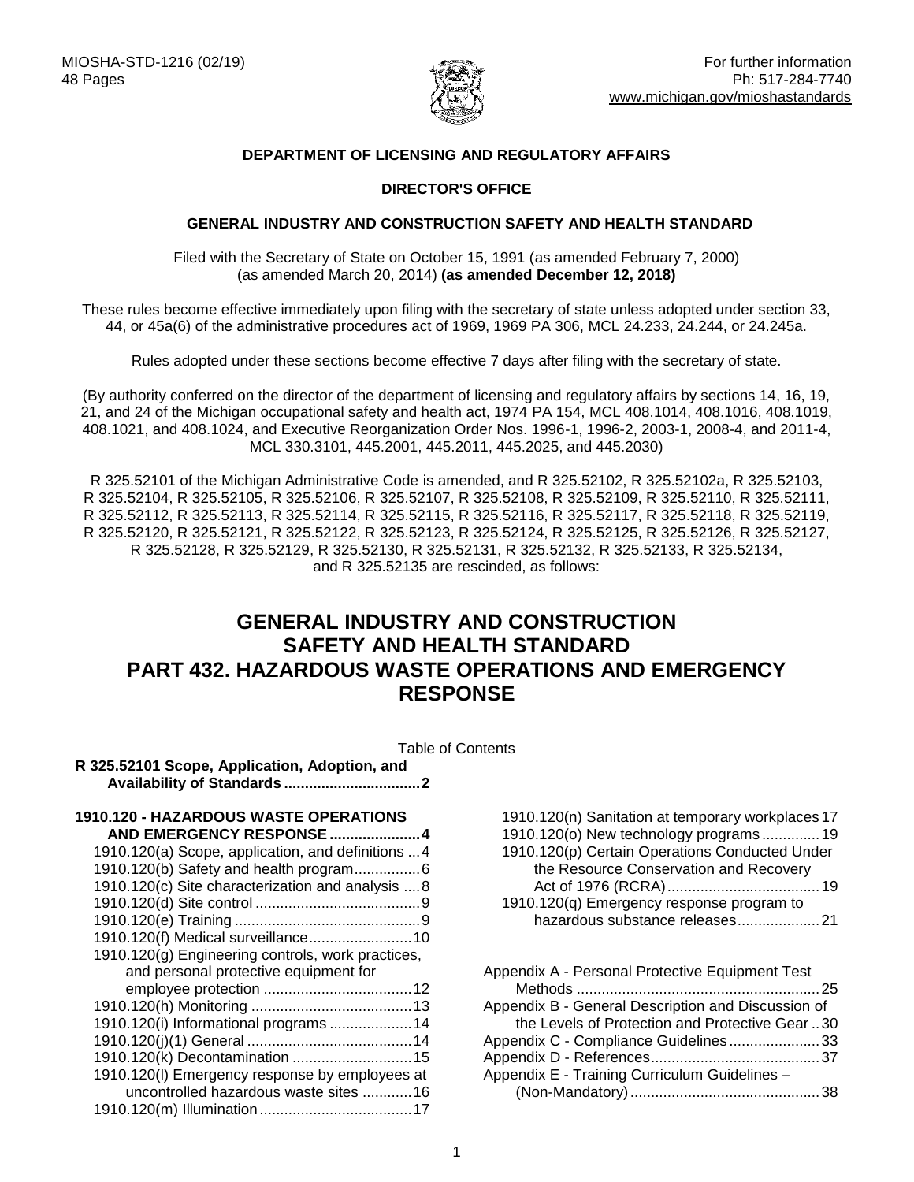MIOSHA-STD-1216 (02/19)
48 Pages

For further information
Ph: 517-284-7740
www.michigan.gov/mioshastandards

**DEPARTMENT OF LICENSING AND REGULATORY AFFAIRS**

**DIRECTOR'S OFFICE**

**GENERAL INDUSTRY AND CONSTRUCTION SAFETY AND HEALTH STANDARD**

Filed with the Secretary of State on October 15, 1991 (as amended February 7, 2000)
(as amended March 20, 2014) **(as amended December 12, 2018)**

These rules become effective immediately upon filing with the secretary of state unless adopted under section 33, 44, or 45a(6) of the administrative procedures act of 1969, 1969 PA 306, MCL 24.233, 24.244, or 24.245a.

Rules adopted under these sections become effective 7 days after filing with the secretary of state.

(By authority conferred on the director of the department of licensing and regulatory affairs by sections 14, 16, 19, 21, and 24 of the Michigan occupational safety and health act, 1974 PA 154, MCL 408.1014, 408.1016, 408.1019, 408.1021, and 408.1024, and Executive Reorganization Order Nos. 1996-1, 1996-2, 2003-1, 2008-4, and 2011-4, MCL 330.3101, 445.2001, 445.2011, 445.2025, and 445.2030)

R 325.52101 of the Michigan Administrative Code is amended, and R 325.52102, R 325.52102a, R 325.52103, R 325.52104, R 325.52105, R 325.52106, R 325.52107, R 325.52108, R 325.52109, R 325.52110, R 325.52111, R 325.52112, R 325.52113, R 325.52114, R 325.52115, R 325.52116, R 325.52117, R 325.52118, R 325.52119, R 325.52120, R 325.52121, R 325.52122, R 325.52123, R 325.52124, R 325.52125, R 325.52126, R 325.52127, R 325.52128, R 325.52129, R 325.52130, R 325.52131, R 325.52132, R 325.52133, R 325.52134, and R 325.52135 are rescinded, as follows:

# GENERAL INDUSTRY AND CONSTRUCTION SAFETY AND HEALTH STANDARD PART 432. HAZARDOUS WASTE OPERATIONS AND EMERGENCY RESPONSE

Table of Contents

**R 325.52101 Scope, Application, Adoption, and Availability of Standards ....... 2**

**1910.120 - HAZARDOUS WASTE OPERATIONS AND EMERGENCY RESPONSE ....... 4**

- 1910.120(a) Scope, application, and definitions ....... 4
- 1910.120(b) Safety and health program ....... 6
- 1910.120(c) Site characterization and analysis ....... 8
- 1910.120(d) Site control ....... 9
- 1910.120(e) Training ....... 9
- 1910.120(f) Medical surveillance ....... 10
- 1910.120(g) Engineering controls, work practices, and personal protective equipment for employee protection ....... 12
- 1910.120(h) Monitoring ....... 13
- 1910.120(i) Informational programs ....... 14
- 1910.120(j)(1) General ....... 14
- 1910.120(k) Decontamination ....... 15
- 1910.120(l) Emergency response by employees at uncontrolled hazardous waste sites ....... 16
- 1910.120(m) Illumination ....... 17
- 1910.120(n) Sanitation at temporary workplaces ....... 17
- 1910.120(o) New technology programs ....... 19
- 1910.120(p) Certain Operations Conducted Under the Resource Conservation and Recovery Act of 1976 (RCRA) ....... 19
- 1910.120(q) Emergency response program to hazardous substance releases ....... 21

- Appendix A - Personal Protective Equipment Test Methods ....... 25
- Appendix B - General Description and Discussion of the Levels of Protection and Protective Gear ....... 30
- Appendix C - Compliance Guidelines ....... 33
- Appendix D - References ....... 37
- Appendix E - Training Curriculum Guidelines – (Non-Mandatory) ....... 38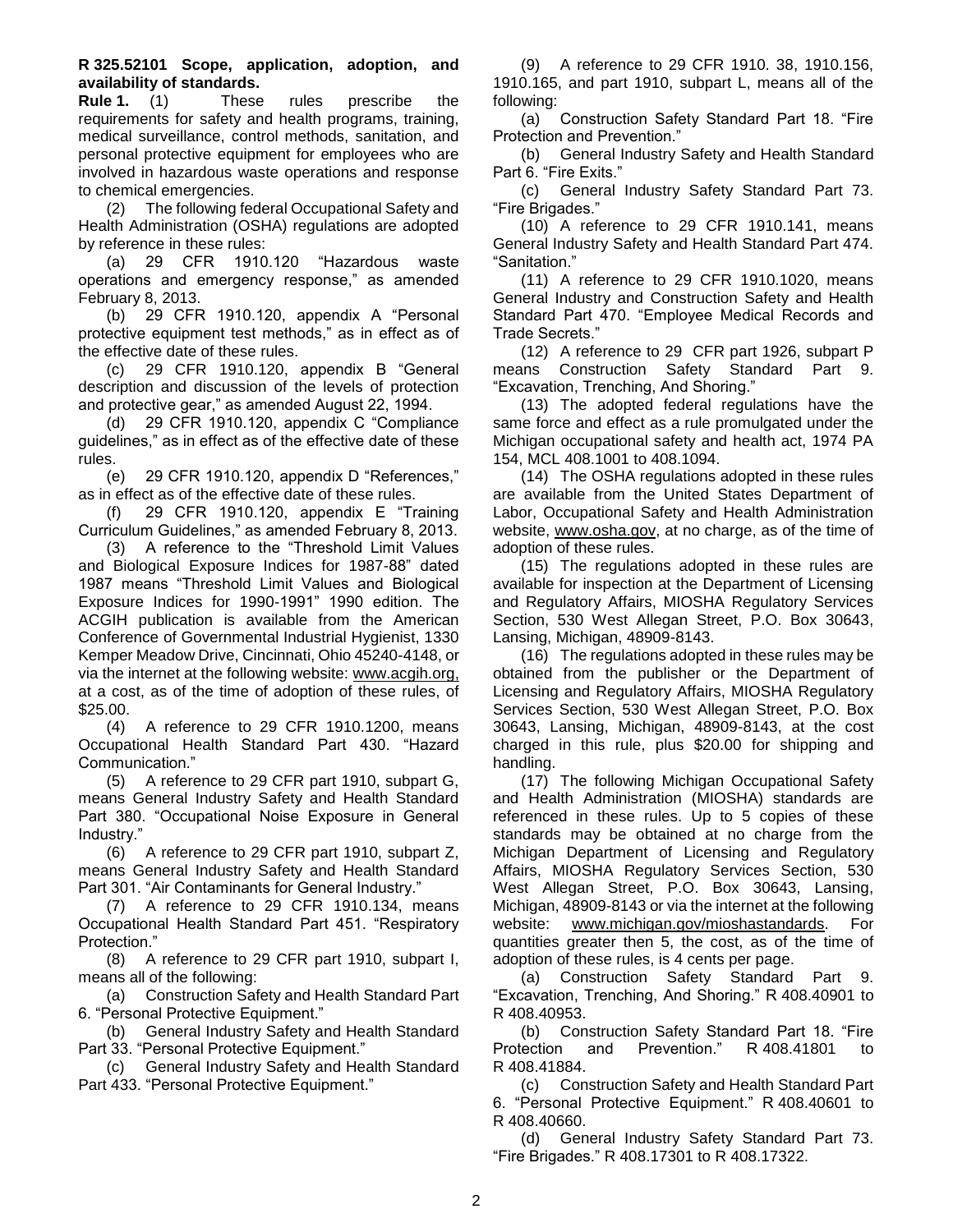**R 325.52101 Scope, application, adoption, and availability of standards.**

**Rule 1.** (1) These rules prescribe the requirements for safety and health programs, training, medical surveillance, control methods, sanitation, and personal protective equipment for employees who are involved in hazardous waste operations and response to chemical emergencies.

(2) The following federal Occupational Safety and Health Administration (OSHA) regulations are adopted by reference in these rules:

(a) 29 CFR 1910.120 "Hazardous waste operations and emergency response," as amended February 8, 2013.

(b) 29 CFR 1910.120, appendix A "Personal protective equipment test methods," as in effect as of the effective date of these rules.

(c) 29 CFR 1910.120, appendix B "General description and discussion of the levels of protection and protective gear," as amended August 22, 1994.

(d) 29 CFR 1910.120, appendix C "Compliance guidelines," as in effect as of the effective date of these rules.

(e) 29 CFR 1910.120, appendix D "References," as in effect as of the effective date of these rules.

(f) 29 CFR 1910.120, appendix E "Training Curriculum Guidelines," as amended February 8, 2013.

(3) A reference to the "Threshold Limit Values and Biological Exposure Indices for 1987-88" dated 1987 means "Threshold Limit Values and Biological Exposure Indices for 1990-1991" 1990 edition. The ACGIH publication is available from the American Conference of Governmental Industrial Hygienist, 1330 Kemper Meadow Drive, Cincinnati, Ohio 45240-4148, or via the internet at the following website: www.acgih.org, at a cost, as of the time of adoption of these rules, of $25.00.

(4) A reference to 29 CFR 1910.1200, means Occupational Health Standard Part 430. "Hazard Communication."

(5) A reference to 29 CFR part 1910, subpart G, means General Industry Safety and Health Standard Part 380. "Occupational Noise Exposure in General Industry."

(6) A reference to 29 CFR part 1910, subpart Z, means General Industry Safety and Health Standard Part 301. "Air Contaminants for General Industry."

(7) A reference to 29 CFR 1910.134, means Occupational Health Standard Part 451. "Respiratory Protection."

(8) A reference to 29 CFR part 1910, subpart I, means all of the following:

(a) Construction Safety and Health Standard Part 6. "Personal Protective Equipment."

(b) General Industry Safety and Health Standard Part 33. "Personal Protective Equipment."

(c) General Industry Safety and Health Standard Part 433. "Personal Protective Equipment."

(9) A reference to 29 CFR 1910. 38, 1910.156, 1910.165, and part 1910, subpart L, means all of the following:

(a) Construction Safety Standard Part 18. "Fire Protection and Prevention."

(b) General Industry Safety and Health Standard Part 6. "Fire Exits."

(c) General Industry Safety Standard Part 73. "Fire Brigades."

(10) A reference to 29 CFR 1910.141, means General Industry Safety and Health Standard Part 474. "Sanitation."

(11) A reference to 29 CFR 1910.1020, means General Industry and Construction Safety and Health Standard Part 470. "Employee Medical Records and Trade Secrets."

(12) A reference to 29 CFR part 1926, subpart P means Construction Safety Standard Part 9. "Excavation, Trenching, And Shoring."

(13) The adopted federal regulations have the same force and effect as a rule promulgated under the Michigan occupational safety and health act, 1974 PA 154, MCL 408.1001 to 408.1094.

(14) The OSHA regulations adopted in these rules are available from the United States Department of Labor, Occupational Safety and Health Administration website, www.osha.gov, at no charge, as of the time of adoption of these rules.

(15) The regulations adopted in these rules are available for inspection at the Department of Licensing and Regulatory Affairs, MIOSHA Regulatory Services Section, 530 West Allegan Street, P.O. Box 30643, Lansing, Michigan, 48909-8143.

(16) The regulations adopted in these rules may be obtained from the publisher or the Department of Licensing and Regulatory Affairs, MIOSHA Regulatory Services Section, 530 West Allegan Street, P.O. Box 30643, Lansing, Michigan, 48909-8143, at the cost charged in this rule, plus $20.00 for shipping and handling.

(17) The following Michigan Occupational Safety and Health Administration (MIOSHA) standards are referenced in these rules. Up to 5 copies of these standards may be obtained at no charge from the Michigan Department of Licensing and Regulatory Affairs, MIOSHA Regulatory Services Section, 530 West Allegan Street, P.O. Box 30643, Lansing, Michigan, 48909-8143 or via the internet at the following website: www.michigan.gov/mioshastandards. For quantities greater then 5, the cost, as of the time of adoption of these rules, is 4 cents per page.

(a) Construction Safety Standard Part 9. "Excavation, Trenching, And Shoring." R 408.40901 to R 408.40953.

(b) Construction Safety Standard Part 18. "Fire Protection and Prevention." R 408.41801 to R 408.41884.

(c) Construction Safety and Health Standard Part 6. "Personal Protective Equipment." R 408.40601 to R 408.40660.

(d) General Industry Safety Standard Part 73. "Fire Brigades." R 408.17301 to R 408.17322.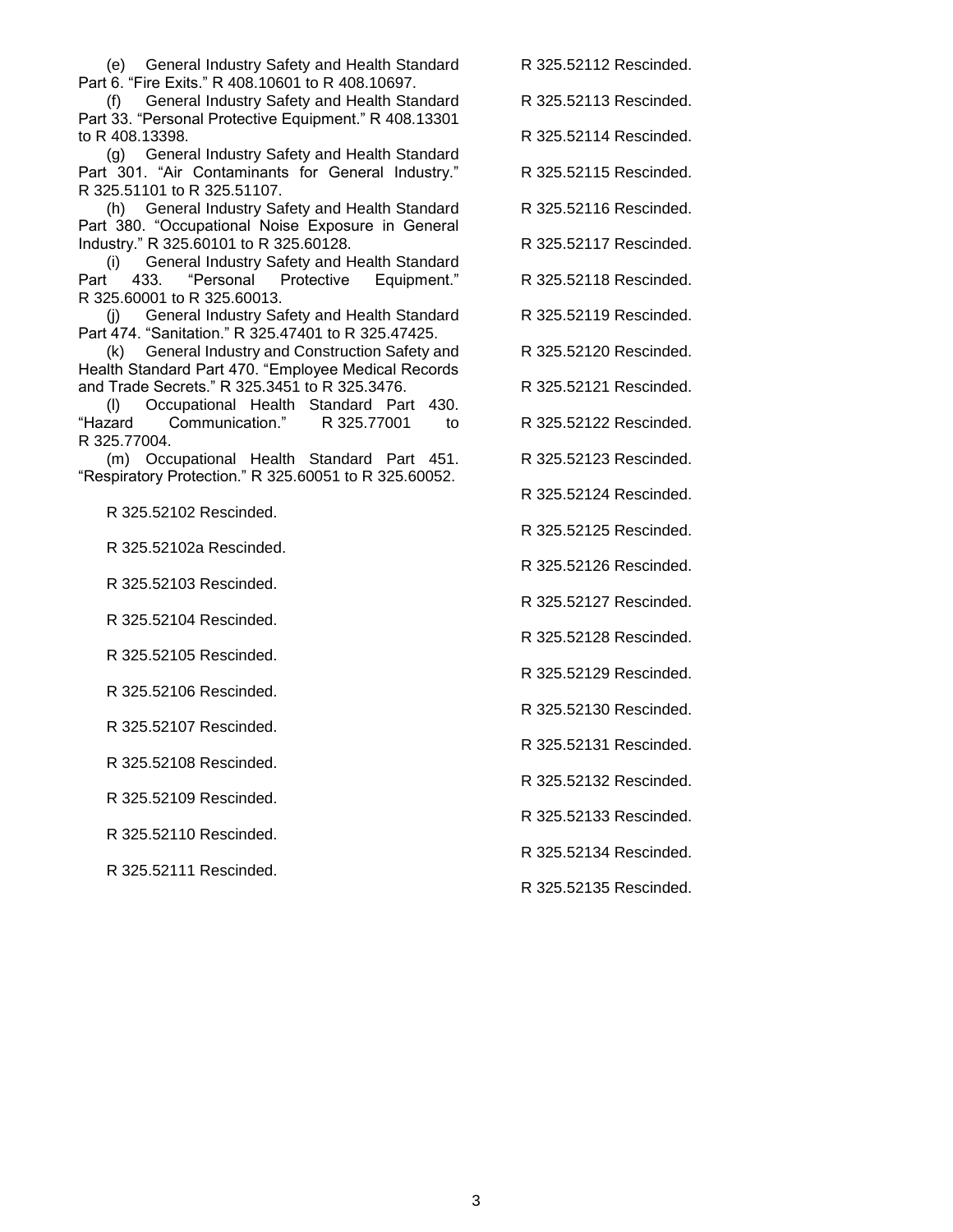(e) General Industry Safety and Health Standard Part 6. "Fire Exits." R 408.10601 to R 408.10697.

(f) General Industry Safety and Health Standard Part 33. "Personal Protective Equipment." R 408.13301 to R 408.13398.

(g) General Industry Safety and Health Standard Part 301. "Air Contaminants for General Industry." R 325.51101 to R 325.51107.

(h) General Industry Safety and Health Standard Part 380. "Occupational Noise Exposure in General Industry." R 325.60101 to R 325.60128.

(i) General Industry Safety and Health Standard Part 433. "Personal Protective Equipment." R 325.60001 to R 325.60013.

(j) General Industry Safety and Health Standard Part 474. "Sanitation." R 325.47401 to R 325.47425.

(k) General Industry and Construction Safety and Health Standard Part 470. "Employee Medical Records and Trade Secrets." R 325.3451 to R 325.3476.

(l) Occupational Health Standard Part 430. "Hazard Communication." R 325.77001 to R 325.77004.

(m) Occupational Health Standard Part 451. "Respiratory Protection." R 325.60051 to R 325.60052.

R 325.52102 Rescinded.

R 325.52102a Rescinded.

R 325.52103 Rescinded.

R 325.52104 Rescinded.

R 325.52105 Rescinded.

R 325.52106 Rescinded.

R 325.52107 Rescinded.

R 325.52108 Rescinded.

R 325.52109 Rescinded.

R 325.52110 Rescinded.

R 325.52111 Rescinded.

R 325.52112 Rescinded.

R 325.52113 Rescinded.

R 325.52114 Rescinded.

R 325.52115 Rescinded.

R 325.52116 Rescinded.

R 325.52117 Rescinded.

R 325.52118 Rescinded.

R 325.52119 Rescinded.

R 325.52120 Rescinded.

R 325.52121 Rescinded.

R 325.52122 Rescinded.

R 325.52123 Rescinded.

R 325.52124 Rescinded.

R 325.52125 Rescinded.

R 325.52126 Rescinded.

R 325.52127 Rescinded.

R 325.52128 Rescinded.

R 325.52129 Rescinded.

R 325.52130 Rescinded.

R 325.52131 Rescinded.

R 325.52132 Rescinded.

R 325.52133 Rescinded.

R 325.52134 Rescinded.

R 325.52135 Rescinded.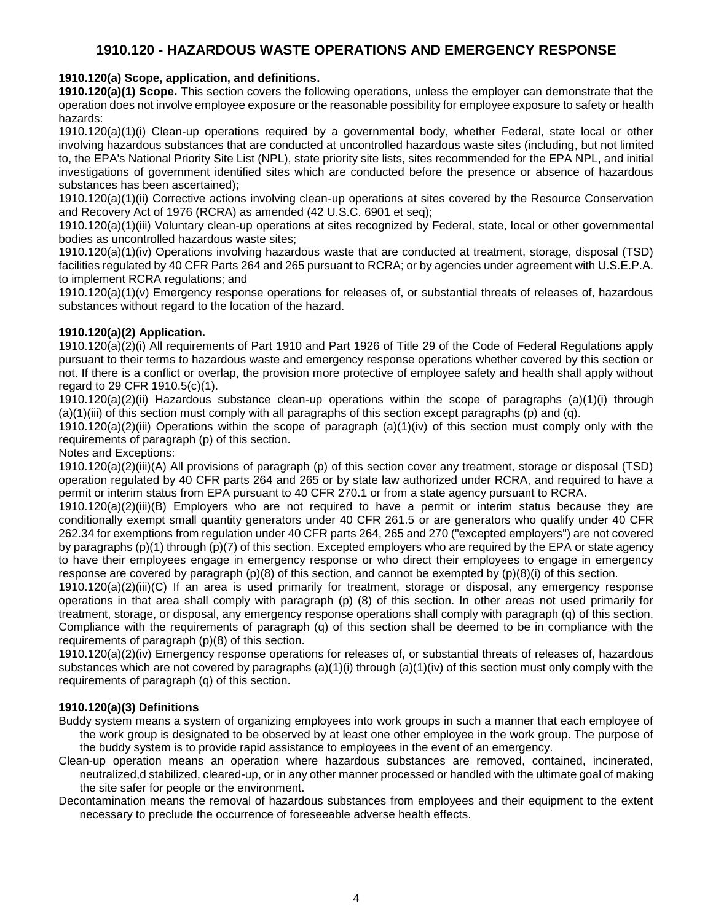# 1910.120 - HAZARDOUS WASTE OPERATIONS AND EMERGENCY RESPONSE

**1910.120(a) Scope, application, and definitions.**

**1910.120(a)(1) Scope.** This section covers the following operations, unless the employer can demonstrate that the operation does not involve employee exposure or the reasonable possibility for employee exposure to safety or health hazards:

1910.120(a)(1)(i) Clean-up operations required by a governmental body, whether Federal, state local or other involving hazardous substances that are conducted at uncontrolled hazardous waste sites (including, but not limited to, the EPA's National Priority Site List (NPL), state priority site lists, sites recommended for the EPA NPL, and initial investigations of government identified sites which are conducted before the presence or absence of hazardous substances has been ascertained);

1910.120(a)(1)(ii) Corrective actions involving clean-up operations at sites covered by the Resource Conservation and Recovery Act of 1976 (RCRA) as amended (42 U.S.C. 6901 et seq);

1910.120(a)(1)(iii) Voluntary clean-up operations at sites recognized by Federal, state, local or other governmental bodies as uncontrolled hazardous waste sites;

1910.120(a)(1)(iv) Operations involving hazardous waste that are conducted at treatment, storage, disposal (TSD) facilities regulated by 40 CFR Parts 264 and 265 pursuant to RCRA; or by agencies under agreement with U.S.E.P.A. to implement RCRA regulations; and

1910.120(a)(1)(v) Emergency response operations for releases of, or substantial threats of releases of, hazardous substances without regard to the location of the hazard.

**1910.120(a)(2) Application.**

1910.120(a)(2)(i) All requirements of Part 1910 and Part 1926 of Title 29 of the Code of Federal Regulations apply pursuant to their terms to hazardous waste and emergency response operations whether covered by this section or not. If there is a conflict or overlap, the provision more protective of employee safety and health shall apply without regard to 29 CFR 1910.5(c)(1).

1910.120(a)(2)(ii) Hazardous substance clean-up operations within the scope of paragraphs (a)(1)(i) through (a)(1)(iii) of this section must comply with all paragraphs of this section except paragraphs (p) and (q).

1910.120(a)(2)(iii) Operations within the scope of paragraph (a)(1)(iv) of this section must comply only with the requirements of paragraph (p) of this section.

Notes and Exceptions:

1910.120(a)(2)(iii)(A) All provisions of paragraph (p) of this section cover any treatment, storage or disposal (TSD) operation regulated by 40 CFR parts 264 and 265 or by state law authorized under RCRA, and required to have a permit or interim status from EPA pursuant to 40 CFR 270.1 or from a state agency pursuant to RCRA.

1910.120(a)(2)(iii)(B) Employers who are not required to have a permit or interim status because they are conditionally exempt small quantity generators under 40 CFR 261.5 or are generators who qualify under 40 CFR 262.34 for exemptions from regulation under 40 CFR parts 264, 265 and 270 ("excepted employers") are not covered by paragraphs (p)(1) through (p)(7) of this section. Excepted employers who are required by the EPA or state agency to have their employees engage in emergency response or who direct their employees to engage in emergency response are covered by paragraph (p)(8) of this section, and cannot be exempted by (p)(8)(i) of this section.

1910.120(a)(2)(iii)(C) If an area is used primarily for treatment, storage or disposal, any emergency response operations in that area shall comply with paragraph (p) (8) of this section. In other areas not used primarily for treatment, storage, or disposal, any emergency response operations shall comply with paragraph (q) of this section. Compliance with the requirements of paragraph (q) of this section shall be deemed to be in compliance with the requirements of paragraph (p)(8) of this section.

1910.120(a)(2)(iv) Emergency response operations for releases of, or substantial threats of releases of, hazardous substances which are not covered by paragraphs (a)(1)(i) through (a)(1)(iv) of this section must only comply with the requirements of paragraph (q) of this section.

**1910.120(a)(3) Definitions**

Buddy system means a system of organizing employees into work groups in such a manner that each employee of the work group is designated to be observed by at least one other employee in the work group. The purpose of the buddy system is to provide rapid assistance to employees in the event of an emergency.

Clean-up operation means an operation where hazardous substances are removed, contained, incinerated, neutralized,d stabilized, cleared-up, or in any other manner processed or handled with the ultimate goal of making the site safer for people or the environment.

Decontamination means the removal of hazardous substances from employees and their equipment to the extent necessary to preclude the occurrence of foreseeable adverse health effects.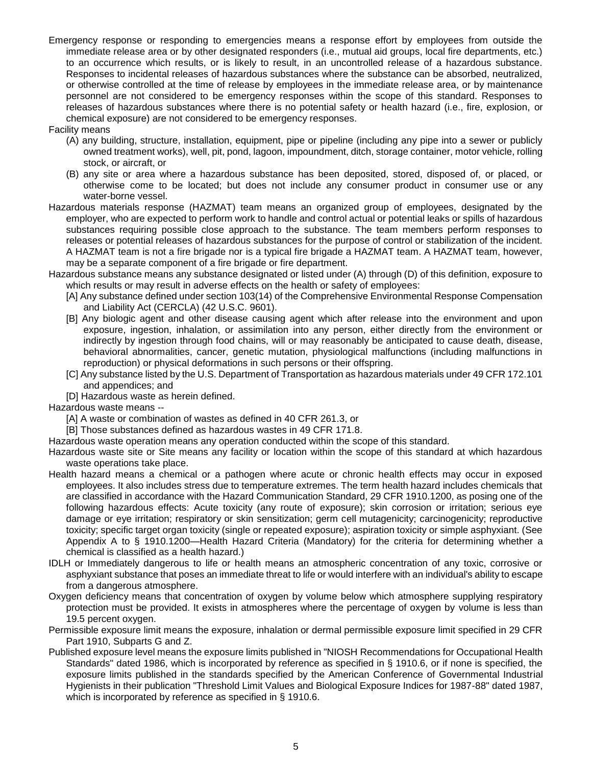Emergency response or responding to emergencies means a response effort by employees from outside the immediate release area or by other designated responders (i.e., mutual aid groups, local fire departments, etc.) to an occurrence which results, or is likely to result, in an uncontrolled release of a hazardous substance. Responses to incidental releases of hazardous substances where the substance can be absorbed, neutralized, or otherwise controlled at the time of release by employees in the immediate release area, or by maintenance personnel are not considered to be emergency responses within the scope of this standard. Responses to releases of hazardous substances where there is no potential safety or health hazard (i.e., fire, explosion, or chemical exposure) are not considered to be emergency responses.

Facility means

- (A) any building, structure, installation, equipment, pipe or pipeline (including any pipe into a sewer or publicly owned treatment works), well, pit, pond, lagoon, impoundment, ditch, storage container, motor vehicle, rolling stock, or aircraft, or
- (B) any site or area where a hazardous substance has been deposited, stored, disposed of, or placed, or otherwise come to be located; but does not include any consumer product in consumer use or any water-borne vessel.

Hazardous materials response (HAZMAT) team means an organized group of employees, designated by the employer, who are expected to perform work to handle and control actual or potential leaks or spills of hazardous substances requiring possible close approach to the substance. The team members perform responses to releases or potential releases of hazardous substances for the purpose of control or stabilization of the incident. A HAZMAT team is not a fire brigade nor is a typical fire brigade a HAZMAT team. A HAZMAT team, however, may be a separate component of a fire brigade or fire department.

Hazardous substance means any substance designated or listed under (A) through (D) of this definition, exposure to which results or may result in adverse effects on the health or safety of employees:

- [A] Any substance defined under section 103(14) of the Comprehensive Environmental Response Compensation and Liability Act (CERCLA) (42 U.S.C. 9601).
- [B] Any biologic agent and other disease causing agent which after release into the environment and upon exposure, ingestion, inhalation, or assimilation into any person, either directly from the environment or indirectly by ingestion through food chains, will or may reasonably be anticipated to cause death, disease, behavioral abnormalities, cancer, genetic mutation, physiological malfunctions (including malfunctions in reproduction) or physical deformations in such persons or their offspring.
- [C] Any substance listed by the U.S. Department of Transportation as hazardous materials under 49 CFR 172.101 and appendices; and
- [D] Hazardous waste as herein defined.

Hazardous waste means --

- [A] A waste or combination of wastes as defined in 40 CFR 261.3, or
- [B] Those substances defined as hazardous wastes in 49 CFR 171.8.

Hazardous waste operation means any operation conducted within the scope of this standard.

Hazardous waste site or Site means any facility or location within the scope of this standard at which hazardous waste operations take place.

Health hazard means a chemical or a pathogen where acute or chronic health effects may occur in exposed employees. It also includes stress due to temperature extremes. The term health hazard includes chemicals that are classified in accordance with the Hazard Communication Standard, 29 CFR 1910.1200, as posing one of the following hazardous effects: Acute toxicity (any route of exposure); skin corrosion or irritation; serious eye damage or eye irritation; respiratory or skin sensitization; germ cell mutagenicity; carcinogenicity; reproductive toxicity; specific target organ toxicity (single or repeated exposure); aspiration toxicity or simple asphyxiant. (See Appendix A to § 1910.1200—Health Hazard Criteria (Mandatory) for the criteria for determining whether a chemical is classified as a health hazard.)

IDLH or Immediately dangerous to life or health means an atmospheric concentration of any toxic, corrosive or asphyxiant substance that poses an immediate threat to life or would interfere with an individual's ability to escape from a dangerous atmosphere.

Oxygen deficiency means that concentration of oxygen by volume below which atmosphere supplying respiratory protection must be provided. It exists in atmospheres where the percentage of oxygen by volume is less than 19.5 percent oxygen.

Permissible exposure limit means the exposure, inhalation or dermal permissible exposure limit specified in 29 CFR Part 1910, Subparts G and Z.

Published exposure level means the exposure limits published in "NIOSH Recommendations for Occupational Health Standards" dated 1986, which is incorporated by reference as specified in § 1910.6, or if none is specified, the exposure limits published in the standards specified by the American Conference of Governmental Industrial Hygienists in their publication "Threshold Limit Values and Biological Exposure Indices for 1987-88" dated 1987, which is incorporated by reference as specified in § 1910.6.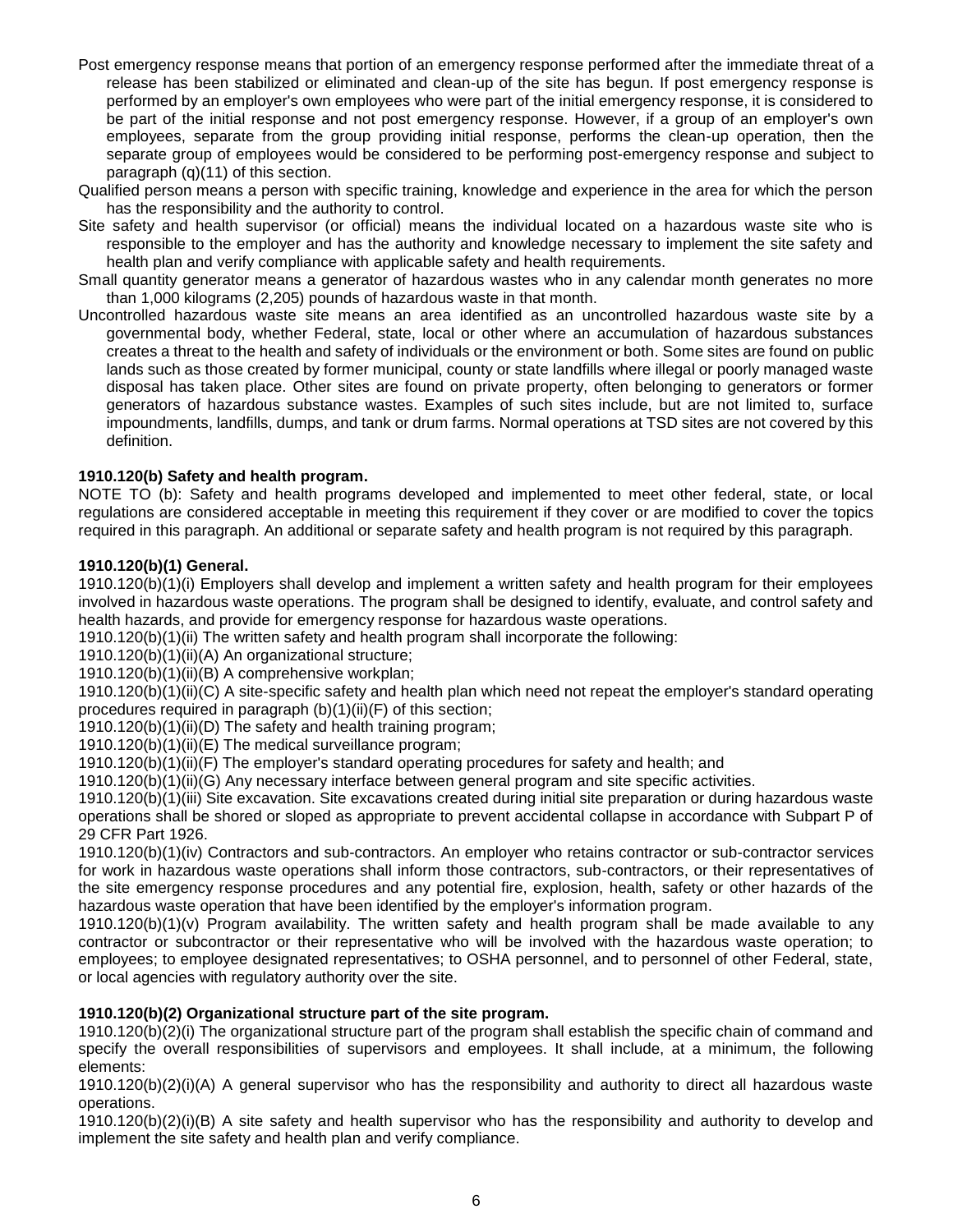Post emergency response means that portion of an emergency response performed after the immediate threat of a release has been stabilized or eliminated and clean-up of the site has begun. If post emergency response is performed by an employer's own employees who were part of the initial emergency response, it is considered to be part of the initial response and not post emergency response. However, if a group of an employer's own employees, separate from the group providing initial response, performs the clean-up operation, then the separate group of employees would be considered to be performing post-emergency response and subject to paragraph (q)(11) of this section.

Qualified person means a person with specific training, knowledge and experience in the area for which the person has the responsibility and the authority to control.

Site safety and health supervisor (or official) means the individual located on a hazardous waste site who is responsible to the employer and has the authority and knowledge necessary to implement the site safety and health plan and verify compliance with applicable safety and health requirements.

Small quantity generator means a generator of hazardous wastes who in any calendar month generates no more than 1,000 kilograms (2,205) pounds of hazardous waste in that month.

Uncontrolled hazardous waste site means an area identified as an uncontrolled hazardous waste site by a governmental body, whether Federal, state, local or other where an accumulation of hazardous substances creates a threat to the health and safety of individuals or the environment or both. Some sites are found on public lands such as those created by former municipal, county or state landfills where illegal or poorly managed waste disposal has taken place. Other sites are found on private property, often belonging to generators or former generators of hazardous substance wastes. Examples of such sites include, but are not limited to, surface impoundments, landfills, dumps, and tank or drum farms. Normal operations at TSD sites are not covered by this definition.

**1910.120(b) Safety and health program.**

NOTE TO (b): Safety and health programs developed and implemented to meet other federal, state, or local regulations are considered acceptable in meeting this requirement if they cover or are modified to cover the topics required in this paragraph. An additional or separate safety and health program is not required by this paragraph.

**1910.120(b)(1) General.**

1910.120(b)(1)(i) Employers shall develop and implement a written safety and health program for their employees involved in hazardous waste operations. The program shall be designed to identify, evaluate, and control safety and health hazards, and provide for emergency response for hazardous waste operations.

1910.120(b)(1)(ii) The written safety and health program shall incorporate the following:

1910.120(b)(1)(ii)(A) An organizational structure;

1910.120(b)(1)(ii)(B) A comprehensive workplan;

1910.120(b)(1)(ii)(C) A site-specific safety and health plan which need not repeat the employer's standard operating procedures required in paragraph (b)(1)(ii)(F) of this section;

1910.120(b)(1)(ii)(D) The safety and health training program;

1910.120(b)(1)(ii)(E) The medical surveillance program;

1910.120(b)(1)(ii)(F) The employer's standard operating procedures for safety and health; and

1910.120(b)(1)(ii)(G) Any necessary interface between general program and site specific activities.

1910.120(b)(1)(iii) Site excavation. Site excavations created during initial site preparation or during hazardous waste operations shall be shored or sloped as appropriate to prevent accidental collapse in accordance with Subpart P of 29 CFR Part 1926.

1910.120(b)(1)(iv) Contractors and sub-contractors. An employer who retains contractor or sub-contractor services for work in hazardous waste operations shall inform those contractors, sub-contractors, or their representatives of the site emergency response procedures and any potential fire, explosion, health, safety or other hazards of the hazardous waste operation that have been identified by the employer's information program.

1910.120(b)(1)(v) Program availability. The written safety and health program shall be made available to any contractor or subcontractor or their representative who will be involved with the hazardous waste operation; to employees; to employee designated representatives; to OSHA personnel, and to personnel of other Federal, state, or local agencies with regulatory authority over the site.

**1910.120(b)(2) Organizational structure part of the site program.**

1910.120(b)(2)(i) The organizational structure part of the program shall establish the specific chain of command and specify the overall responsibilities of supervisors and employees. It shall include, at a minimum, the following elements:

1910.120(b)(2)(i)(A) A general supervisor who has the responsibility and authority to direct all hazardous waste operations.

1910.120(b)(2)(i)(B) A site safety and health supervisor who has the responsibility and authority to develop and implement the site safety and health plan and verify compliance.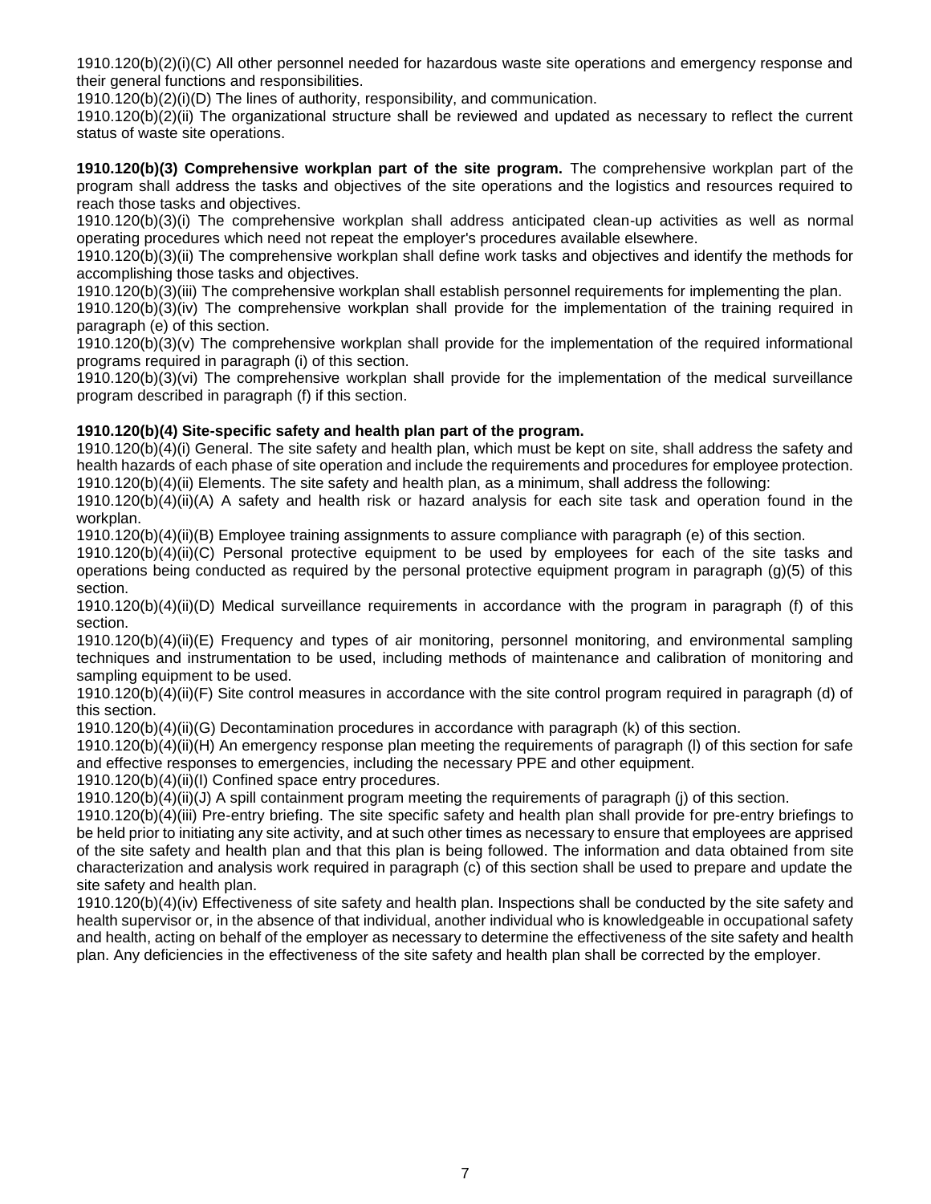1910.120(b)(2)(i)(C) All other personnel needed for hazardous waste site operations and emergency response and their general functions and responsibilities.

1910.120(b)(2)(i)(D) The lines of authority, responsibility, and communication.

1910.120(b)(2)(ii) The organizational structure shall be reviewed and updated as necessary to reflect the current status of waste site operations.

**1910.120(b)(3) Comprehensive workplan part of the site program.** The comprehensive workplan part of the program shall address the tasks and objectives of the site operations and the logistics and resources required to reach those tasks and objectives.

1910.120(b)(3)(i) The comprehensive workplan shall address anticipated clean-up activities as well as normal operating procedures which need not repeat the employer's procedures available elsewhere.

1910.120(b)(3)(ii) The comprehensive workplan shall define work tasks and objectives and identify the methods for accomplishing those tasks and objectives.

1910.120(b)(3)(iii) The comprehensive workplan shall establish personnel requirements for implementing the plan.

1910.120(b)(3)(iv) The comprehensive workplan shall provide for the implementation of the training required in paragraph (e) of this section.

1910.120(b)(3)(v) The comprehensive workplan shall provide for the implementation of the required informational programs required in paragraph (i) of this section.

1910.120(b)(3)(vi) The comprehensive workplan shall provide for the implementation of the medical surveillance program described in paragraph (f) if this section.

**1910.120(b)(4) Site-specific safety and health plan part of the program.**

1910.120(b)(4)(i) General. The site safety and health plan, which must be kept on site, shall address the safety and health hazards of each phase of site operation and include the requirements and procedures for employee protection.

1910.120(b)(4)(ii) Elements. The site safety and health plan, as a minimum, shall address the following:

1910.120(b)(4)(ii)(A) A safety and health risk or hazard analysis for each site task and operation found in the workplan.

1910.120(b)(4)(ii)(B) Employee training assignments to assure compliance with paragraph (e) of this section.

1910.120(b)(4)(ii)(C) Personal protective equipment to be used by employees for each of the site tasks and operations being conducted as required by the personal protective equipment program in paragraph (g)(5) of this section.

1910.120(b)(4)(ii)(D) Medical surveillance requirements in accordance with the program in paragraph (f) of this section.

1910.120(b)(4)(ii)(E) Frequency and types of air monitoring, personnel monitoring, and environmental sampling techniques and instrumentation to be used, including methods of maintenance and calibration of monitoring and sampling equipment to be used.

1910.120(b)(4)(ii)(F) Site control measures in accordance with the site control program required in paragraph (d) of this section.

1910.120(b)(4)(ii)(G) Decontamination procedures in accordance with paragraph (k) of this section.

1910.120(b)(4)(ii)(H) An emergency response plan meeting the requirements of paragraph (l) of this section for safe and effective responses to emergencies, including the necessary PPE and other equipment.

1910.120(b)(4)(ii)(I) Confined space entry procedures.

1910.120(b)(4)(ii)(J) A spill containment program meeting the requirements of paragraph (j) of this section.

1910.120(b)(4)(iii) Pre-entry briefing. The site specific safety and health plan shall provide for pre-entry briefings to be held prior to initiating any site activity, and at such other times as necessary to ensure that employees are apprised of the site safety and health plan and that this plan is being followed. The information and data obtained from site characterization and analysis work required in paragraph (c) of this section shall be used to prepare and update the site safety and health plan.

1910.120(b)(4)(iv) Effectiveness of site safety and health plan. Inspections shall be conducted by the site safety and health supervisor or, in the absence of that individual, another individual who is knowledgeable in occupational safety and health, acting on behalf of the employer as necessary to determine the effectiveness of the site safety and health plan. Any deficiencies in the effectiveness of the site safety and health plan shall be corrected by the employer.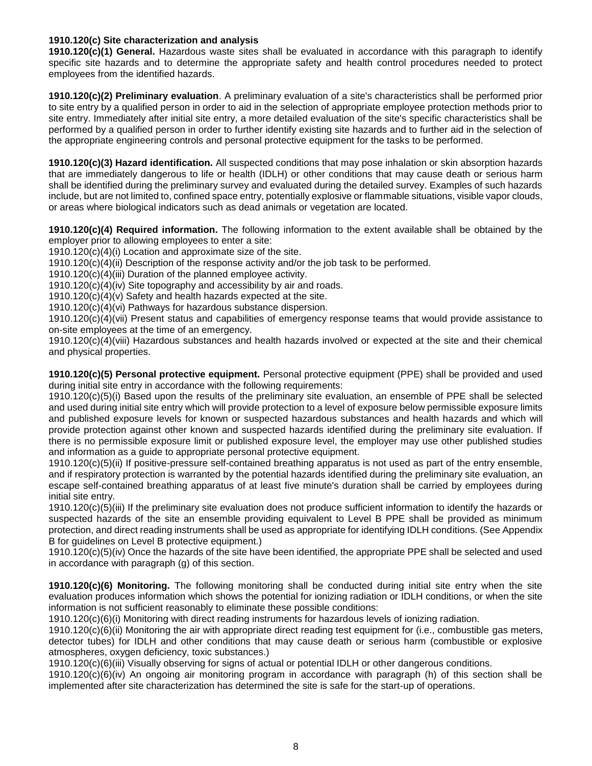**1910.120(c) Site characterization and analysis**

**1910.120(c)(1) General.** Hazardous waste sites shall be evaluated in accordance with this paragraph to identify specific site hazards and to determine the appropriate safety and health control procedures needed to protect employees from the identified hazards.

**1910.120(c)(2) Preliminary evaluation**. A preliminary evaluation of a site's characteristics shall be performed prior to site entry by a qualified person in order to aid in the selection of appropriate employee protection methods prior to site entry. Immediately after initial site entry, a more detailed evaluation of the site's specific characteristics shall be performed by a qualified person in order to further identify existing site hazards and to further aid in the selection of the appropriate engineering controls and personal protective equipment for the tasks to be performed.

**1910.120(c)(3) Hazard identification.** All suspected conditions that may pose inhalation or skin absorption hazards that are immediately dangerous to life or health (IDLH) or other conditions that may cause death or serious harm shall be identified during the preliminary survey and evaluated during the detailed survey. Examples of such hazards include, but are not limited to, confined space entry, potentially explosive or flammable situations, visible vapor clouds, or areas where biological indicators such as dead animals or vegetation are located.

**1910.120(c)(4) Required information.** The following information to the extent available shall be obtained by the employer prior to allowing employees to enter a site:

1910.120(c)(4)(i) Location and approximate size of the site.

1910.120(c)(4)(ii) Description of the response activity and/or the job task to be performed.

1910.120(c)(4)(iii) Duration of the planned employee activity.

1910.120(c)(4)(iv) Site topography and accessibility by air and roads.

1910.120(c)(4)(v) Safety and health hazards expected at the site.

1910.120(c)(4)(vi) Pathways for hazardous substance dispersion.

1910.120(c)(4)(vii) Present status and capabilities of emergency response teams that would provide assistance to on-site employees at the time of an emergency.

1910.120(c)(4)(viii) Hazardous substances and health hazards involved or expected at the site and their chemical and physical properties.

**1910.120(c)(5) Personal protective equipment.** Personal protective equipment (PPE) shall be provided and used during initial site entry in accordance with the following requirements:

1910.120(c)(5)(i) Based upon the results of the preliminary site evaluation, an ensemble of PPE shall be selected and used during initial site entry which will provide protection to a level of exposure below permissible exposure limits and published exposure levels for known or suspected hazardous substances and health hazards and which will provide protection against other known and suspected hazards identified during the preliminary site evaluation. If there is no permissible exposure limit or published exposure level, the employer may use other published studies and information as a guide to appropriate personal protective equipment.

1910.120(c)(5)(ii) If positive-pressure self-contained breathing apparatus is not used as part of the entry ensemble, and if respiratory protection is warranted by the potential hazards identified during the preliminary site evaluation, an escape self-contained breathing apparatus of at least five minute's duration shall be carried by employees during initial site entry.

1910.120(c)(5)(iii) If the preliminary site evaluation does not produce sufficient information to identify the hazards or suspected hazards of the site an ensemble providing equivalent to Level B PPE shall be provided as minimum protection, and direct reading instruments shall be used as appropriate for identifying IDLH conditions. (See Appendix B for guidelines on Level B protective equipment.)

1910.120(c)(5)(iv) Once the hazards of the site have been identified, the appropriate PPE shall be selected and used in accordance with paragraph (g) of this section.

**1910.120(c)(6) Monitoring.** The following monitoring shall be conducted during initial site entry when the site evaluation produces information which shows the potential for ionizing radiation or IDLH conditions, or when the site information is not sufficient reasonably to eliminate these possible conditions:

1910.120(c)(6)(i) Monitoring with direct reading instruments for hazardous levels of ionizing radiation.

1910.120(c)(6)(ii) Monitoring the air with appropriate direct reading test equipment for (i.e., combustible gas meters, detector tubes) for IDLH and other conditions that may cause death or serious harm (combustible or explosive atmospheres, oxygen deficiency, toxic substances.)

1910.120(c)(6)(iii) Visually observing for signs of actual or potential IDLH or other dangerous conditions.

1910.120(c)(6)(iv) An ongoing air monitoring program in accordance with paragraph (h) of this section shall be implemented after site characterization has determined the site is safe for the start-up of operations.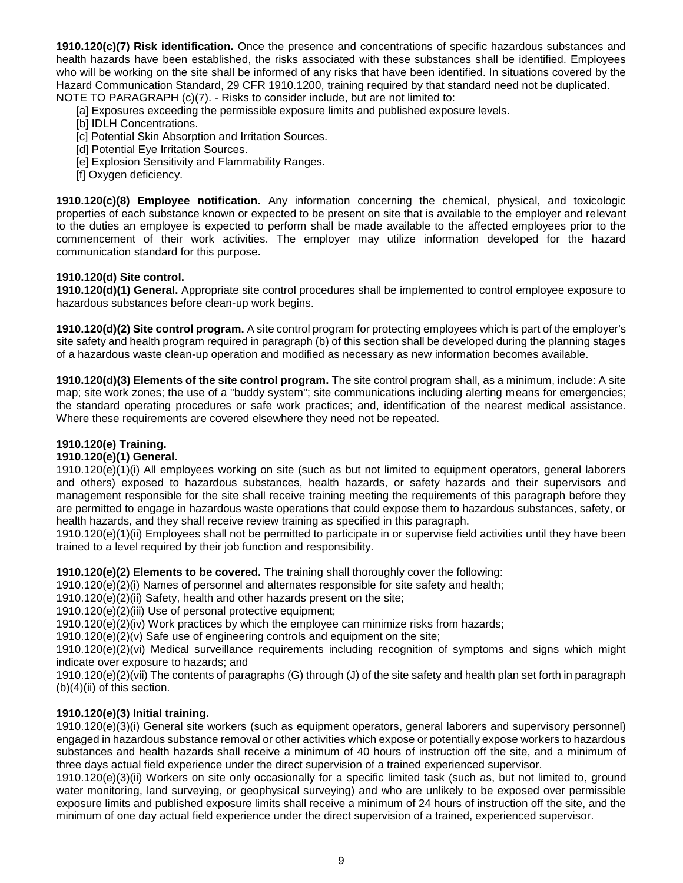**1910.120(c)(7) Risk identification.** Once the presence and concentrations of specific hazardous substances and health hazards have been established, the risks associated with these substances shall be identified. Employees who will be working on the site shall be informed of any risks that have been identified. In situations covered by the Hazard Communication Standard, 29 CFR 1910.1200, training required by that standard need not be duplicated.
NOTE TO PARAGRAPH (c)(7). - Risks to consider include, but are not limited to:

- [a] Exposures exceeding the permissible exposure limits and published exposure levels.
- [b] IDLH Concentrations.
- [c] Potential Skin Absorption and Irritation Sources.
- [d] Potential Eye Irritation Sources.
- [e] Explosion Sensitivity and Flammability Ranges.
- [f] Oxygen deficiency.

**1910.120(c)(8) Employee notification.** Any information concerning the chemical, physical, and toxicologic properties of each substance known or expected to be present on site that is available to the employer and relevant to the duties an employee is expected to perform shall be made available to the affected employees prior to the commencement of their work activities. The employer may utilize information developed for the hazard communication standard for this purpose.

**1910.120(d) Site control.**
**1910.120(d)(1) General.** Appropriate site control procedures shall be implemented to control employee exposure to hazardous substances before clean-up work begins.

**1910.120(d)(2) Site control program.** A site control program for protecting employees which is part of the employer's site safety and health program required in paragraph (b) of this section shall be developed during the planning stages of a hazardous waste clean-up operation and modified as necessary as new information becomes available.

**1910.120(d)(3) Elements of the site control program.** The site control program shall, as a minimum, include: A site map; site work zones; the use of a "buddy system"; site communications including alerting means for emergencies; the standard operating procedures or safe work practices; and, identification of the nearest medical assistance. Where these requirements are covered elsewhere they need not be repeated.

**1910.120(e) Training.**
**1910.120(e)(1) General.**
1910.120(e)(1)(i) All employees working on site (such as but not limited to equipment operators, general laborers and others) exposed to hazardous substances, health hazards, or safety hazards and their supervisors and management responsible for the site shall receive training meeting the requirements of this paragraph before they are permitted to engage in hazardous waste operations that could expose them to hazardous substances, safety, or health hazards, and they shall receive review training as specified in this paragraph.
1910.120(e)(1)(ii) Employees shall not be permitted to participate in or supervise field activities until they have been trained to a level required by their job function and responsibility.

**1910.120(e)(2) Elements to be covered.** The training shall thoroughly cover the following:
1910.120(e)(2)(i) Names of personnel and alternates responsible for site safety and health;
1910.120(e)(2)(ii) Safety, health and other hazards present on the site;
1910.120(e)(2)(iii) Use of personal protective equipment;
1910.120(e)(2)(iv) Work practices by which the employee can minimize risks from hazards;
1910.120(e)(2)(v) Safe use of engineering controls and equipment on the site;
1910.120(e)(2)(vi) Medical surveillance requirements including recognition of symptoms and signs which might indicate over exposure to hazards; and
1910.120(e)(2)(vii) The contents of paragraphs (G) through (J) of the site safety and health plan set forth in paragraph (b)(4)(ii) of this section.

**1910.120(e)(3) Initial training.**
1910.120(e)(3)(i) General site workers (such as equipment operators, general laborers and supervisory personnel) engaged in hazardous substance removal or other activities which expose or potentially expose workers to hazardous substances and health hazards shall receive a minimum of 40 hours of instruction off the site, and a minimum of three days actual field experience under the direct supervision of a trained experienced supervisor.
1910.120(e)(3)(ii) Workers on site only occasionally for a specific limited task (such as, but not limited to, ground water monitoring, land surveying, or geophysical surveying) and who are unlikely to be exposed over permissible exposure limits and published exposure limits shall receive a minimum of 24 hours of instruction off the site, and the minimum of one day actual field experience under the direct supervision of a trained, experienced supervisor.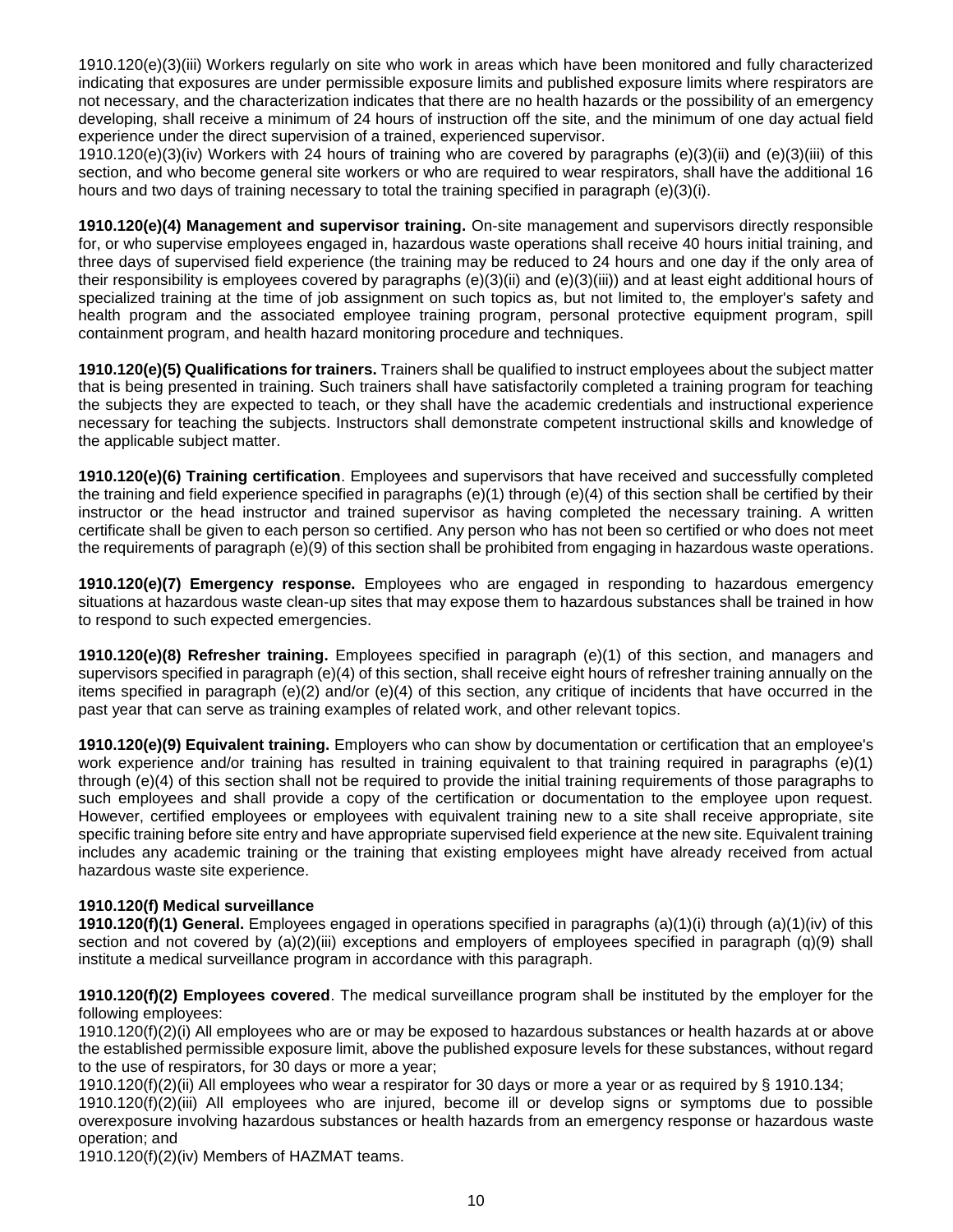1910.120(e)(3)(iii) Workers regularly on site who work in areas which have been monitored and fully characterized indicating that exposures are under permissible exposure limits and published exposure limits where respirators are not necessary, and the characterization indicates that there are no health hazards or the possibility of an emergency developing, shall receive a minimum of 24 hours of instruction off the site, and the minimum of one day actual field experience under the direct supervision of a trained, experienced supervisor.

1910.120(e)(3)(iv) Workers with 24 hours of training who are covered by paragraphs (e)(3)(ii) and (e)(3)(iii) of this section, and who become general site workers or who are required to wear respirators, shall have the additional 16 hours and two days of training necessary to total the training specified in paragraph (e)(3)(i).

**1910.120(e)(4) Management and supervisor training.** On-site management and supervisors directly responsible for, or who supervise employees engaged in, hazardous waste operations shall receive 40 hours initial training, and three days of supervised field experience (the training may be reduced to 24 hours and one day if the only area of their responsibility is employees covered by paragraphs (e)(3)(ii) and (e)(3)(iii)) and at least eight additional hours of specialized training at the time of job assignment on such topics as, but not limited to, the employer's safety and health program and the associated employee training program, personal protective equipment program, spill containment program, and health hazard monitoring procedure and techniques.

**1910.120(e)(5) Qualifications for trainers.** Trainers shall be qualified to instruct employees about the subject matter that is being presented in training. Such trainers shall have satisfactorily completed a training program for teaching the subjects they are expected to teach, or they shall have the academic credentials and instructional experience necessary for teaching the subjects. Instructors shall demonstrate competent instructional skills and knowledge of the applicable subject matter.

**1910.120(e)(6) Training certification**. Employees and supervisors that have received and successfully completed the training and field experience specified in paragraphs (e)(1) through (e)(4) of this section shall be certified by their instructor or the head instructor and trained supervisor as having completed the necessary training. A written certificate shall be given to each person so certified. Any person who has not been so certified or who does not meet the requirements of paragraph (e)(9) of this section shall be prohibited from engaging in hazardous waste operations.

**1910.120(e)(7) Emergency response.** Employees who are engaged in responding to hazardous emergency situations at hazardous waste clean-up sites that may expose them to hazardous substances shall be trained in how to respond to such expected emergencies.

**1910.120(e)(8) Refresher training.** Employees specified in paragraph (e)(1) of this section, and managers and supervisors specified in paragraph (e)(4) of this section, shall receive eight hours of refresher training annually on the items specified in paragraph (e)(2) and/or (e)(4) of this section, any critique of incidents that have occurred in the past year that can serve as training examples of related work, and other relevant topics.

**1910.120(e)(9) Equivalent training.** Employers who can show by documentation or certification that an employee's work experience and/or training has resulted in training equivalent to that training required in paragraphs (e)(1) through (e)(4) of this section shall not be required to provide the initial training requirements of those paragraphs to such employees and shall provide a copy of the certification or documentation to the employee upon request. However, certified employees or employees with equivalent training new to a site shall receive appropriate, site specific training before site entry and have appropriate supervised field experience at the new site. Equivalent training includes any academic training or the training that existing employees might have already received from actual hazardous waste site experience.

**1910.120(f) Medical surveillance**

**1910.120(f)(1) General.** Employees engaged in operations specified in paragraphs (a)(1)(i) through (a)(1)(iv) of this section and not covered by (a)(2)(iii) exceptions and employers of employees specified in paragraph (q)(9) shall institute a medical surveillance program in accordance with this paragraph.

**1910.120(f)(2) Employees covered**. The medical surveillance program shall be instituted by the employer for the following employees:

1910.120(f)(2)(i) All employees who are or may be exposed to hazardous substances or health hazards at or above the established permissible exposure limit, above the published exposure levels for these substances, without regard to the use of respirators, for 30 days or more a year;

1910.120(f)(2)(ii) All employees who wear a respirator for 30 days or more a year or as required by § 1910.134;

1910.120(f)(2)(iii) All employees who are injured, become ill or develop signs or symptoms due to possible overexposure involving hazardous substances or health hazards from an emergency response or hazardous waste operation; and

1910.120(f)(2)(iv) Members of HAZMAT teams.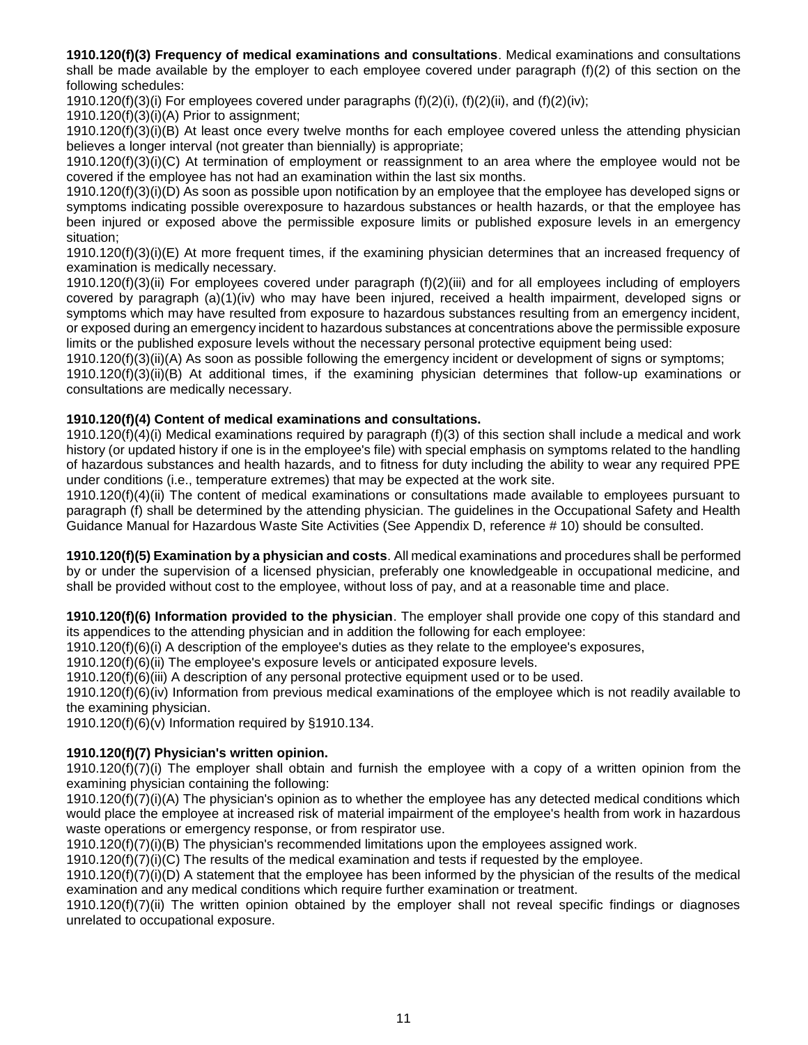**1910.120(f)(3) Frequency of medical examinations and consultations**. Medical examinations and consultations shall be made available by the employer to each employee covered under paragraph (f)(2) of this section on the following schedules:

1910.120(f)(3)(i) For employees covered under paragraphs (f)(2)(i), (f)(2)(ii), and (f)(2)(iv);

1910.120(f)(3)(i)(A) Prior to assignment;

1910.120(f)(3)(i)(B) At least once every twelve months for each employee covered unless the attending physician believes a longer interval (not greater than biennially) is appropriate;

1910.120(f)(3)(i)(C) At termination of employment or reassignment to an area where the employee would not be covered if the employee has not had an examination within the last six months.

1910.120(f)(3)(i)(D) As soon as possible upon notification by an employee that the employee has developed signs or symptoms indicating possible overexposure to hazardous substances or health hazards, or that the employee has been injured or exposed above the permissible exposure limits or published exposure levels in an emergency situation;

1910.120(f)(3)(i)(E) At more frequent times, if the examining physician determines that an increased frequency of examination is medically necessary.

1910.120(f)(3)(ii) For employees covered under paragraph (f)(2)(iii) and for all employees including of employers covered by paragraph (a)(1)(iv) who may have been injured, received a health impairment, developed signs or symptoms which may have resulted from exposure to hazardous substances resulting from an emergency incident, or exposed during an emergency incident to hazardous substances at concentrations above the permissible exposure limits or the published exposure levels without the necessary personal protective equipment being used:

1910.120(f)(3)(ii)(A) As soon as possible following the emergency incident or development of signs or symptoms;

1910.120(f)(3)(ii)(B) At additional times, if the examining physician determines that follow-up examinations or consultations are medically necessary.

**1910.120(f)(4) Content of medical examinations and consultations.**

1910.120(f)(4)(i) Medical examinations required by paragraph (f)(3) of this section shall include a medical and work history (or updated history if one is in the employee's file) with special emphasis on symptoms related to the handling of hazardous substances and health hazards, and to fitness for duty including the ability to wear any required PPE under conditions (i.e., temperature extremes) that may be expected at the work site.

1910.120(f)(4)(ii) The content of medical examinations or consultations made available to employees pursuant to paragraph (f) shall be determined by the attending physician. The guidelines in the Occupational Safety and Health Guidance Manual for Hazardous Waste Site Activities (See Appendix D, reference # 10) should be consulted.

**1910.120(f)(5) Examination by a physician and costs**. All medical examinations and procedures shall be performed by or under the supervision of a licensed physician, preferably one knowledgeable in occupational medicine, and shall be provided without cost to the employee, without loss of pay, and at a reasonable time and place.

**1910.120(f)(6) Information provided to the physician**. The employer shall provide one copy of this standard and its appendices to the attending physician and in addition the following for each employee:

1910.120(f)(6)(i) A description of the employee's duties as they relate to the employee's exposures,

1910.120(f)(6)(ii) The employee's exposure levels or anticipated exposure levels.

1910.120(f)(6)(iii) A description of any personal protective equipment used or to be used.

1910.120(f)(6)(iv) Information from previous medical examinations of the employee which is not readily available to the examining physician.

1910.120(f)(6)(v) Information required by §1910.134.

**1910.120(f)(7) Physician's written opinion.**

1910.120(f)(7)(i) The employer shall obtain and furnish the employee with a copy of a written opinion from the examining physician containing the following:

1910.120(f)(7)(i)(A) The physician's opinion as to whether the employee has any detected medical conditions which would place the employee at increased risk of material impairment of the employee's health from work in hazardous waste operations or emergency response, or from respirator use.

1910.120(f)(7)(i)(B) The physician's recommended limitations upon the employees assigned work.

1910.120(f)(7)(i)(C) The results of the medical examination and tests if requested by the employee.

1910.120(f)(7)(i)(D) A statement that the employee has been informed by the physician of the results of the medical examination and any medical conditions which require further examination or treatment.

1910.120(f)(7)(ii) The written opinion obtained by the employer shall not reveal specific findings or diagnoses unrelated to occupational exposure.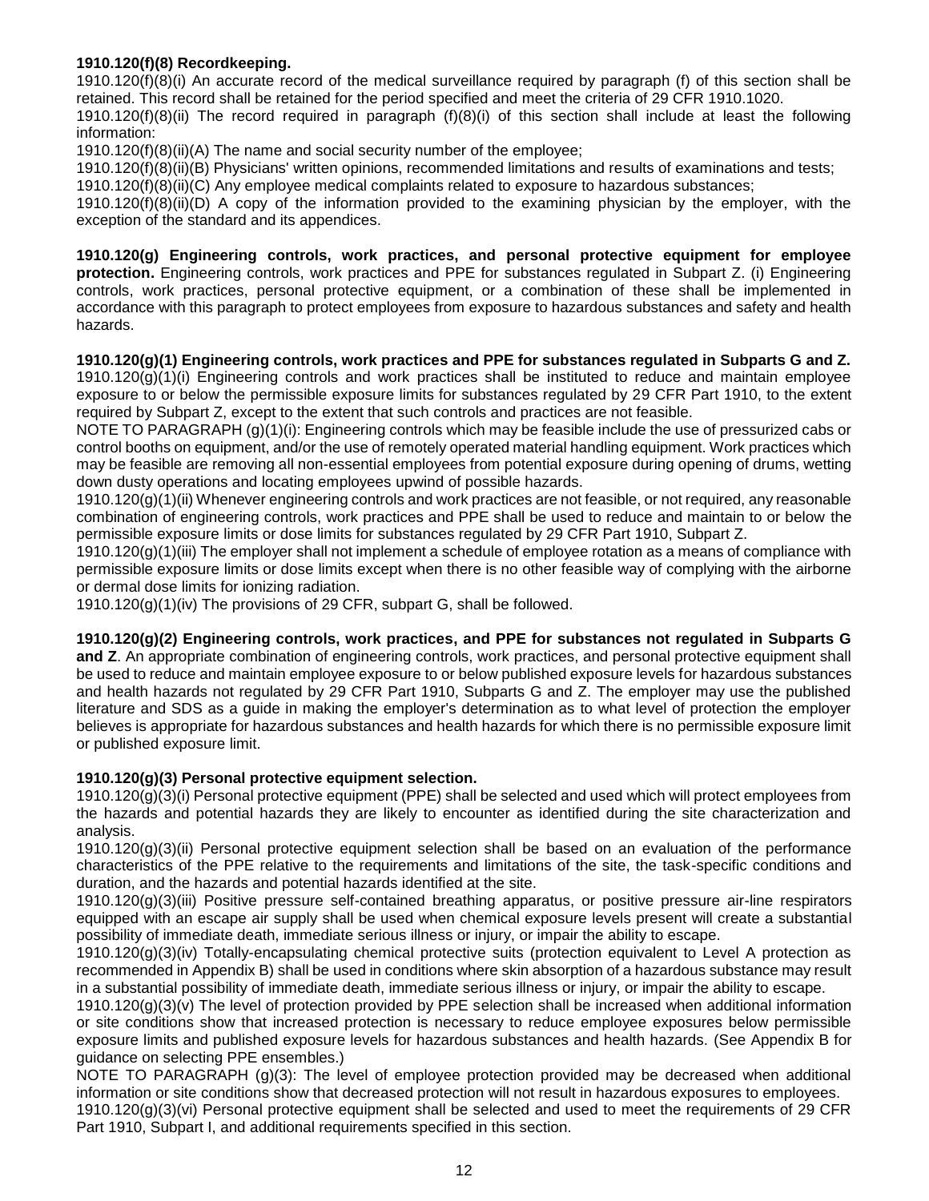**1910.120(f)(8) Recordkeeping.**

1910.120(f)(8)(i) An accurate record of the medical surveillance required by paragraph (f) of this section shall be retained. This record shall be retained for the period specified and meet the criteria of 29 CFR 1910.1020.

1910.120(f)(8)(ii) The record required in paragraph (f)(8)(i) of this section shall include at least the following information:

1910.120(f)(8)(ii)(A) The name and social security number of the employee;

1910.120(f)(8)(ii)(B) Physicians' written opinions, recommended limitations and results of examinations and tests;

1910.120(f)(8)(ii)(C) Any employee medical complaints related to exposure to hazardous substances;

1910.120(f)(8)(ii)(D) A copy of the information provided to the examining physician by the employer, with the exception of the standard and its appendices.

**1910.120(g) Engineering controls, work practices, and personal protective equipment for employee protection.** Engineering controls, work practices and PPE for substances regulated in Subpart Z. (i) Engineering controls, work practices, personal protective equipment, or a combination of these shall be implemented in accordance with this paragraph to protect employees from exposure to hazardous substances and safety and health hazards.

**1910.120(g)(1) Engineering controls, work practices and PPE for substances regulated in Subparts G and Z.**

1910.120(g)(1)(i) Engineering controls and work practices shall be instituted to reduce and maintain employee exposure to or below the permissible exposure limits for substances regulated by 29 CFR Part 1910, to the extent required by Subpart Z, except to the extent that such controls and practices are not feasible.

NOTE TO PARAGRAPH (g)(1)(i): Engineering controls which may be feasible include the use of pressurized cabs or control booths on equipment, and/or the use of remotely operated material handling equipment. Work practices which may be feasible are removing all non-essential employees from potential exposure during opening of drums, wetting down dusty operations and locating employees upwind of possible hazards.

1910.120(g)(1)(ii) Whenever engineering controls and work practices are not feasible, or not required, any reasonable combination of engineering controls, work practices and PPE shall be used to reduce and maintain to or below the permissible exposure limits or dose limits for substances regulated by 29 CFR Part 1910, Subpart Z.

1910.120(g)(1)(iii) The employer shall not implement a schedule of employee rotation as a means of compliance with permissible exposure limits or dose limits except when there is no other feasible way of complying with the airborne or dermal dose limits for ionizing radiation.

1910.120(g)(1)(iv) The provisions of 29 CFR, subpart G, shall be followed.

**1910.120(g)(2) Engineering controls, work practices, and PPE for substances not regulated in Subparts G and Z**. An appropriate combination of engineering controls, work practices, and personal protective equipment shall be used to reduce and maintain employee exposure to or below published exposure levels for hazardous substances and health hazards not regulated by 29 CFR Part 1910, Subparts G and Z. The employer may use the published literature and SDS as a guide in making the employer's determination as to what level of protection the employer believes is appropriate for hazardous substances and health hazards for which there is no permissible exposure limit or published exposure limit.

**1910.120(g)(3) Personal protective equipment selection.**

1910.120(g)(3)(i) Personal protective equipment (PPE) shall be selected and used which will protect employees from the hazards and potential hazards they are likely to encounter as identified during the site characterization and analysis.

1910.120(g)(3)(ii) Personal protective equipment selection shall be based on an evaluation of the performance characteristics of the PPE relative to the requirements and limitations of the site, the task-specific conditions and duration, and the hazards and potential hazards identified at the site.

1910.120(g)(3)(iii) Positive pressure self-contained breathing apparatus, or positive pressure air-line respirators equipped with an escape air supply shall be used when chemical exposure levels present will create a substantial possibility of immediate death, immediate serious illness or injury, or impair the ability to escape.

1910.120(g)(3)(iv) Totally-encapsulating chemical protective suits (protection equivalent to Level A protection as recommended in Appendix B) shall be used in conditions where skin absorption of a hazardous substance may result in a substantial possibility of immediate death, immediate serious illness or injury, or impair the ability to escape.

1910.120(g)(3)(v) The level of protection provided by PPE selection shall be increased when additional information or site conditions show that increased protection is necessary to reduce employee exposures below permissible exposure limits and published exposure levels for hazardous substances and health hazards. (See Appendix B for guidance on selecting PPE ensembles.)

NOTE TO PARAGRAPH (g)(3): The level of employee protection provided may be decreased when additional information or site conditions show that decreased protection will not result in hazardous exposures to employees.

1910.120(g)(3)(vi) Personal protective equipment shall be selected and used to meet the requirements of 29 CFR Part 1910, Subpart I, and additional requirements specified in this section.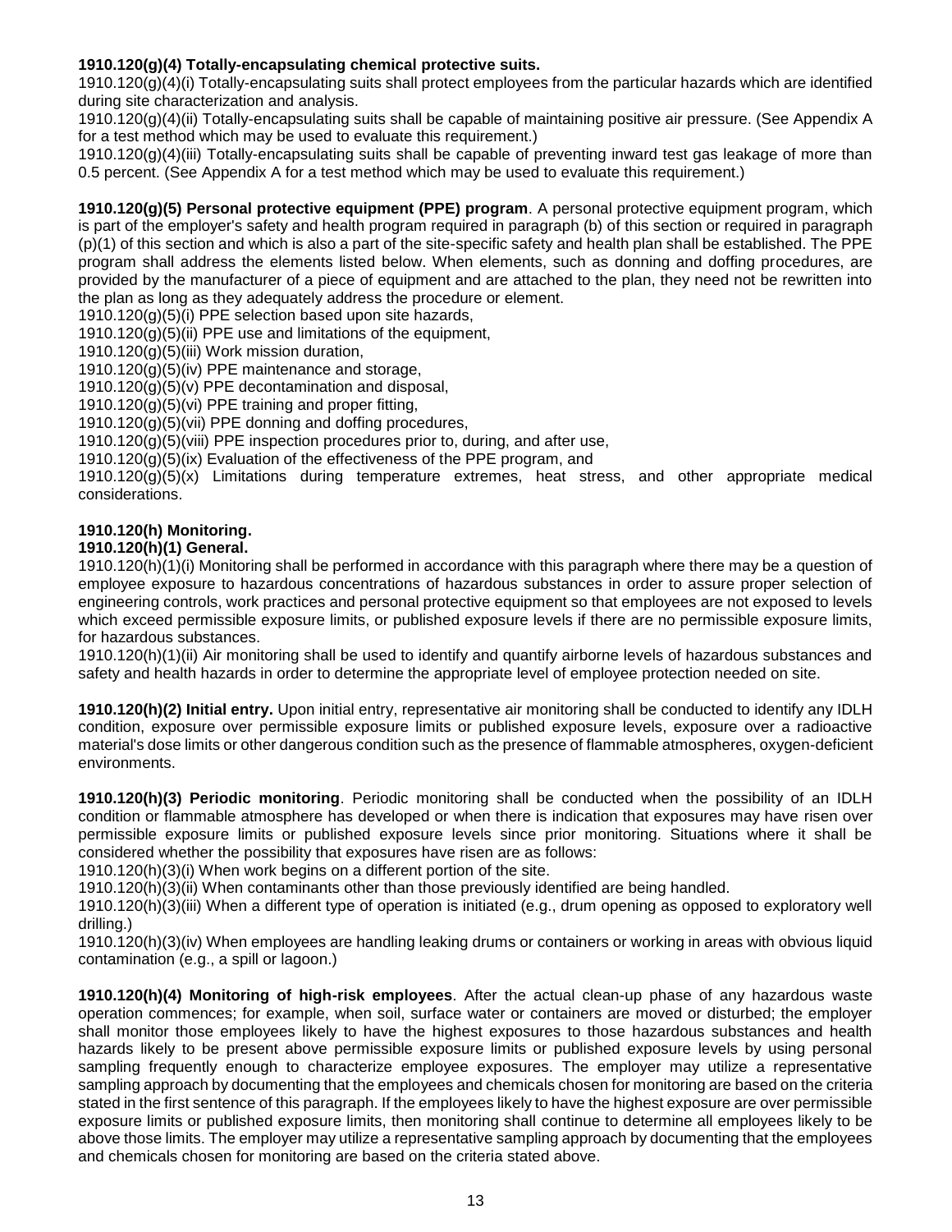**1910.120(g)(4) Totally-encapsulating chemical protective suits.**

1910.120(g)(4)(i) Totally-encapsulating suits shall protect employees from the particular hazards which are identified during site characterization and analysis.

1910.120(g)(4)(ii) Totally-encapsulating suits shall be capable of maintaining positive air pressure. (See Appendix A for a test method which may be used to evaluate this requirement.)

1910.120(g)(4)(iii) Totally-encapsulating suits shall be capable of preventing inward test gas leakage of more than 0.5 percent. (See Appendix A for a test method which may be used to evaluate this requirement.)

**1910.120(g)(5) Personal protective equipment (PPE) program**. A personal protective equipment program, which is part of the employer's safety and health program required in paragraph (b) of this section or required in paragraph (p)(1) of this section and which is also a part of the site-specific safety and health plan shall be established. The PPE program shall address the elements listed below. When elements, such as donning and doffing procedures, are provided by the manufacturer of a piece of equipment and are attached to the plan, they need not be rewritten into the plan as long as they adequately address the procedure or element.

1910.120(g)(5)(i) PPE selection based upon site hazards,

1910.120(g)(5)(ii) PPE use and limitations of the equipment,

1910.120(g)(5)(iii) Work mission duration,

1910.120(g)(5)(iv) PPE maintenance and storage,

1910.120(g)(5)(v) PPE decontamination and disposal,

1910.120(g)(5)(vi) PPE training and proper fitting,

1910.120(g)(5)(vii) PPE donning and doffing procedures,

1910.120(g)(5)(viii) PPE inspection procedures prior to, during, and after use,

1910.120(g)(5)(ix) Evaluation of the effectiveness of the PPE program, and

1910.120(g)(5)(x) Limitations during temperature extremes, heat stress, and other appropriate medical considerations.

**1910.120(h) Monitoring.**

**1910.120(h)(1) General.**

1910.120(h)(1)(i) Monitoring shall be performed in accordance with this paragraph where there may be a question of employee exposure to hazardous concentrations of hazardous substances in order to assure proper selection of engineering controls, work practices and personal protective equipment so that employees are not exposed to levels which exceed permissible exposure limits, or published exposure levels if there are no permissible exposure limits, for hazardous substances.

1910.120(h)(1)(ii) Air monitoring shall be used to identify and quantify airborne levels of hazardous substances and safety and health hazards in order to determine the appropriate level of employee protection needed on site.

**1910.120(h)(2) Initial entry.** Upon initial entry, representative air monitoring shall be conducted to identify any IDLH condition, exposure over permissible exposure limits or published exposure levels, exposure over a radioactive material's dose limits or other dangerous condition such as the presence of flammable atmospheres, oxygen-deficient environments.

**1910.120(h)(3) Periodic monitoring**. Periodic monitoring shall be conducted when the possibility of an IDLH condition or flammable atmosphere has developed or when there is indication that exposures may have risen over permissible exposure limits or published exposure levels since prior monitoring. Situations where it shall be considered whether the possibility that exposures have risen are as follows:

1910.120(h)(3)(i) When work begins on a different portion of the site.

1910.120(h)(3)(ii) When contaminants other than those previously identified are being handled.

1910.120(h)(3)(iii) When a different type of operation is initiated (e.g., drum opening as opposed to exploratory well drilling.)

1910.120(h)(3)(iv) When employees are handling leaking drums or containers or working in areas with obvious liquid contamination (e.g., a spill or lagoon.)

**1910.120(h)(4) Monitoring of high-risk employees**. After the actual clean-up phase of any hazardous waste operation commences; for example, when soil, surface water or containers are moved or disturbed; the employer shall monitor those employees likely to have the highest exposures to those hazardous substances and health hazards likely to be present above permissible exposure limits or published exposure levels by using personal sampling frequently enough to characterize employee exposures. The employer may utilize a representative sampling approach by documenting that the employees and chemicals chosen for monitoring are based on the criteria stated in the first sentence of this paragraph. If the employees likely to have the highest exposure are over permissible exposure limits or published exposure limits, then monitoring shall continue to determine all employees likely to be above those limits. The employer may utilize a representative sampling approach by documenting that the employees and chemicals chosen for monitoring are based on the criteria stated above.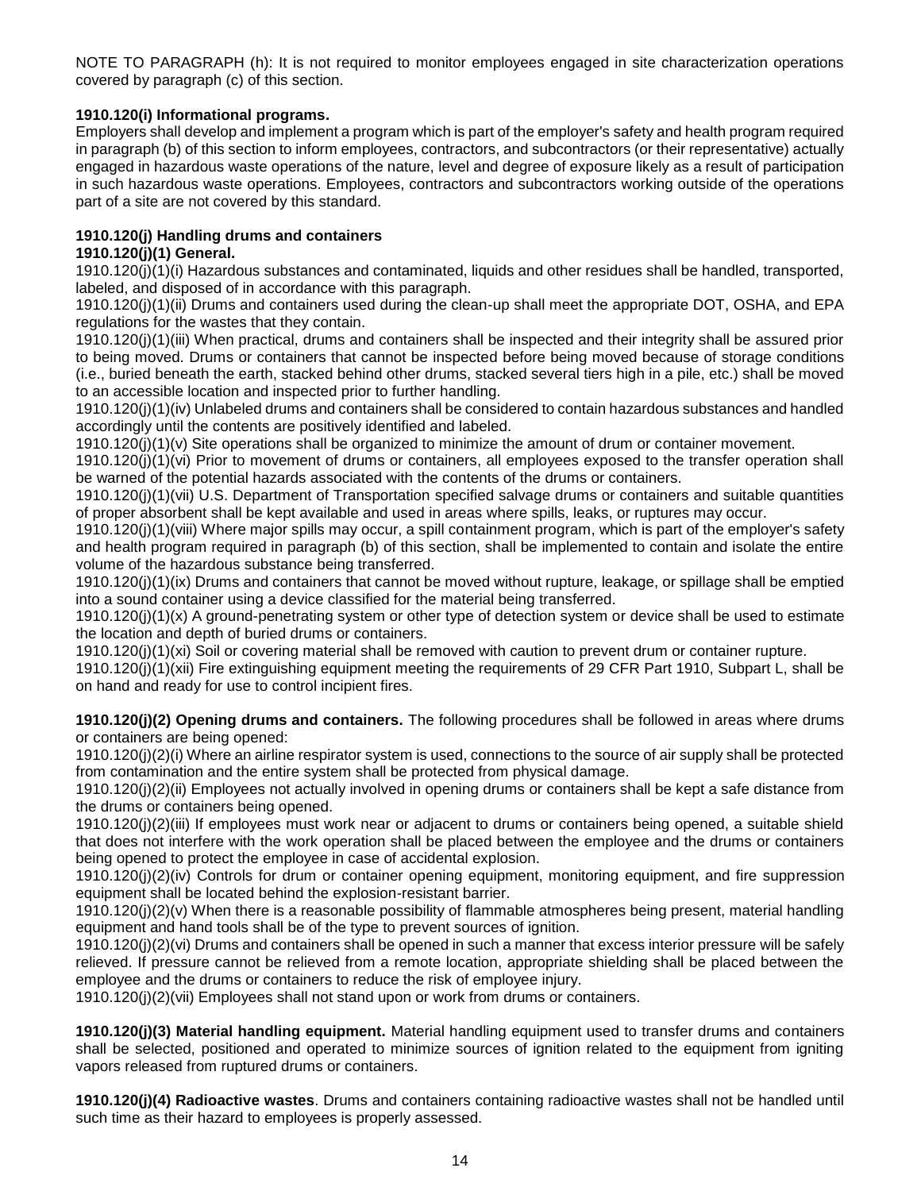NOTE TO PARAGRAPH (h): It is not required to monitor employees engaged in site characterization operations covered by paragraph (c) of this section.

**1910.120(i) Informational programs.**

Employers shall develop and implement a program which is part of the employer's safety and health program required in paragraph (b) of this section to inform employees, contractors, and subcontractors (or their representative) actually engaged in hazardous waste operations of the nature, level and degree of exposure likely as a result of participation in such hazardous waste operations. Employees, contractors and subcontractors working outside of the operations part of a site are not covered by this standard.

**1910.120(j) Handling drums and containers**

**1910.120(j)(1) General.**

1910.120(j)(1)(i) Hazardous substances and contaminated, liquids and other residues shall be handled, transported, labeled, and disposed of in accordance with this paragraph.

1910.120(j)(1)(ii) Drums and containers used during the clean-up shall meet the appropriate DOT, OSHA, and EPA regulations for the wastes that they contain.

1910.120(j)(1)(iii) When practical, drums and containers shall be inspected and their integrity shall be assured prior to being moved. Drums or containers that cannot be inspected before being moved because of storage conditions (i.e., buried beneath the earth, stacked behind other drums, stacked several tiers high in a pile, etc.) shall be moved to an accessible location and inspected prior to further handling.

1910.120(j)(1)(iv) Unlabeled drums and containers shall be considered to contain hazardous substances and handled accordingly until the contents are positively identified and labeled.

1910.120(j)(1)(v) Site operations shall be organized to minimize the amount of drum or container movement.

1910.120(j)(1)(vi) Prior to movement of drums or containers, all employees exposed to the transfer operation shall be warned of the potential hazards associated with the contents of the drums or containers.

1910.120(j)(1)(vii) U.S. Department of Transportation specified salvage drums or containers and suitable quantities of proper absorbent shall be kept available and used in areas where spills, leaks, or ruptures may occur.

1910.120(j)(1)(viii) Where major spills may occur, a spill containment program, which is part of the employer's safety and health program required in paragraph (b) of this section, shall be implemented to contain and isolate the entire volume of the hazardous substance being transferred.

1910.120(j)(1)(ix) Drums and containers that cannot be moved without rupture, leakage, or spillage shall be emptied into a sound container using a device classified for the material being transferred.

1910.120(j)(1)(x) A ground-penetrating system or other type of detection system or device shall be used to estimate the location and depth of buried drums or containers.

1910.120(j)(1)(xi) Soil or covering material shall be removed with caution to prevent drum or container rupture.

1910.120(j)(1)(xii) Fire extinguishing equipment meeting the requirements of 29 CFR Part 1910, Subpart L, shall be on hand and ready for use to control incipient fires.

**1910.120(j)(2) Opening drums and containers.** The following procedures shall be followed in areas where drums or containers are being opened:

1910.120(j)(2)(i) Where an airline respirator system is used, connections to the source of air supply shall be protected from contamination and the entire system shall be protected from physical damage.

1910.120(j)(2)(ii) Employees not actually involved in opening drums or containers shall be kept a safe distance from the drums or containers being opened.

1910.120(j)(2)(iii) If employees must work near or adjacent to drums or containers being opened, a suitable shield that does not interfere with the work operation shall be placed between the employee and the drums or containers being opened to protect the employee in case of accidental explosion.

1910.120(j)(2)(iv) Controls for drum or container opening equipment, monitoring equipment, and fire suppression equipment shall be located behind the explosion-resistant barrier.

1910.120(j)(2)(v) When there is a reasonable possibility of flammable atmospheres being present, material handling equipment and hand tools shall be of the type to prevent sources of ignition.

1910.120(j)(2)(vi) Drums and containers shall be opened in such a manner that excess interior pressure will be safely relieved. If pressure cannot be relieved from a remote location, appropriate shielding shall be placed between the employee and the drums or containers to reduce the risk of employee injury.

1910.120(j)(2)(vii) Employees shall not stand upon or work from drums or containers.

**1910.120(j)(3) Material handling equipment.** Material handling equipment used to transfer drums and containers shall be selected, positioned and operated to minimize sources of ignition related to the equipment from igniting vapors released from ruptured drums or containers.

**1910.120(j)(4) Radioactive wastes**. Drums and containers containing radioactive wastes shall not be handled until such time as their hazard to employees is properly assessed.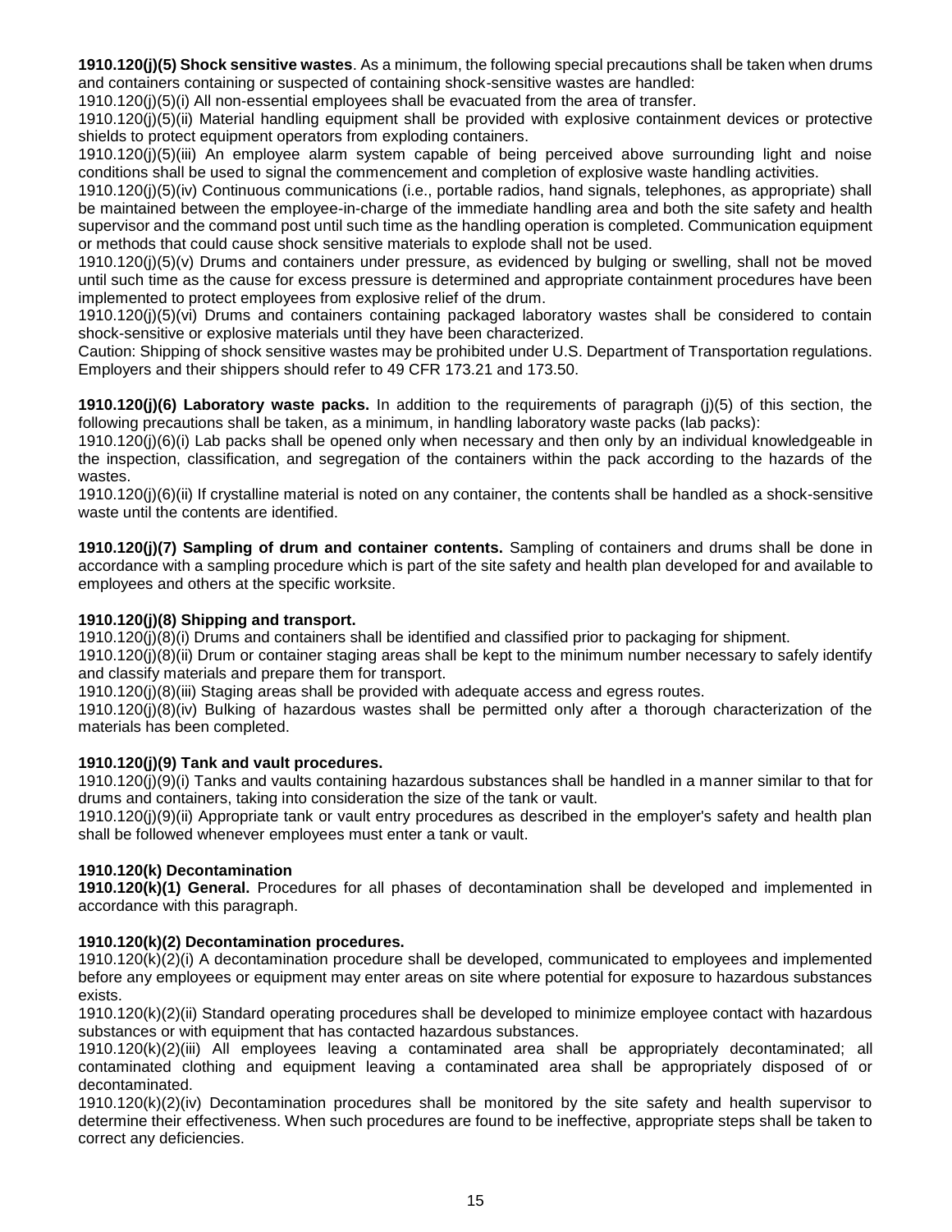**1910.120(j)(5) Shock sensitive wastes**. As a minimum, the following special precautions shall be taken when drums and containers containing or suspected of containing shock-sensitive wastes are handled:

1910.120(j)(5)(i) All non-essential employees shall be evacuated from the area of transfer.

1910.120(j)(5)(ii) Material handling equipment shall be provided with explosive containment devices or protective shields to protect equipment operators from exploding containers.

1910.120(j)(5)(iii) An employee alarm system capable of being perceived above surrounding light and noise conditions shall be used to signal the commencement and completion of explosive waste handling activities.

1910.120(j)(5)(iv) Continuous communications (i.e., portable radios, hand signals, telephones, as appropriate) shall be maintained between the employee-in-charge of the immediate handling area and both the site safety and health supervisor and the command post until such time as the handling operation is completed. Communication equipment or methods that could cause shock sensitive materials to explode shall not be used.

1910.120(j)(5)(v) Drums and containers under pressure, as evidenced by bulging or swelling, shall not be moved until such time as the cause for excess pressure is determined and appropriate containment procedures have been implemented to protect employees from explosive relief of the drum.

1910.120(j)(5)(vi) Drums and containers containing packaged laboratory wastes shall be considered to contain shock-sensitive or explosive materials until they have been characterized.

Caution: Shipping of shock sensitive wastes may be prohibited under U.S. Department of Transportation regulations. Employers and their shippers should refer to 49 CFR 173.21 and 173.50.

**1910.120(j)(6) Laboratory waste packs.** In addition to the requirements of paragraph (j)(5) of this section, the following precautions shall be taken, as a minimum, in handling laboratory waste packs (lab packs):

1910.120(j)(6)(i) Lab packs shall be opened only when necessary and then only by an individual knowledgeable in the inspection, classification, and segregation of the containers within the pack according to the hazards of the wastes.

1910.120(j)(6)(ii) If crystalline material is noted on any container, the contents shall be handled as a shock-sensitive waste until the contents are identified.

**1910.120(j)(7) Sampling of drum and container contents.** Sampling of containers and drums shall be done in accordance with a sampling procedure which is part of the site safety and health plan developed for and available to employees and others at the specific worksite.

**1910.120(j)(8) Shipping and transport.**

1910.120(j)(8)(i) Drums and containers shall be identified and classified prior to packaging for shipment.

1910.120(j)(8)(ii) Drum or container staging areas shall be kept to the minimum number necessary to safely identify and classify materials and prepare them for transport.

1910.120(j)(8)(iii) Staging areas shall be provided with adequate access and egress routes.

1910.120(j)(8)(iv) Bulking of hazardous wastes shall be permitted only after a thorough characterization of the materials has been completed.

**1910.120(j)(9) Tank and vault procedures.**

1910.120(j)(9)(i) Tanks and vaults containing hazardous substances shall be handled in a manner similar to that for drums and containers, taking into consideration the size of the tank or vault.

1910.120(j)(9)(ii) Appropriate tank or vault entry procedures as described in the employer's safety and health plan shall be followed whenever employees must enter a tank or vault.

**1910.120(k) Decontamination**

**1910.120(k)(1) General.** Procedures for all phases of decontamination shall be developed and implemented in accordance with this paragraph.

**1910.120(k)(2) Decontamination procedures.**

1910.120(k)(2)(i) A decontamination procedure shall be developed, communicated to employees and implemented before any employees or equipment may enter areas on site where potential for exposure to hazardous substances exists.

1910.120(k)(2)(ii) Standard operating procedures shall be developed to minimize employee contact with hazardous substances or with equipment that has contacted hazardous substances.

1910.120(k)(2)(iii) All employees leaving a contaminated area shall be appropriately decontaminated; all contaminated clothing and equipment leaving a contaminated area shall be appropriately disposed of or decontaminated.

1910.120(k)(2)(iv) Decontamination procedures shall be monitored by the site safety and health supervisor to determine their effectiveness. When such procedures are found to be ineffective, appropriate steps shall be taken to correct any deficiencies.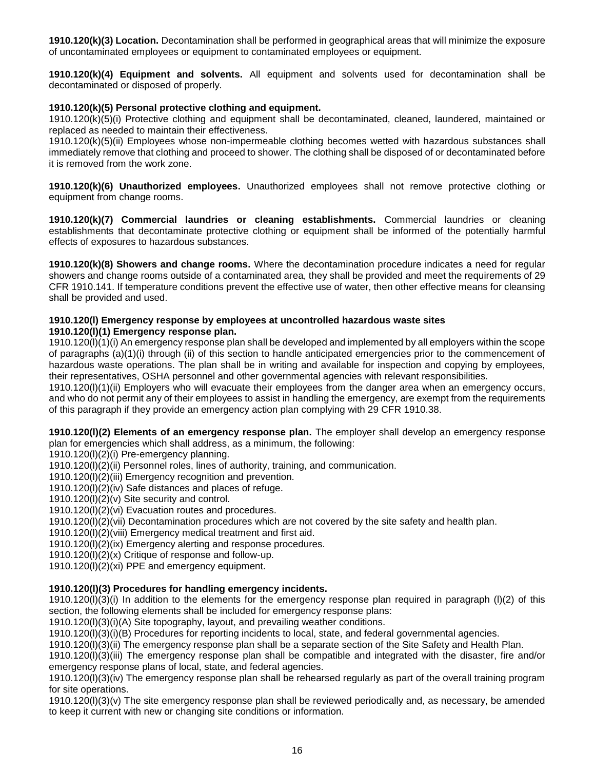**1910.120(k)(3) Location.** Decontamination shall be performed in geographical areas that will minimize the exposure of uncontaminated employees or equipment to contaminated employees or equipment.

**1910.120(k)(4) Equipment and solvents.** All equipment and solvents used for decontamination shall be decontaminated or disposed of properly.

**1910.120(k)(5) Personal protective clothing and equipment.**

1910.120(k)(5)(i) Protective clothing and equipment shall be decontaminated, cleaned, laundered, maintained or replaced as needed to maintain their effectiveness.

1910.120(k)(5)(ii) Employees whose non-impermeable clothing becomes wetted with hazardous substances shall immediately remove that clothing and proceed to shower. The clothing shall be disposed of or decontaminated before it is removed from the work zone.

**1910.120(k)(6) Unauthorized employees.** Unauthorized employees shall not remove protective clothing or equipment from change rooms.

**1910.120(k)(7) Commercial laundries or cleaning establishments.** Commercial laundries or cleaning establishments that decontaminate protective clothing or equipment shall be informed of the potentially harmful effects of exposures to hazardous substances.

**1910.120(k)(8) Showers and change rooms.** Where the decontamination procedure indicates a need for regular showers and change rooms outside of a contaminated area, they shall be provided and meet the requirements of 29 CFR 1910.141. If temperature conditions prevent the effective use of water, then other effective means for cleansing shall be provided and used.

**1910.120(l) Emergency response by employees at uncontrolled hazardous waste sites**

**1910.120(l)(1) Emergency response plan.**

1910.120(l)(1)(i) An emergency response plan shall be developed and implemented by all employers within the scope of paragraphs (a)(1)(i) through (ii) of this section to handle anticipated emergencies prior to the commencement of hazardous waste operations. The plan shall be in writing and available for inspection and copying by employees, their representatives, OSHA personnel and other governmental agencies with relevant responsibilities.

1910.120(l)(1)(ii) Employers who will evacuate their employees from the danger area when an emergency occurs, and who do not permit any of their employees to assist in handling the emergency, are exempt from the requirements of this paragraph if they provide an emergency action plan complying with 29 CFR 1910.38.

**1910.120(l)(2) Elements of an emergency response plan.** The employer shall develop an emergency response plan for emergencies which shall address, as a minimum, the following:

1910.120(l)(2)(i) Pre-emergency planning.

1910.120(l)(2)(ii) Personnel roles, lines of authority, training, and communication.

1910.120(l)(2)(iii) Emergency recognition and prevention.

1910.120(l)(2)(iv) Safe distances and places of refuge.

1910.120(l)(2)(v) Site security and control.

1910.120(l)(2)(vi) Evacuation routes and procedures.

1910.120(l)(2)(vii) Decontamination procedures which are not covered by the site safety and health plan.

1910.120(l)(2)(viii) Emergency medical treatment and first aid.

1910.120(l)(2)(ix) Emergency alerting and response procedures.

1910.120(l)(2)(x) Critique of response and follow-up.

1910.120(l)(2)(xi) PPE and emergency equipment.

**1910.120(l)(3) Procedures for handling emergency incidents.**

1910.120(l)(3)(i) In addition to the elements for the emergency response plan required in paragraph (l)(2) of this section, the following elements shall be included for emergency response plans:

1910.120(l)(3)(i)(A) Site topography, layout, and prevailing weather conditions.

1910.120(l)(3)(i)(B) Procedures for reporting incidents to local, state, and federal governmental agencies.

1910.120(l)(3)(ii) The emergency response plan shall be a separate section of the Site Safety and Health Plan.

1910.120(l)(3)(iii) The emergency response plan shall be compatible and integrated with the disaster, fire and/or emergency response plans of local, state, and federal agencies.

1910.120(l)(3)(iv) The emergency response plan shall be rehearsed regularly as part of the overall training program for site operations.

1910.120(l)(3)(v) The site emergency response plan shall be reviewed periodically and, as necessary, be amended to keep it current with new or changing site conditions or information.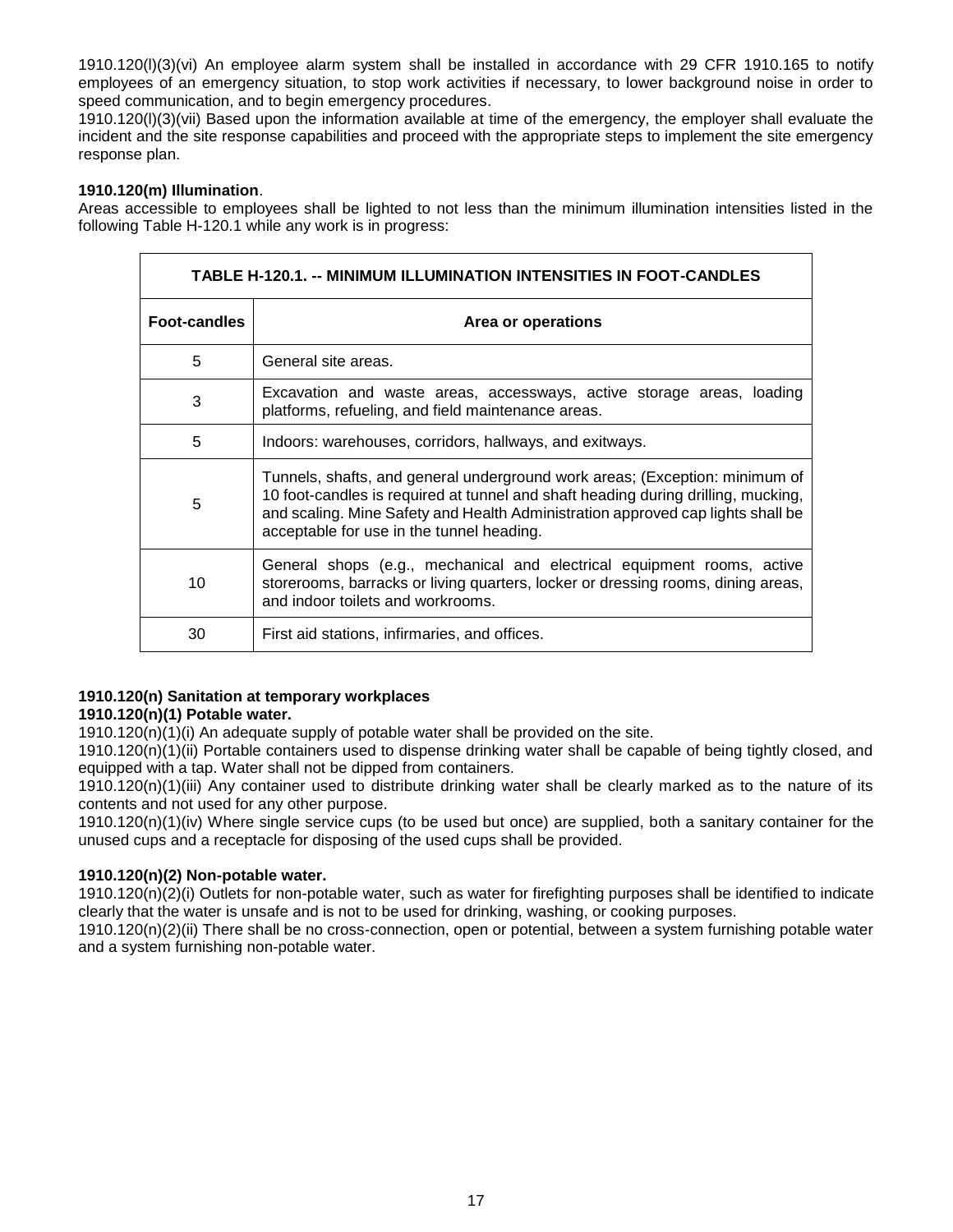1910.120(l)(3)(vi) An employee alarm system shall be installed in accordance with 29 CFR 1910.165 to notify employees of an emergency situation, to stop work activities if necessary, to lower background noise in order to speed communication, and to begin emergency procedures.

1910.120(l)(3)(vii) Based upon the information available at time of the emergency, the employer shall evaluate the incident and the site response capabilities and proceed with the appropriate steps to implement the site emergency response plan.

**1910.120(m) Illumination**.

Areas accessible to employees shall be lighted to not less than the minimum illumination intensities listed in the following Table H-120.1 while any work is in progress:

**TABLE H-120.1. -- MINIMUM ILLUMINATION INTENSITIES IN FOOT-CANDLES**

| Foot-candles | Area or operations |
|---|---|
| 5 | General site areas. |
| 3 | Excavation and waste areas, accessways, active storage areas, loading platforms, refueling, and field maintenance areas. |
| 5 | Indoors: warehouses, corridors, hallways, and exitways. |
| 5 | Tunnels, shafts, and general underground work areas; (Exception: minimum of 10 foot-candles is required at tunnel and shaft heading during drilling, mucking, and scaling. Mine Safety and Health Administration approved cap lights shall be acceptable for use in the tunnel heading. |
| 10 | General shops (e.g., mechanical and electrical equipment rooms, active storerooms, barracks or living quarters, locker or dressing rooms, dining areas, and indoor toilets and workrooms. |
| 30 | First aid stations, infirmaries, and offices. |

**1910.120(n) Sanitation at temporary workplaces**

**1910.120(n)(1) Potable water.**

1910.120(n)(1)(i) An adequate supply of potable water shall be provided on the site.

1910.120(n)(1)(ii) Portable containers used to dispense drinking water shall be capable of being tightly closed, and equipped with a tap. Water shall not be dipped from containers.

1910.120(n)(1)(iii) Any container used to distribute drinking water shall be clearly marked as to the nature of its contents and not used for any other purpose.

1910.120(n)(1)(iv) Where single service cups (to be used but once) are supplied, both a sanitary container for the unused cups and a receptacle for disposing of the used cups shall be provided.

**1910.120(n)(2) Non-potable water.**

1910.120(n)(2)(i) Outlets for non-potable water, such as water for firefighting purposes shall be identified to indicate clearly that the water is unsafe and is not to be used for drinking, washing, or cooking purposes.

1910.120(n)(2)(ii) There shall be no cross-connection, open or potential, between a system furnishing potable water and a system furnishing non-potable water.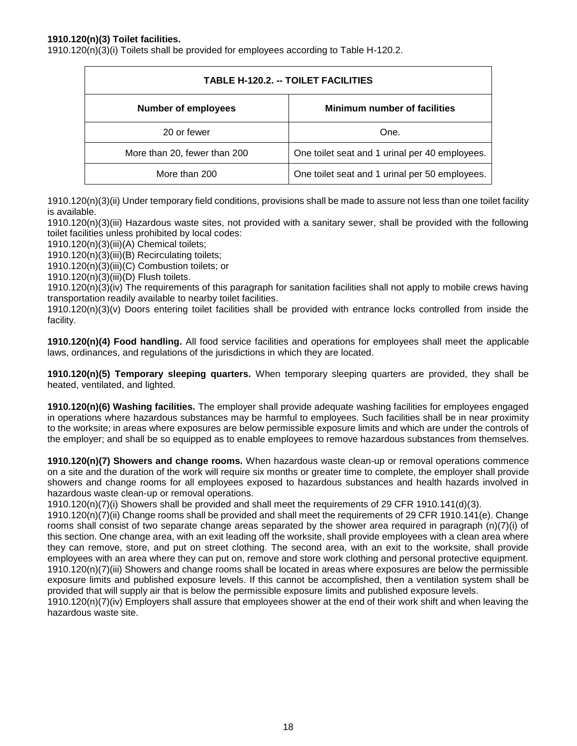**1910.120(n)(3) Toilet facilities.**

1910.120(n)(3)(i) Toilets shall be provided for employees according to Table H-120.2.

| TABLE H-120.2. -- TOILET FACILITIES | |
|---|---|
| **Number of employees** | **Minimum number of facilities** |
| 20 or fewer | One. |
| More than 20, fewer than 200 | One toilet seat and 1 urinal per 40 employees. |
| More than 200 | One toilet seat and 1 urinal per 50 employees. |

1910.120(n)(3)(ii) Under temporary field conditions, provisions shall be made to assure not less than one toilet facility is available.

1910.120(n)(3)(iii) Hazardous waste sites, not provided with a sanitary sewer, shall be provided with the following toilet facilities unless prohibited by local codes:

1910.120(n)(3)(iii)(A) Chemical toilets;

1910.120(n)(3)(iii)(B) Recirculating toilets;

1910.120(n)(3)(iii)(C) Combustion toilets; or

1910.120(n)(3)(iii)(D) Flush toilets.

1910.120(n)(3)(iv) The requirements of this paragraph for sanitation facilities shall not apply to mobile crews having transportation readily available to nearby toilet facilities.

1910.120(n)(3)(v) Doors entering toilet facilities shall be provided with entrance locks controlled from inside the facility.

**1910.120(n)(4) Food handling.** All food service facilities and operations for employees shall meet the applicable laws, ordinances, and regulations of the jurisdictions in which they are located.

**1910.120(n)(5) Temporary sleeping quarters.** When temporary sleeping quarters are provided, they shall be heated, ventilated, and lighted.

**1910.120(n)(6) Washing facilities.** The employer shall provide adequate washing facilities for employees engaged in operations where hazardous substances may be harmful to employees. Such facilities shall be in near proximity to the worksite; in areas where exposures are below permissible exposure limits and which are under the controls of the employer; and shall be so equipped as to enable employees to remove hazardous substances from themselves.

**1910.120(n)(7) Showers and change rooms.** When hazardous waste clean-up or removal operations commence on a site and the duration of the work will require six months or greater time to complete, the employer shall provide showers and change rooms for all employees exposed to hazardous substances and health hazards involved in hazardous waste clean-up or removal operations.

1910.120(n)(7)(i) Showers shall be provided and shall meet the requirements of 29 CFR 1910.141(d)(3).

1910.120(n)(7)(ii) Change rooms shall be provided and shall meet the requirements of 29 CFR 1910.141(e). Change rooms shall consist of two separate change areas separated by the shower area required in paragraph (n)(7)(i) of this section. One change area, with an exit leading off the worksite, shall provide employees with a clean area where they can remove, store, and put on street clothing. The second area, with an exit to the worksite, shall provide employees with an area where they can put on, remove and store work clothing and personal protective equipment.

1910.120(n)(7)(iii) Showers and change rooms shall be located in areas where exposures are below the permissible exposure limits and published exposure levels. If this cannot be accomplished, then a ventilation system shall be provided that will supply air that is below the permissible exposure limits and published exposure levels.

1910.120(n)(7)(iv) Employers shall assure that employees shower at the end of their work shift and when leaving the hazardous waste site.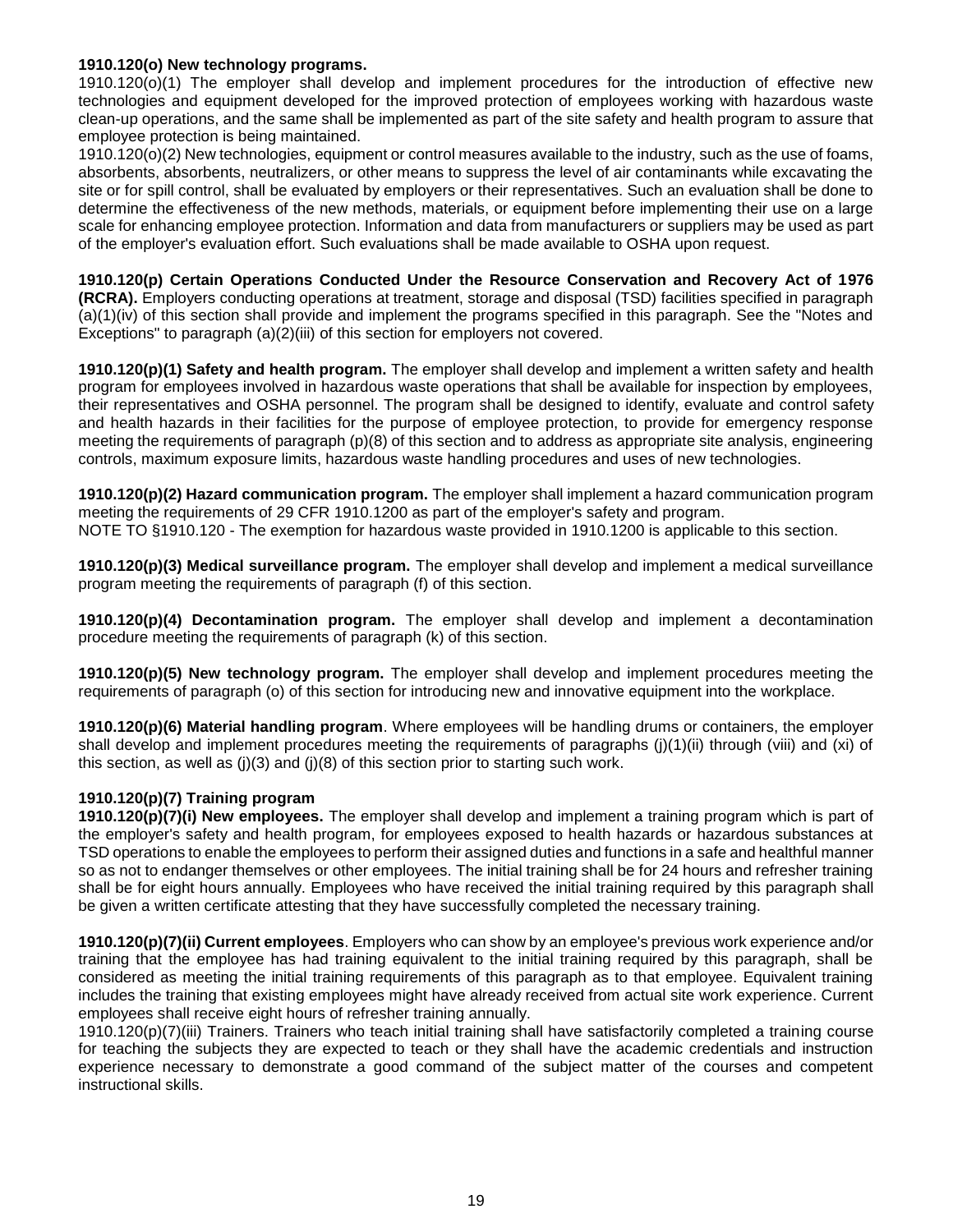**1910.120(o) New technology programs.**

1910.120(o)(1) The employer shall develop and implement procedures for the introduction of effective new technologies and equipment developed for the improved protection of employees working with hazardous waste clean-up operations, and the same shall be implemented as part of the site safety and health program to assure that employee protection is being maintained.

1910.120(o)(2) New technologies, equipment or control measures available to the industry, such as the use of foams, absorbents, absorbents, neutralizers, or other means to suppress the level of air contaminants while excavating the site or for spill control, shall be evaluated by employers or their representatives. Such an evaluation shall be done to determine the effectiveness of the new methods, materials, or equipment before implementing their use on a large scale for enhancing employee protection. Information and data from manufacturers or suppliers may be used as part of the employer's evaluation effort. Such evaluations shall be made available to OSHA upon request.

**1910.120(p) Certain Operations Conducted Under the Resource Conservation and Recovery Act of 1976 (RCRA).** Employers conducting operations at treatment, storage and disposal (TSD) facilities specified in paragraph (a)(1)(iv) of this section shall provide and implement the programs specified in this paragraph. See the "Notes and Exceptions" to paragraph (a)(2)(iii) of this section for employers not covered.

**1910.120(p)(1) Safety and health program.** The employer shall develop and implement a written safety and health program for employees involved in hazardous waste operations that shall be available for inspection by employees, their representatives and OSHA personnel. The program shall be designed to identify, evaluate and control safety and health hazards in their facilities for the purpose of employee protection, to provide for emergency response meeting the requirements of paragraph (p)(8) of this section and to address as appropriate site analysis, engineering controls, maximum exposure limits, hazardous waste handling procedures and uses of new technologies.

**1910.120(p)(2) Hazard communication program.** The employer shall implement a hazard communication program meeting the requirements of 29 CFR 1910.1200 as part of the employer's safety and program.

NOTE TO §1910.120 - The exemption for hazardous waste provided in 1910.1200 is applicable to this section.

**1910.120(p)(3) Medical surveillance program.** The employer shall develop and implement a medical surveillance program meeting the requirements of paragraph (f) of this section.

**1910.120(p)(4) Decontamination program.** The employer shall develop and implement a decontamination procedure meeting the requirements of paragraph (k) of this section.

**1910.120(p)(5) New technology program.** The employer shall develop and implement procedures meeting the requirements of paragraph (o) of this section for introducing new and innovative equipment into the workplace.

**1910.120(p)(6) Material handling program**. Where employees will be handling drums or containers, the employer shall develop and implement procedures meeting the requirements of paragraphs (j)(1)(ii) through (viii) and (xi) of this section, as well as (j)(3) and (j)(8) of this section prior to starting such work.

**1910.120(p)(7) Training program**

**1910.120(p)(7)(i) New employees.** The employer shall develop and implement a training program which is part of the employer's safety and health program, for employees exposed to health hazards or hazardous substances at TSD operations to enable the employees to perform their assigned duties and functions in a safe and healthful manner so as not to endanger themselves or other employees. The initial training shall be for 24 hours and refresher training shall be for eight hours annually. Employees who have received the initial training required by this paragraph shall be given a written certificate attesting that they have successfully completed the necessary training.

**1910.120(p)(7)(ii) Current employees**. Employers who can show by an employee's previous work experience and/or training that the employee has had training equivalent to the initial training required by this paragraph, shall be considered as meeting the initial training requirements of this paragraph as to that employee. Equivalent training includes the training that existing employees might have already received from actual site work experience. Current employees shall receive eight hours of refresher training annually.

1910.120(p)(7)(iii) Trainers. Trainers who teach initial training shall have satisfactorily completed a training course for teaching the subjects they are expected to teach or they shall have the academic credentials and instruction experience necessary to demonstrate a good command of the subject matter of the courses and competent instructional skills.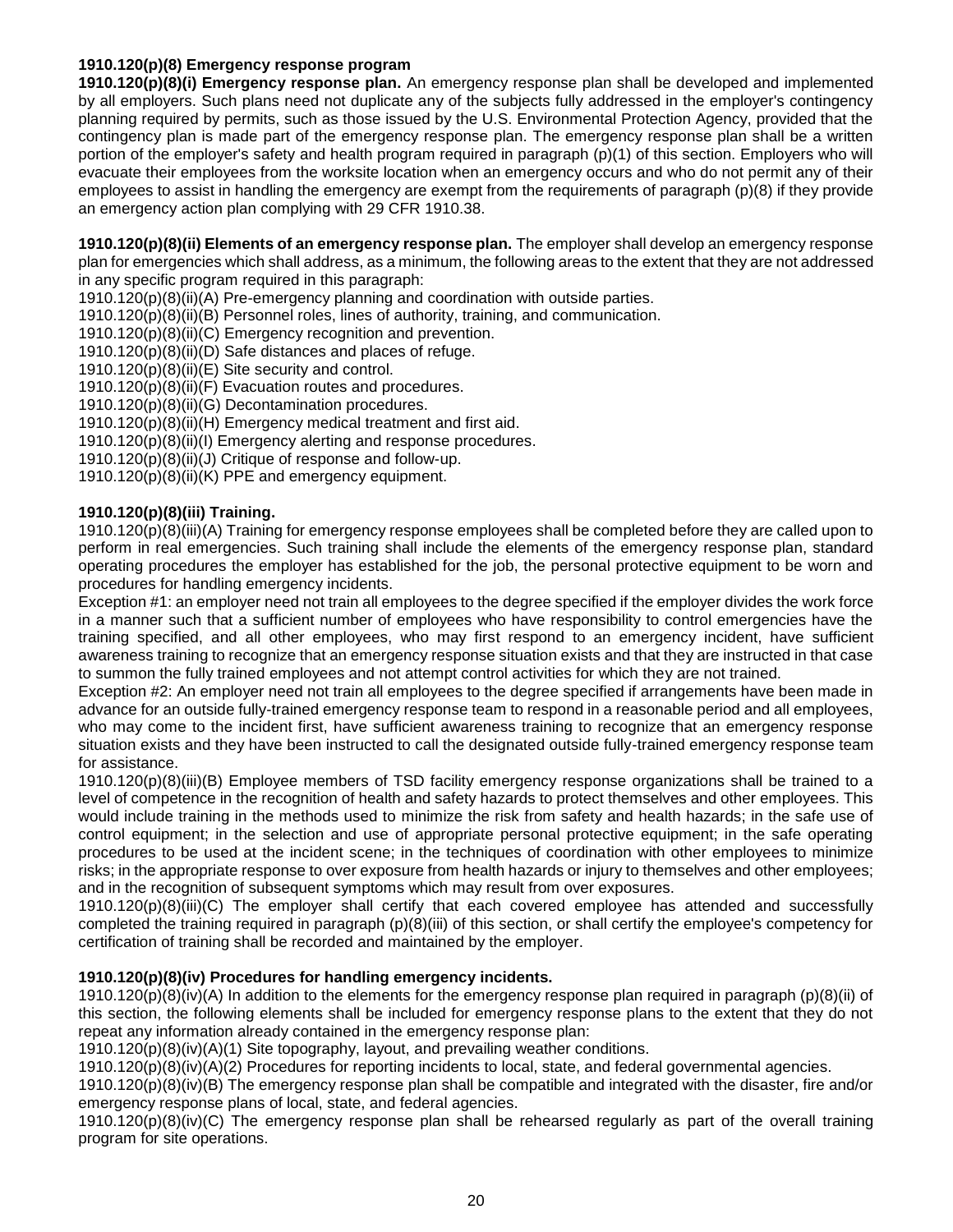**1910.120(p)(8) Emergency response program**

**1910.120(p)(8)(i) Emergency response plan.** An emergency response plan shall be developed and implemented by all employers. Such plans need not duplicate any of the subjects fully addressed in the employer's contingency planning required by permits, such as those issued by the U.S. Environmental Protection Agency, provided that the contingency plan is made part of the emergency response plan. The emergency response plan shall be a written portion of the employer's safety and health program required in paragraph (p)(1) of this section. Employers who will evacuate their employees from the worksite location when an emergency occurs and who do not permit any of their employees to assist in handling the emergency are exempt from the requirements of paragraph (p)(8) if they provide an emergency action plan complying with 29 CFR 1910.38.

**1910.120(p)(8)(ii) Elements of an emergency response plan.** The employer shall develop an emergency response plan for emergencies which shall address, as a minimum, the following areas to the extent that they are not addressed in any specific program required in this paragraph:

1910.120(p)(8)(ii)(A) Pre-emergency planning and coordination with outside parties.
1910.120(p)(8)(ii)(B) Personnel roles, lines of authority, training, and communication.
1910.120(p)(8)(ii)(C) Emergency recognition and prevention.
1910.120(p)(8)(ii)(D) Safe distances and places of refuge.
1910.120(p)(8)(ii)(E) Site security and control.
1910.120(p)(8)(ii)(F) Evacuation routes and procedures.
1910.120(p)(8)(ii)(G) Decontamination procedures.
1910.120(p)(8)(ii)(H) Emergency medical treatment and first aid.
1910.120(p)(8)(ii)(I) Emergency alerting and response procedures.
1910.120(p)(8)(ii)(J) Critique of response and follow-up.
1910.120(p)(8)(ii)(K) PPE and emergency equipment.

**1910.120(p)(8)(iii) Training.**

1910.120(p)(8)(iii)(A) Training for emergency response employees shall be completed before they are called upon to perform in real emergencies. Such training shall include the elements of the emergency response plan, standard operating procedures the employer has established for the job, the personal protective equipment to be worn and procedures for handling emergency incidents.

Exception #1: an employer need not train all employees to the degree specified if the employer divides the work force in a manner such that a sufficient number of employees who have responsibility to control emergencies have the training specified, and all other employees, who may first respond to an emergency incident, have sufficient awareness training to recognize that an emergency response situation exists and that they are instructed in that case to summon the fully trained employees and not attempt control activities for which they are not trained.

Exception #2: An employer need not train all employees to the degree specified if arrangements have been made in advance for an outside fully-trained emergency response team to respond in a reasonable period and all employees, who may come to the incident first, have sufficient awareness training to recognize that an emergency response situation exists and they have been instructed to call the designated outside fully-trained emergency response team for assistance.

1910.120(p)(8)(iii)(B) Employee members of TSD facility emergency response organizations shall be trained to a level of competence in the recognition of health and safety hazards to protect themselves and other employees. This would include training in the methods used to minimize the risk from safety and health hazards; in the safe use of control equipment; in the selection and use of appropriate personal protective equipment; in the safe operating procedures to be used at the incident scene; in the techniques of coordination with other employees to minimize risks; in the appropriate response to over exposure from health hazards or injury to themselves and other employees; and in the recognition of subsequent symptoms which may result from over exposures.

1910.120(p)(8)(iii)(C) The employer shall certify that each covered employee has attended and successfully completed the training required in paragraph (p)(8)(iii) of this section, or shall certify the employee's competency for certification of training shall be recorded and maintained by the employer.

**1910.120(p)(8)(iv) Procedures for handling emergency incidents.**

1910.120(p)(8)(iv)(A) In addition to the elements for the emergency response plan required in paragraph (p)(8)(ii) of this section, the following elements shall be included for emergency response plans to the extent that they do not repeat any information already contained in the emergency response plan:

1910.120(p)(8)(iv)(A)(1) Site topography, layout, and prevailing weather conditions.

1910.120(p)(8)(iv)(A)(2) Procedures for reporting incidents to local, state, and federal governmental agencies.

1910.120(p)(8)(iv)(B) The emergency response plan shall be compatible and integrated with the disaster, fire and/or emergency response plans of local, state, and federal agencies.

1910.120(p)(8)(iv)(C) The emergency response plan shall be rehearsed regularly as part of the overall training program for site operations.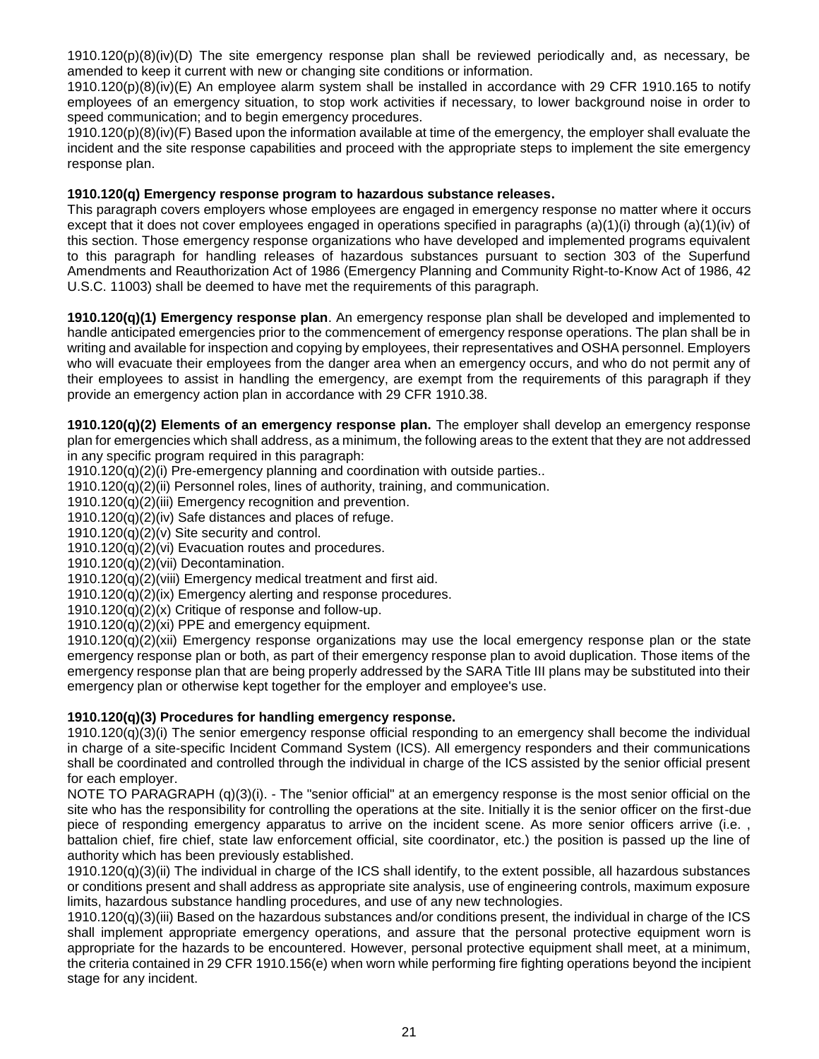1910.120(p)(8)(iv)(D) The site emergency response plan shall be reviewed periodically and, as necessary, be amended to keep it current with new or changing site conditions or information.

1910.120(p)(8)(iv)(E) An employee alarm system shall be installed in accordance with 29 CFR 1910.165 to notify employees of an emergency situation, to stop work activities if necessary, to lower background noise in order to speed communication; and to begin emergency procedures.

1910.120(p)(8)(iv)(F) Based upon the information available at time of the emergency, the employer shall evaluate the incident and the site response capabilities and proceed with the appropriate steps to implement the site emergency response plan.

**1910.120(q) Emergency response program to hazardous substance releases.**

This paragraph covers employers whose employees are engaged in emergency response no matter where it occurs except that it does not cover employees engaged in operations specified in paragraphs (a)(1)(i) through (a)(1)(iv) of this section. Those emergency response organizations who have developed and implemented programs equivalent to this paragraph for handling releases of hazardous substances pursuant to section 303 of the Superfund Amendments and Reauthorization Act of 1986 (Emergency Planning and Community Right-to-Know Act of 1986, 42 U.S.C. 11003) shall be deemed to have met the requirements of this paragraph.

**1910.120(q)(1) Emergency response plan**. An emergency response plan shall be developed and implemented to handle anticipated emergencies prior to the commencement of emergency response operations. The plan shall be in writing and available for inspection and copying by employees, their representatives and OSHA personnel. Employers who will evacuate their employees from the danger area when an emergency occurs, and who do not permit any of their employees to assist in handling the emergency, are exempt from the requirements of this paragraph if they provide an emergency action plan in accordance with 29 CFR 1910.38.

**1910.120(q)(2) Elements of an emergency response plan.** The employer shall develop an emergency response plan for emergencies which shall address, as a minimum, the following areas to the extent that they are not addressed in any specific program required in this paragraph:

1910.120(q)(2)(i) Pre-emergency planning and coordination with outside parties..

1910.120(q)(2)(ii) Personnel roles, lines of authority, training, and communication.

1910.120(q)(2)(iii) Emergency recognition and prevention.

1910.120(q)(2)(iv) Safe distances and places of refuge.

1910.120(q)(2)(v) Site security and control.

1910.120(q)(2)(vi) Evacuation routes and procedures.

1910.120(q)(2)(vii) Decontamination.

1910.120(q)(2)(viii) Emergency medical treatment and first aid.

1910.120(q)(2)(ix) Emergency alerting and response procedures.

1910.120(q)(2)(x) Critique of response and follow-up.

1910.120(q)(2)(xi) PPE and emergency equipment.

1910.120(q)(2)(xii) Emergency response organizations may use the local emergency response plan or the state emergency response plan or both, as part of their emergency response plan to avoid duplication. Those items of the emergency response plan that are being properly addressed by the SARA Title III plans may be substituted into their emergency plan or otherwise kept together for the employer and employee's use.

**1910.120(q)(3) Procedures for handling emergency response.**

1910.120(q)(3)(i) The senior emergency response official responding to an emergency shall become the individual in charge of a site-specific Incident Command System (ICS). All emergency responders and their communications shall be coordinated and controlled through the individual in charge of the ICS assisted by the senior official present for each employer.

NOTE TO PARAGRAPH (q)(3)(i). - The "senior official" at an emergency response is the most senior official on the site who has the responsibility for controlling the operations at the site. Initially it is the senior officer on the first-due piece of responding emergency apparatus to arrive on the incident scene. As more senior officers arrive (i.e. , battalion chief, fire chief, state law enforcement official, site coordinator, etc.) the position is passed up the line of authority which has been previously established.

1910.120(q)(3)(ii) The individual in charge of the ICS shall identify, to the extent possible, all hazardous substances or conditions present and shall address as appropriate site analysis, use of engineering controls, maximum exposure limits, hazardous substance handling procedures, and use of any new technologies.

1910.120(q)(3)(iii) Based on the hazardous substances and/or conditions present, the individual in charge of the ICS shall implement appropriate emergency operations, and assure that the personal protective equipment worn is appropriate for the hazards to be encountered. However, personal protective equipment shall meet, at a minimum, the criteria contained in 29 CFR 1910.156(e) when worn while performing fire fighting operations beyond the incipient stage for any incident.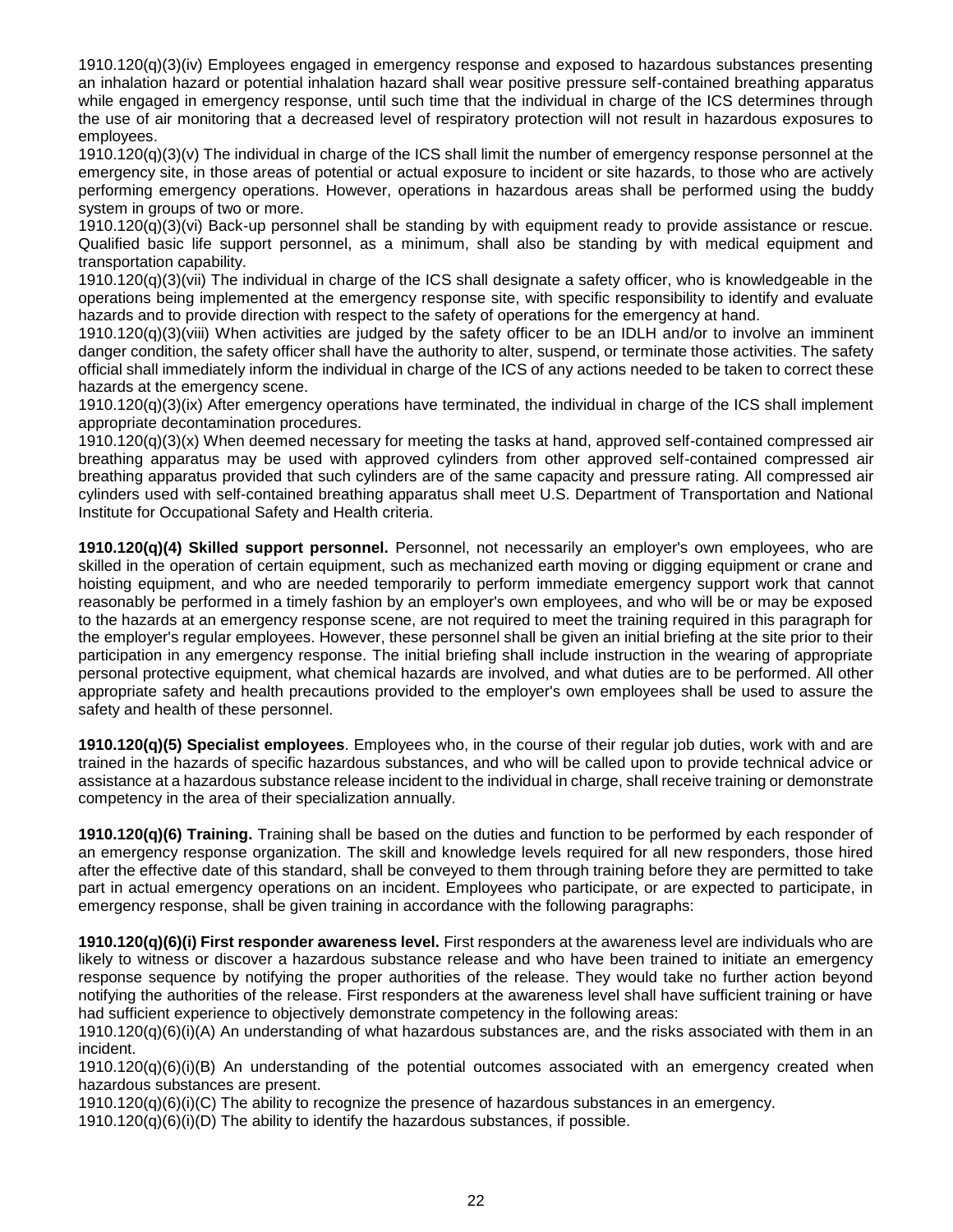1910.120(q)(3)(iv) Employees engaged in emergency response and exposed to hazardous substances presenting an inhalation hazard or potential inhalation hazard shall wear positive pressure self-contained breathing apparatus while engaged in emergency response, until such time that the individual in charge of the ICS determines through the use of air monitoring that a decreased level of respiratory protection will not result in hazardous exposures to employees.

1910.120(q)(3)(v) The individual in charge of the ICS shall limit the number of emergency response personnel at the emergency site, in those areas of potential or actual exposure to incident or site hazards, to those who are actively performing emergency operations. However, operations in hazardous areas shall be performed using the buddy system in groups of two or more.

1910.120(q)(3)(vi) Back-up personnel shall be standing by with equipment ready to provide assistance or rescue. Qualified basic life support personnel, as a minimum, shall also be standing by with medical equipment and transportation capability.

1910.120(q)(3)(vii) The individual in charge of the ICS shall designate a safety officer, who is knowledgeable in the operations being implemented at the emergency response site, with specific responsibility to identify and evaluate hazards and to provide direction with respect to the safety of operations for the emergency at hand.

1910.120(q)(3)(viii) When activities are judged by the safety officer to be an IDLH and/or to involve an imminent danger condition, the safety officer shall have the authority to alter, suspend, or terminate those activities. The safety official shall immediately inform the individual in charge of the ICS of any actions needed to be taken to correct these hazards at the emergency scene.

1910.120(q)(3)(ix) After emergency operations have terminated, the individual in charge of the ICS shall implement appropriate decontamination procedures.

1910.120(q)(3)(x) When deemed necessary for meeting the tasks at hand, approved self-contained compressed air breathing apparatus may be used with approved cylinders from other approved self-contained compressed air breathing apparatus provided that such cylinders are of the same capacity and pressure rating. All compressed air cylinders used with self-contained breathing apparatus shall meet U.S. Department of Transportation and National Institute for Occupational Safety and Health criteria.

**1910.120(q)(4) Skilled support personnel.** Personnel, not necessarily an employer's own employees, who are skilled in the operation of certain equipment, such as mechanized earth moving or digging equipment or crane and hoisting equipment, and who are needed temporarily to perform immediate emergency support work that cannot reasonably be performed in a timely fashion by an employer's own employees, and who will be or may be exposed to the hazards at an emergency response scene, are not required to meet the training required in this paragraph for the employer's regular employees. However, these personnel shall be given an initial briefing at the site prior to their participation in any emergency response. The initial briefing shall include instruction in the wearing of appropriate personal protective equipment, what chemical hazards are involved, and what duties are to be performed. All other appropriate safety and health precautions provided to the employer's own employees shall be used to assure the safety and health of these personnel.

**1910.120(q)(5) Specialist employees**. Employees who, in the course of their regular job duties, work with and are trained in the hazards of specific hazardous substances, and who will be called upon to provide technical advice or assistance at a hazardous substance release incident to the individual in charge, shall receive training or demonstrate competency in the area of their specialization annually.

**1910.120(q)(6) Training.** Training shall be based on the duties and function to be performed by each responder of an emergency response organization. The skill and knowledge levels required for all new responders, those hired after the effective date of this standard, shall be conveyed to them through training before they are permitted to take part in actual emergency operations on an incident. Employees who participate, or are expected to participate, in emergency response, shall be given training in accordance with the following paragraphs:

**1910.120(q)(6)(i) First responder awareness level.** First responders at the awareness level are individuals who are likely to witness or discover a hazardous substance release and who have been trained to initiate an emergency response sequence by notifying the proper authorities of the release. They would take no further action beyond notifying the authorities of the release. First responders at the awareness level shall have sufficient training or have had sufficient experience to objectively demonstrate competency in the following areas:

1910.120(q)(6)(i)(A) An understanding of what hazardous substances are, and the risks associated with them in an incident.

1910.120(q)(6)(i)(B) An understanding of the potential outcomes associated with an emergency created when hazardous substances are present.

1910.120(q)(6)(i)(C) The ability to recognize the presence of hazardous substances in an emergency.

1910.120(q)(6)(i)(D) The ability to identify the hazardous substances, if possible.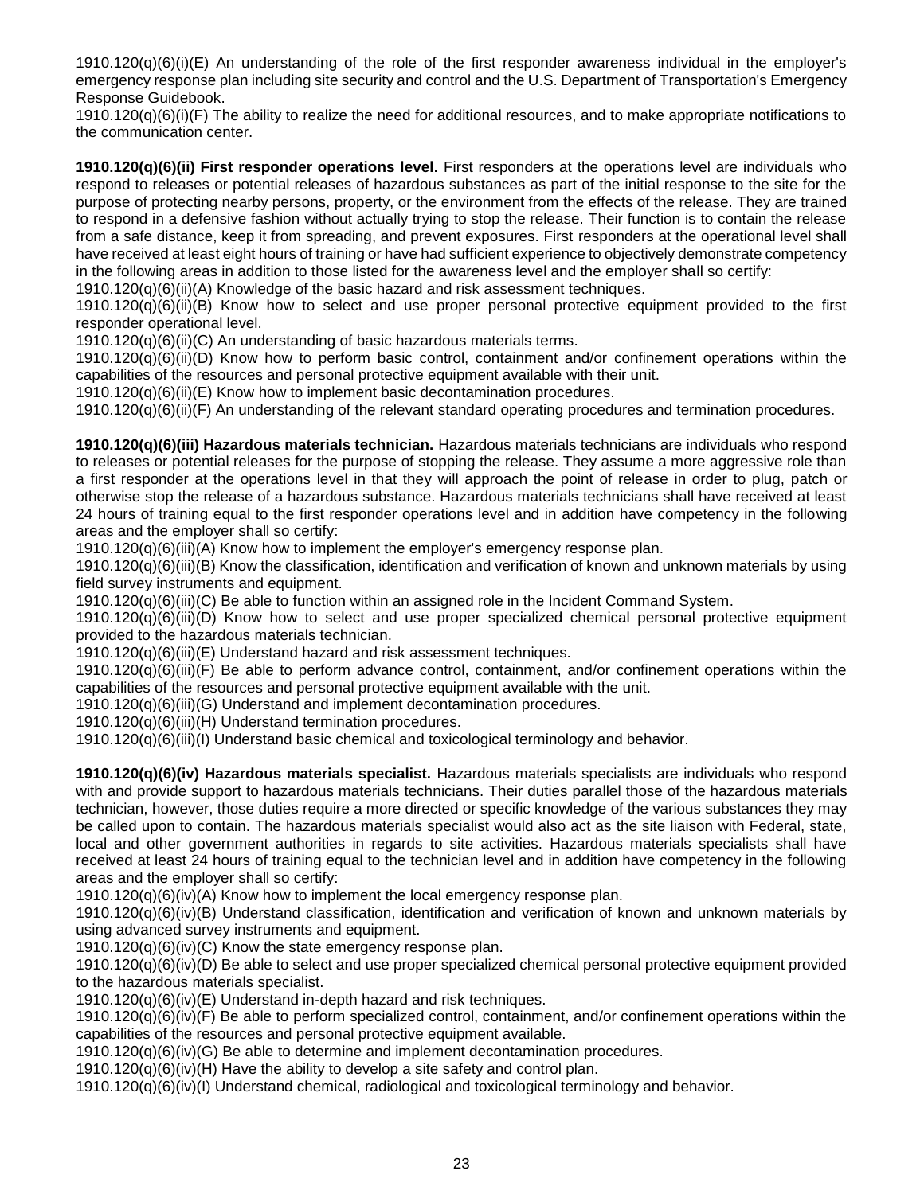1910.120(q)(6)(i)(E) An understanding of the role of the first responder awareness individual in the employer's emergency response plan including site security and control and the U.S. Department of Transportation's Emergency Response Guidebook.

1910.120(q)(6)(i)(F) The ability to realize the need for additional resources, and to make appropriate notifications to the communication center.

**1910.120(q)(6)(ii) First responder operations level.** First responders at the operations level are individuals who respond to releases or potential releases of hazardous substances as part of the initial response to the site for the purpose of protecting nearby persons, property, or the environment from the effects of the release. They are trained to respond in a defensive fashion without actually trying to stop the release. Their function is to contain the release from a safe distance, keep it from spreading, and prevent exposures. First responders at the operational level shall have received at least eight hours of training or have had sufficient experience to objectively demonstrate competency in the following areas in addition to those listed for the awareness level and the employer shall so certify:

1910.120(q)(6)(ii)(A) Knowledge of the basic hazard and risk assessment techniques.

1910.120(q)(6)(ii)(B) Know how to select and use proper personal protective equipment provided to the first responder operational level.

1910.120(q)(6)(ii)(C) An understanding of basic hazardous materials terms.

1910.120(q)(6)(ii)(D) Know how to perform basic control, containment and/or confinement operations within the capabilities of the resources and personal protective equipment available with their unit.

1910.120(q)(6)(ii)(E) Know how to implement basic decontamination procedures.

1910.120(q)(6)(ii)(F) An understanding of the relevant standard operating procedures and termination procedures.

**1910.120(q)(6)(iii) Hazardous materials technician.** Hazardous materials technicians are individuals who respond to releases or potential releases for the purpose of stopping the release. They assume a more aggressive role than a first responder at the operations level in that they will approach the point of release in order to plug, patch or otherwise stop the release of a hazardous substance. Hazardous materials technicians shall have received at least 24 hours of training equal to the first responder operations level and in addition have competency in the following areas and the employer shall so certify:

1910.120(q)(6)(iii)(A) Know how to implement the employer's emergency response plan.

1910.120(q)(6)(iii)(B) Know the classification, identification and verification of known and unknown materials by using field survey instruments and equipment.

1910.120(q)(6)(iii)(C) Be able to function within an assigned role in the Incident Command System.

1910.120(q)(6)(iii)(D) Know how to select and use proper specialized chemical personal protective equipment provided to the hazardous materials technician.

1910.120(q)(6)(iii)(E) Understand hazard and risk assessment techniques.

1910.120(q)(6)(iii)(F) Be able to perform advance control, containment, and/or confinement operations within the capabilities of the resources and personal protective equipment available with the unit.

1910.120(q)(6)(iii)(G) Understand and implement decontamination procedures.

1910.120(q)(6)(iii)(H) Understand termination procedures.

1910.120(q)(6)(iii)(I) Understand basic chemical and toxicological terminology and behavior.

**1910.120(q)(6)(iv) Hazardous materials specialist.** Hazardous materials specialists are individuals who respond with and provide support to hazardous materials technicians. Their duties parallel those of the hazardous materials technician, however, those duties require a more directed or specific knowledge of the various substances they may be called upon to contain. The hazardous materials specialist would also act as the site liaison with Federal, state, local and other government authorities in regards to site activities. Hazardous materials specialists shall have received at least 24 hours of training equal to the technician level and in addition have competency in the following areas and the employer shall so certify:

1910.120(q)(6)(iv)(A) Know how to implement the local emergency response plan.

1910.120(q)(6)(iv)(B) Understand classification, identification and verification of known and unknown materials by using advanced survey instruments and equipment.

1910.120(q)(6)(iv)(C) Know the state emergency response plan.

1910.120(q)(6)(iv)(D) Be able to select and use proper specialized chemical personal protective equipment provided to the hazardous materials specialist.

1910.120(q)(6)(iv)(E) Understand in-depth hazard and risk techniques.

1910.120(q)(6)(iv)(F) Be able to perform specialized control, containment, and/or confinement operations within the capabilities of the resources and personal protective equipment available.

1910.120(q)(6)(iv)(G) Be able to determine and implement decontamination procedures.

1910.120(q)(6)(iv)(H) Have the ability to develop a site safety and control plan.

1910.120(q)(6)(iv)(I) Understand chemical, radiological and toxicological terminology and behavior.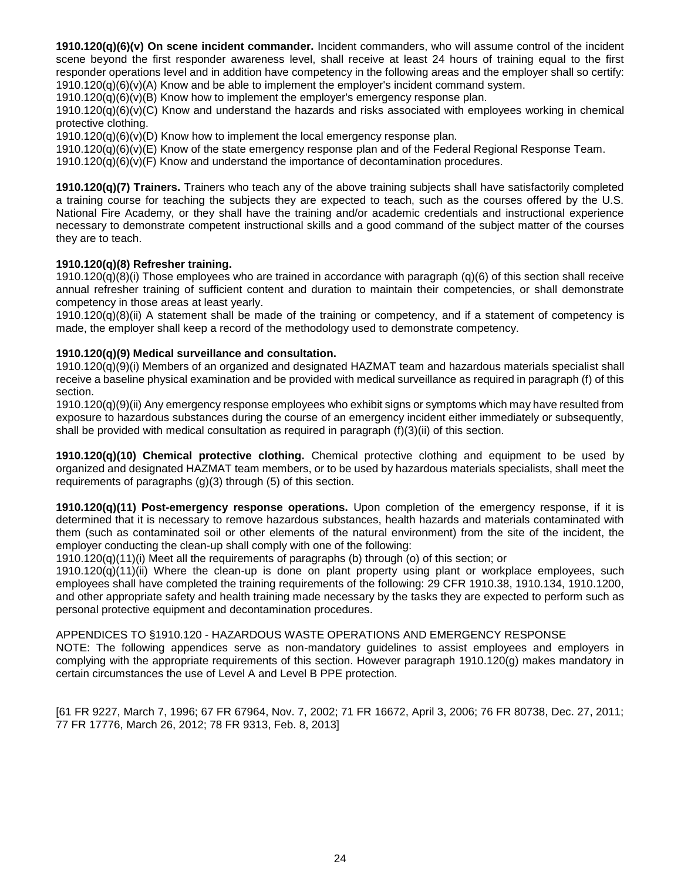**1910.120(q)(6)(v) On scene incident commander.** Incident commanders, who will assume control of the incident scene beyond the first responder awareness level, shall receive at least 24 hours of training equal to the first responder operations level and in addition have competency in the following areas and the employer shall so certify:
1910.120(q)(6)(v)(A) Know and be able to implement the employer's incident command system.
1910.120(q)(6)(v)(B) Know how to implement the employer's emergency response plan.
1910.120(q)(6)(v)(C) Know and understand the hazards and risks associated with employees working in chemical protective clothing.
1910.120(q)(6)(v)(D) Know how to implement the local emergency response plan.
1910.120(q)(6)(v)(E) Know of the state emergency response plan and of the Federal Regional Response Team.
1910.120(q)(6)(v)(F) Know and understand the importance of decontamination procedures.

**1910.120(q)(7) Trainers.** Trainers who teach any of the above training subjects shall have satisfactorily completed a training course for teaching the subjects they are expected to teach, such as the courses offered by the U.S. National Fire Academy, or they shall have the training and/or academic credentials and instructional experience necessary to demonstrate competent instructional skills and a good command of the subject matter of the courses they are to teach.

**1910.120(q)(8) Refresher training.**
1910.120(q)(8)(i) Those employees who are trained in accordance with paragraph (q)(6) of this section shall receive annual refresher training of sufficient content and duration to maintain their competencies, or shall demonstrate competency in those areas at least yearly.
1910.120(q)(8)(ii) A statement shall be made of the training or competency, and if a statement of competency is made, the employer shall keep a record of the methodology used to demonstrate competency.

**1910.120(q)(9) Medical surveillance and consultation.**
1910.120(q)(9)(i) Members of an organized and designated HAZMAT team and hazardous materials specialist shall receive a baseline physical examination and be provided with medical surveillance as required in paragraph (f) of this section.
1910.120(q)(9)(ii) Any emergency response employees who exhibit signs or symptoms which may have resulted from exposure to hazardous substances during the course of an emergency incident either immediately or subsequently, shall be provided with medical consultation as required in paragraph (f)(3)(ii) of this section.

**1910.120(q)(10) Chemical protective clothing.** Chemical protective clothing and equipment to be used by organized and designated HAZMAT team members, or to be used by hazardous materials specialists, shall meet the requirements of paragraphs (g)(3) through (5) of this section.

**1910.120(q)(11) Post-emergency response operations.** Upon completion of the emergency response, if it is determined that it is necessary to remove hazardous substances, health hazards and materials contaminated with them (such as contaminated soil or other elements of the natural environment) from the site of the incident, the employer conducting the clean-up shall comply with one of the following:
1910.120(q)(11)(i) Meet all the requirements of paragraphs (b) through (o) of this section; or
1910.120(q)(11)(ii) Where the clean-up is done on plant property using plant or workplace employees, such employees shall have completed the training requirements of the following: 29 CFR 1910.38, 1910.134, 1910.1200, and other appropriate safety and health training made necessary by the tasks they are expected to perform such as personal protective equipment and decontamination procedures.

APPENDICES TO §1910.120 - HAZARDOUS WASTE OPERATIONS AND EMERGENCY RESPONSE
NOTE: The following appendices serve as non-mandatory guidelines to assist employees and employers in complying with the appropriate requirements of this section. However paragraph 1910.120(g) makes mandatory in certain circumstances the use of Level A and Level B PPE protection.

[61 FR 9227, March 7, 1996; 67 FR 67964, Nov. 7, 2002; 71 FR 16672, April 3, 2006; 76 FR 80738, Dec. 27, 2011; 77 FR 17776, March 26, 2012; 78 FR 9313, Feb. 8, 2013]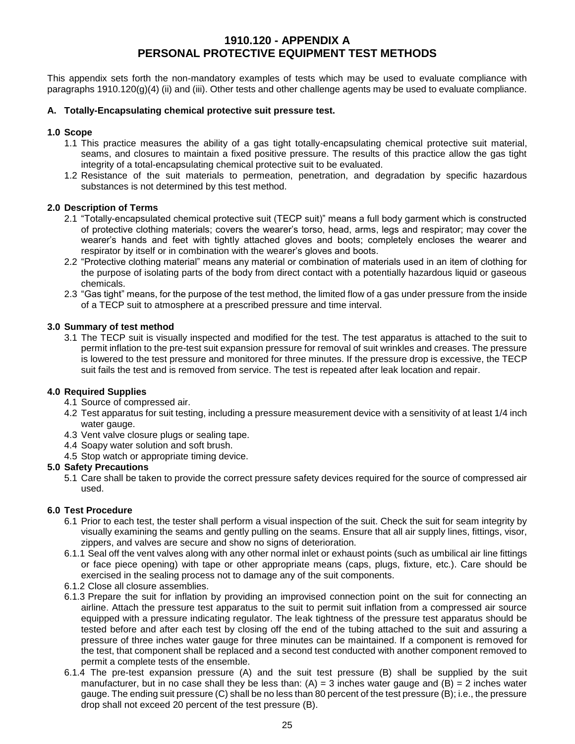# 1910.120 - APPENDIX A
# PERSONAL PROTECTIVE EQUIPMENT TEST METHODS

This appendix sets forth the non-mandatory examples of tests which may be used to evaluate compliance with paragraphs 1910.120(g)(4) (ii) and (iii). Other tests and other challenge agents may be used to evaluate compliance.

## A. Totally-Encapsulating chemical protective suit pressure test.

### 1.0 Scope

1.1 This practice measures the ability of a gas tight totally-encapsulating chemical protective suit material, seams, and closures to maintain a fixed positive pressure. The results of this practice allow the gas tight integrity of a total-encapsulating chemical protective suit to be evaluated.

1.2 Resistance of the suit materials to permeation, penetration, and degradation by specific hazardous substances is not determined by this test method.

### 2.0 Description of Terms

2.1 "Totally-encapsulated chemical protective suit (TECP suit)" means a full body garment which is constructed of protective clothing materials; covers the wearer's torso, head, arms, legs and respirator; may cover the wearer's hands and feet with tightly attached gloves and boots; completely encloses the wearer and respirator by itself or in combination with the wearer's gloves and boots.

2.2 "Protective clothing material" means any material or combination of materials used in an item of clothing for the purpose of isolating parts of the body from direct contact with a potentially hazardous liquid or gaseous chemicals.

2.3 "Gas tight" means, for the purpose of the test method, the limited flow of a gas under pressure from the inside of a TECP suit to atmosphere at a prescribed pressure and time interval.

### 3.0 Summary of test method

3.1 The TECP suit is visually inspected and modified for the test. The test apparatus is attached to the suit to permit inflation to the pre-test suit expansion pressure for removal of suit wrinkles and creases. The pressure is lowered to the test pressure and monitored for three minutes. If the pressure drop is excessive, the TECP suit fails the test and is removed from service. The test is repeated after leak location and repair.

### 4.0 Required Supplies

4.1 Source of compressed air.

4.2 Test apparatus for suit testing, including a pressure measurement device with a sensitivity of at least 1/4 inch water gauge.

4.3 Vent valve closure plugs or sealing tape.

4.4 Soapy water solution and soft brush.

4.5 Stop watch or appropriate timing device.

### 5.0 Safety Precautions

5.1 Care shall be taken to provide the correct pressure safety devices required for the source of compressed air used.

### 6.0 Test Procedure

6.1 Prior to each test, the tester shall perform a visual inspection of the suit. Check the suit for seam integrity by visually examining the seams and gently pulling on the seams. Ensure that all air supply lines, fittings, visor, zippers, and valves are secure and show no signs of deterioration.

6.1.1 Seal off the vent valves along with any other normal inlet or exhaust points (such as umbilical air line fittings or face piece opening) with tape or other appropriate means (caps, plugs, fixture, etc.). Care should be exercised in the sealing process not to damage any of the suit components.

6.1.2 Close all closure assemblies.

6.1.3 Prepare the suit for inflation by providing an improvised connection point on the suit for connecting an airline. Attach the pressure test apparatus to the suit to permit suit inflation from a compressed air source equipped with a pressure indicating regulator. The leak tightness of the pressure test apparatus should be tested before and after each test by closing off the end of the tubing attached to the suit and assuring a pressure of three inches water gauge for three minutes can be maintained. If a component is removed for the test, that component shall be replaced and a second test conducted with another component removed to permit a complete tests of the ensemble.

6.1.4 The pre-test expansion pressure (A) and the suit test pressure (B) shall be supplied by the suit manufacturer, but in no case shall they be less than: (A) = 3 inches water gauge and (B) = 2 inches water gauge. The ending suit pressure (C) shall be no less than 80 percent of the test pressure (B); i.e., the pressure drop shall not exceed 20 percent of the test pressure (B).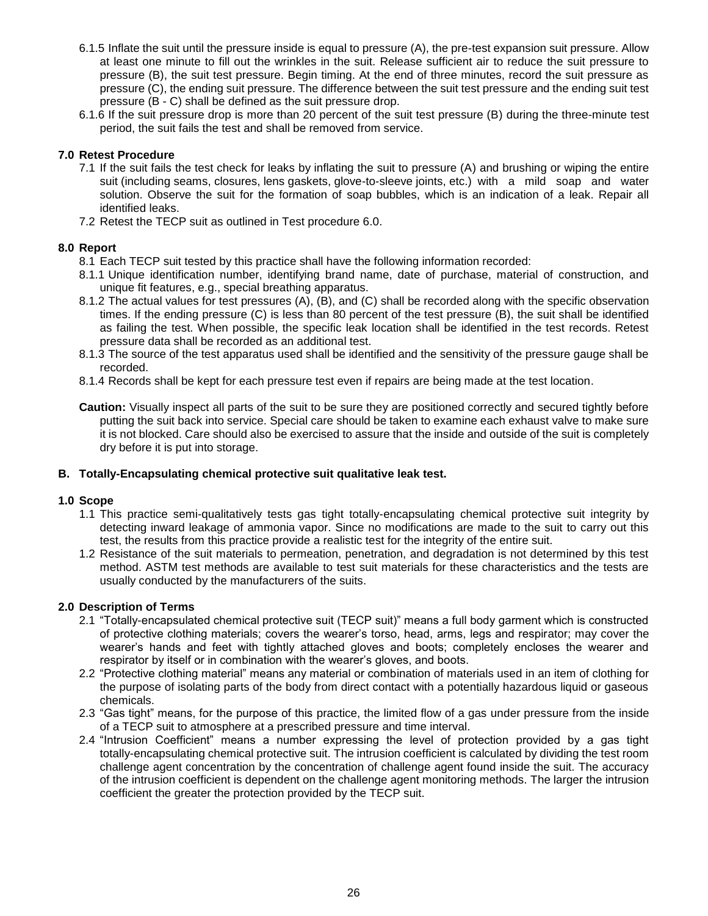6.1.5 Inflate the suit until the pressure inside is equal to pressure (A), the pre-test expansion suit pressure. Allow at least one minute to fill out the wrinkles in the suit. Release sufficient air to reduce the suit pressure to pressure (B), the suit test pressure. Begin timing. At the end of three minutes, record the suit pressure as pressure (C), the ending suit pressure. The difference between the suit test pressure and the ending suit test pressure (B - C) shall be defined as the suit pressure drop.

6.1.6 If the suit pressure drop is more than 20 percent of the suit test pressure (B) during the three-minute test period, the suit fails the test and shall be removed from service.

**7.0 Retest Procedure**

7.1 If the suit fails the test check for leaks by inflating the suit to pressure (A) and brushing or wiping the entire suit (including seams, closures, lens gaskets, glove-to-sleeve joints, etc.) with a mild soap and water solution. Observe the suit for the formation of soap bubbles, which is an indication of a leak. Repair all identified leaks.

7.2 Retest the TECP suit as outlined in Test procedure 6.0.

**8.0 Report**

8.1 Each TECP suit tested by this practice shall have the following information recorded:

8.1.1 Unique identification number, identifying brand name, date of purchase, material of construction, and unique fit features, e.g., special breathing apparatus.

8.1.2 The actual values for test pressures (A), (B), and (C) shall be recorded along with the specific observation times. If the ending pressure (C) is less than 80 percent of the test pressure (B), the suit shall be identified as failing the test. When possible, the specific leak location shall be identified in the test records. Retest pressure data shall be recorded as an additional test.

8.1.3 The source of the test apparatus used shall be identified and the sensitivity of the pressure gauge shall be recorded.

8.1.4 Records shall be kept for each pressure test even if repairs are being made at the test location.

**Caution:** Visually inspect all parts of the suit to be sure they are positioned correctly and secured tightly before putting the suit back into service. Special care should be taken to examine each exhaust valve to make sure it is not blocked. Care should also be exercised to assure that the inside and outside of the suit is completely dry before it is put into storage.

**B. Totally-Encapsulating chemical protective suit qualitative leak test.**

**1.0 Scope**

1.1 This practice semi-qualitatively tests gas tight totally-encapsulating chemical protective suit integrity by detecting inward leakage of ammonia vapor. Since no modifications are made to the suit to carry out this test, the results from this practice provide a realistic test for the integrity of the entire suit.

1.2 Resistance of the suit materials to permeation, penetration, and degradation is not determined by this test method. ASTM test methods are available to test suit materials for these characteristics and the tests are usually conducted by the manufacturers of the suits.

**2.0 Description of Terms**

2.1 "Totally-encapsulated chemical protective suit (TECP suit)" means a full body garment which is constructed of protective clothing materials; covers the wearer's torso, head, arms, legs and respirator; may cover the wearer's hands and feet with tightly attached gloves and boots; completely encloses the wearer and respirator by itself or in combination with the wearer's gloves, and boots.

2.2 "Protective clothing material" means any material or combination of materials used in an item of clothing for the purpose of isolating parts of the body from direct contact with a potentially hazardous liquid or gaseous chemicals.

2.3 "Gas tight" means, for the purpose of this practice, the limited flow of a gas under pressure from the inside of a TECP suit to atmosphere at a prescribed pressure and time interval.

2.4 "Intrusion Coefficient" means a number expressing the level of protection provided by a gas tight totally-encapsulating chemical protective suit. The intrusion coefficient is calculated by dividing the test room challenge agent concentration by the concentration of challenge agent found inside the suit. The accuracy of the intrusion coefficient is dependent on the challenge agent monitoring methods. The larger the intrusion coefficient the greater the protection provided by the TECP suit.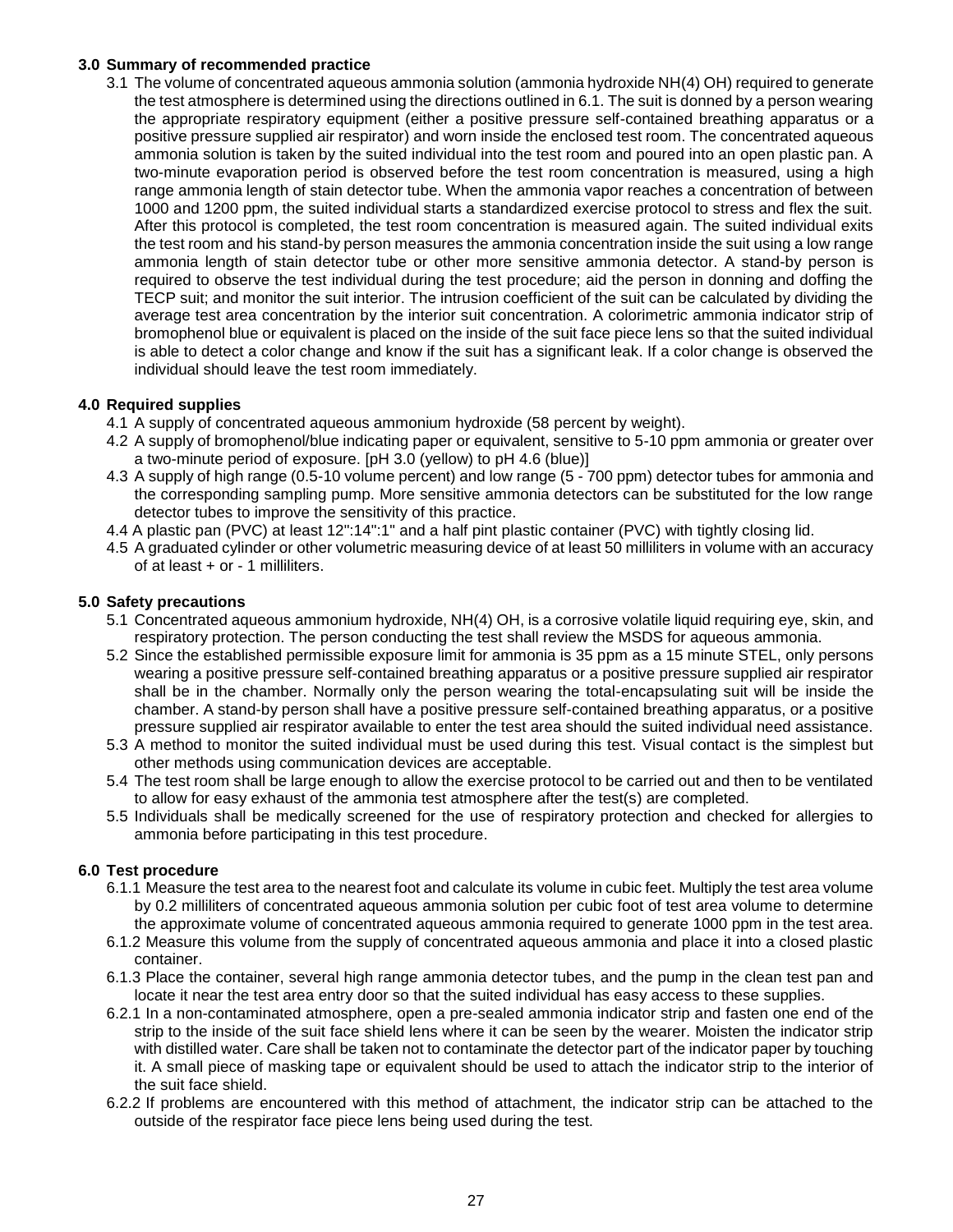### 3.0 Summary of recommended practice

3.1 The volume of concentrated aqueous ammonia solution (ammonia hydroxide NH(4) OH) required to generate the test atmosphere is determined using the directions outlined in 6.1. The suit is donned by a person wearing the appropriate respiratory equipment (either a positive pressure self-contained breathing apparatus or a positive pressure supplied air respirator) and worn inside the enclosed test room. The concentrated aqueous ammonia solution is taken by the suited individual into the test room and poured into an open plastic pan. A two-minute evaporation period is observed before the test room concentration is measured, using a high range ammonia length of stain detector tube. When the ammonia vapor reaches a concentration of between 1000 and 1200 ppm, the suited individual starts a standardized exercise protocol to stress and flex the suit. After this protocol is completed, the test room concentration is measured again. The suited individual exits the test room and his stand-by person measures the ammonia concentration inside the suit using a low range ammonia length of stain detector tube or other more sensitive ammonia detector. A stand-by person is required to observe the test individual during the test procedure; aid the person in donning and doffing the TECP suit; and monitor the suit interior. The intrusion coefficient of the suit can be calculated by dividing the average test area concentration by the interior suit concentration. A colorimetric ammonia indicator strip of bromophenol blue or equivalent is placed on the inside of the suit face piece lens so that the suited individual is able to detect a color change and know if the suit has a significant leak. If a color change is observed the individual should leave the test room immediately.

### 4.0 Required supplies

4.1 A supply of concentrated aqueous ammonium hydroxide (58 percent by weight).

4.2 A supply of bromophenol/blue indicating paper or equivalent, sensitive to 5-10 ppm ammonia or greater over a two-minute period of exposure. [pH 3.0 (yellow) to pH 4.6 (blue)]

4.3 A supply of high range (0.5-10 volume percent) and low range (5 - 700 ppm) detector tubes for ammonia and the corresponding sampling pump. More sensitive ammonia detectors can be substituted for the low range detector tubes to improve the sensitivity of this practice.

4.4 A plastic pan (PVC) at least 12":14":1" and a half pint plastic container (PVC) with tightly closing lid.

4.5 A graduated cylinder or other volumetric measuring device of at least 50 milliliters in volume with an accuracy of at least + or - 1 milliliters.

### 5.0 Safety precautions

5.1 Concentrated aqueous ammonium hydroxide, NH(4) OH, is a corrosive volatile liquid requiring eye, skin, and respiratory protection. The person conducting the test shall review the MSDS for aqueous ammonia.

5.2 Since the established permissible exposure limit for ammonia is 35 ppm as a 15 minute STEL, only persons wearing a positive pressure self-contained breathing apparatus or a positive pressure supplied air respirator shall be in the chamber. Normally only the person wearing the total-encapsulating suit will be inside the chamber. A stand-by person shall have a positive pressure self-contained breathing apparatus, or a positive pressure supplied air respirator available to enter the test area should the suited individual need assistance.

5.3 A method to monitor the suited individual must be used during this test. Visual contact is the simplest but other methods using communication devices are acceptable.

5.4 The test room shall be large enough to allow the exercise protocol to be carried out and then to be ventilated to allow for easy exhaust of the ammonia test atmosphere after the test(s) are completed.

5.5 Individuals shall be medically screened for the use of respiratory protection and checked for allergies to ammonia before participating in this test procedure.

### 6.0 Test procedure

6.1.1 Measure the test area to the nearest foot and calculate its volume in cubic feet. Multiply the test area volume by 0.2 milliliters of concentrated aqueous ammonia solution per cubic foot of test area volume to determine the approximate volume of concentrated aqueous ammonia required to generate 1000 ppm in the test area.

6.1.2 Measure this volume from the supply of concentrated aqueous ammonia and place it into a closed plastic container.

6.1.3 Place the container, several high range ammonia detector tubes, and the pump in the clean test pan and locate it near the test area entry door so that the suited individual has easy access to these supplies.

6.2.1 In a non-contaminated atmosphere, open a pre-sealed ammonia indicator strip and fasten one end of the strip to the inside of the suit face shield lens where it can be seen by the wearer. Moisten the indicator strip with distilled water. Care shall be taken not to contaminate the detector part of the indicator paper by touching it. A small piece of masking tape or equivalent should be used to attach the indicator strip to the interior of the suit face shield.

6.2.2 If problems are encountered with this method of attachment, the indicator strip can be attached to the outside of the respirator face piece lens being used during the test.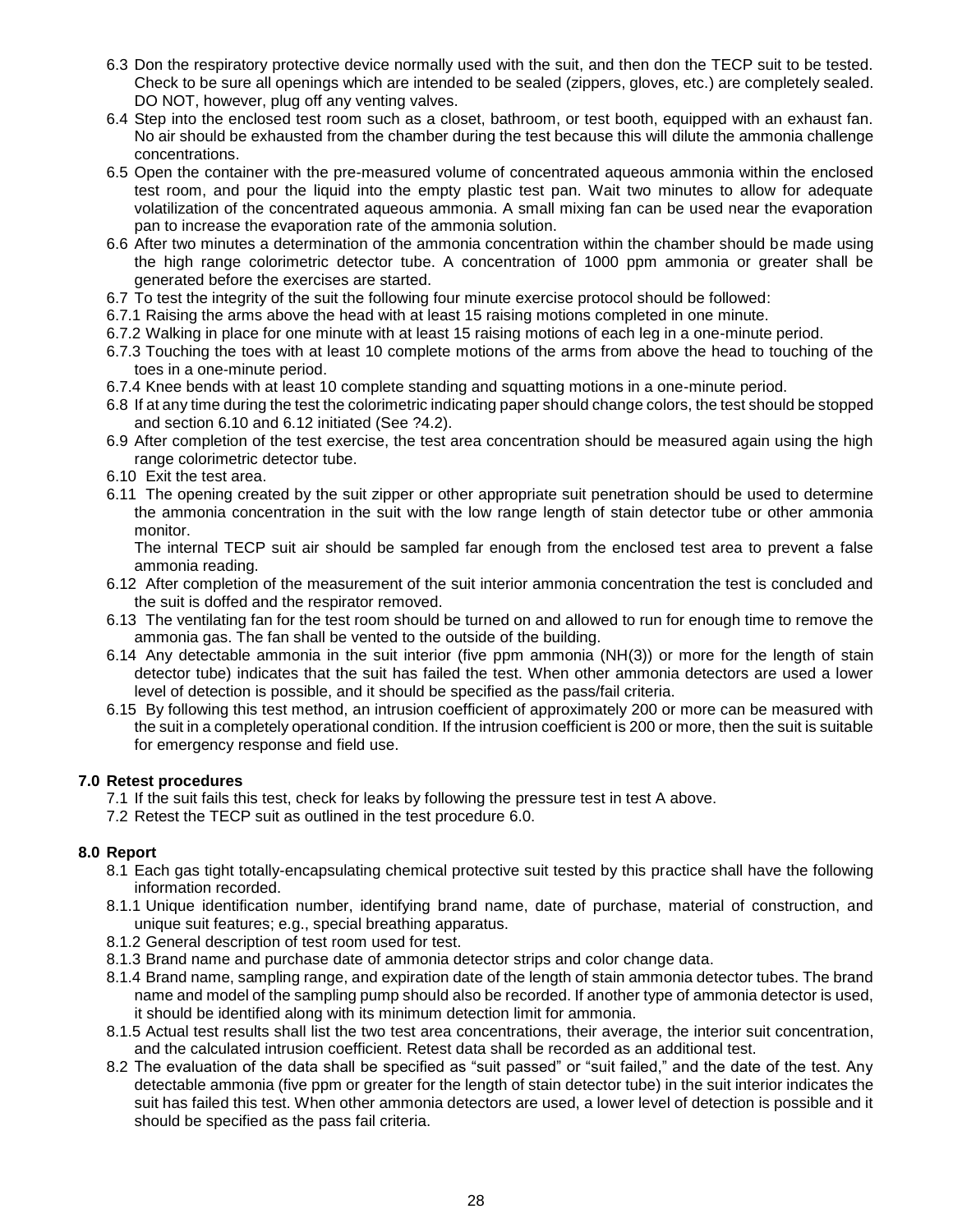6.3 Don the respiratory protective device normally used with the suit, and then don the TECP suit to be tested. Check to be sure all openings which are intended to be sealed (zippers, gloves, etc.) are completely sealed. DO NOT, however, plug off any venting valves.

6.4 Step into the enclosed test room such as a closet, bathroom, or test booth, equipped with an exhaust fan. No air should be exhausted from the chamber during the test because this will dilute the ammonia challenge concentrations.

6.5 Open the container with the pre-measured volume of concentrated aqueous ammonia within the enclosed test room, and pour the liquid into the empty plastic test pan. Wait two minutes to allow for adequate volatilization of the concentrated aqueous ammonia. A small mixing fan can be used near the evaporation pan to increase the evaporation rate of the ammonia solution.

6.6 After two minutes a determination of the ammonia concentration within the chamber should be made using the high range colorimetric detector tube. A concentration of 1000 ppm ammonia or greater shall be generated before the exercises are started.

6.7 To test the integrity of the suit the following four minute exercise protocol should be followed:

6.7.1 Raising the arms above the head with at least 15 raising motions completed in one minute.

6.7.2 Walking in place for one minute with at least 15 raising motions of each leg in a one-minute period.

6.7.3 Touching the toes with at least 10 complete motions of the arms from above the head to touching of the toes in a one-minute period.

6.7.4 Knee bends with at least 10 complete standing and squatting motions in a one-minute period.

6.8 If at any time during the test the colorimetric indicating paper should change colors, the test should be stopped and section 6.10 and 6.12 initiated (See ?4.2).

6.9 After completion of the test exercise, the test area concentration should be measured again using the high range colorimetric detector tube.

6.10 Exit the test area.

6.11 The opening created by the suit zipper or other appropriate suit penetration should be used to determine the ammonia concentration in the suit with the low range length of stain detector tube or other ammonia monitor.

The internal TECP suit air should be sampled far enough from the enclosed test area to prevent a false ammonia reading.

6.12 After completion of the measurement of the suit interior ammonia concentration the test is concluded and the suit is doffed and the respirator removed.

6.13 The ventilating fan for the test room should be turned on and allowed to run for enough time to remove the ammonia gas. The fan shall be vented to the outside of the building.

6.14 Any detectable ammonia in the suit interior (five ppm ammonia (NH(3)) or more for the length of stain detector tube) indicates that the suit has failed the test. When other ammonia detectors are used a lower level of detection is possible, and it should be specified as the pass/fail criteria.

6.15 By following this test method, an intrusion coefficient of approximately 200 or more can be measured with the suit in a completely operational condition. If the intrusion coefficient is 200 or more, then the suit is suitable for emergency response and field use.

**7.0 Retest procedures**

7.1 If the suit fails this test, check for leaks by following the pressure test in test A above.

7.2 Retest the TECP suit as outlined in the test procedure 6.0.

**8.0 Report**

8.1 Each gas tight totally-encapsulating chemical protective suit tested by this practice shall have the following information recorded.

8.1.1 Unique identification number, identifying brand name, date of purchase, material of construction, and unique suit features; e.g., special breathing apparatus.

8.1.2 General description of test room used for test.

8.1.3 Brand name and purchase date of ammonia detector strips and color change data.

8.1.4 Brand name, sampling range, and expiration date of the length of stain ammonia detector tubes. The brand name and model of the sampling pump should also be recorded. If another type of ammonia detector is used, it should be identified along with its minimum detection limit for ammonia.

8.1.5 Actual test results shall list the two test area concentrations, their average, the interior suit concentration, and the calculated intrusion coefficient. Retest data shall be recorded as an additional test.

8.2 The evaluation of the data shall be specified as "suit passed" or "suit failed," and the date of the test. Any detectable ammonia (five ppm or greater for the length of stain detector tube) in the suit interior indicates the suit has failed this test. When other ammonia detectors are used, a lower level of detection is possible and it should be specified as the pass fail criteria.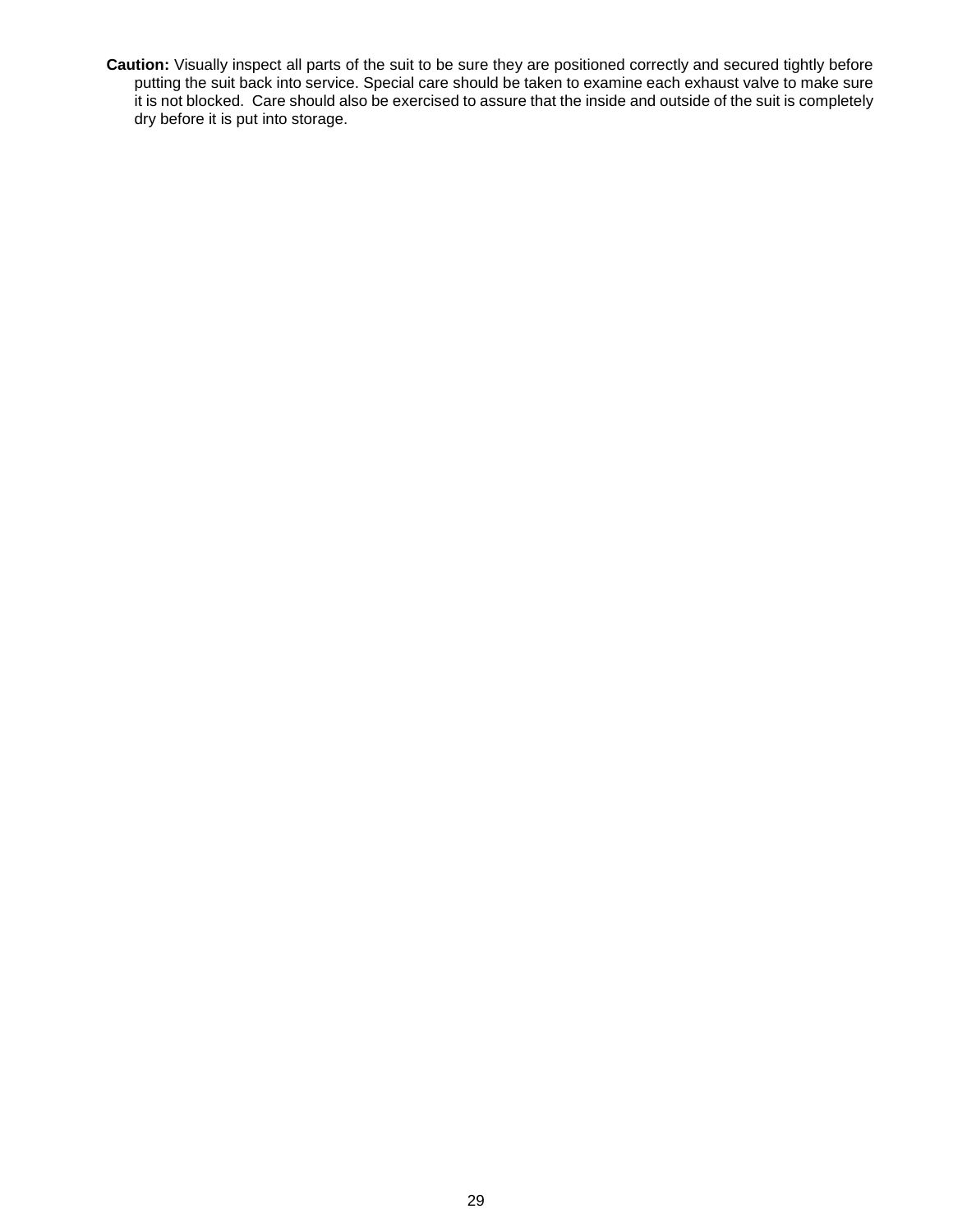**Caution:** Visually inspect all parts of the suit to be sure they are positioned correctly and secured tightly before putting the suit back into service. Special care should be taken to examine each exhaust valve to make sure it is not blocked. Care should also be exercised to assure that the inside and outside of the suit is completely dry before it is put into storage.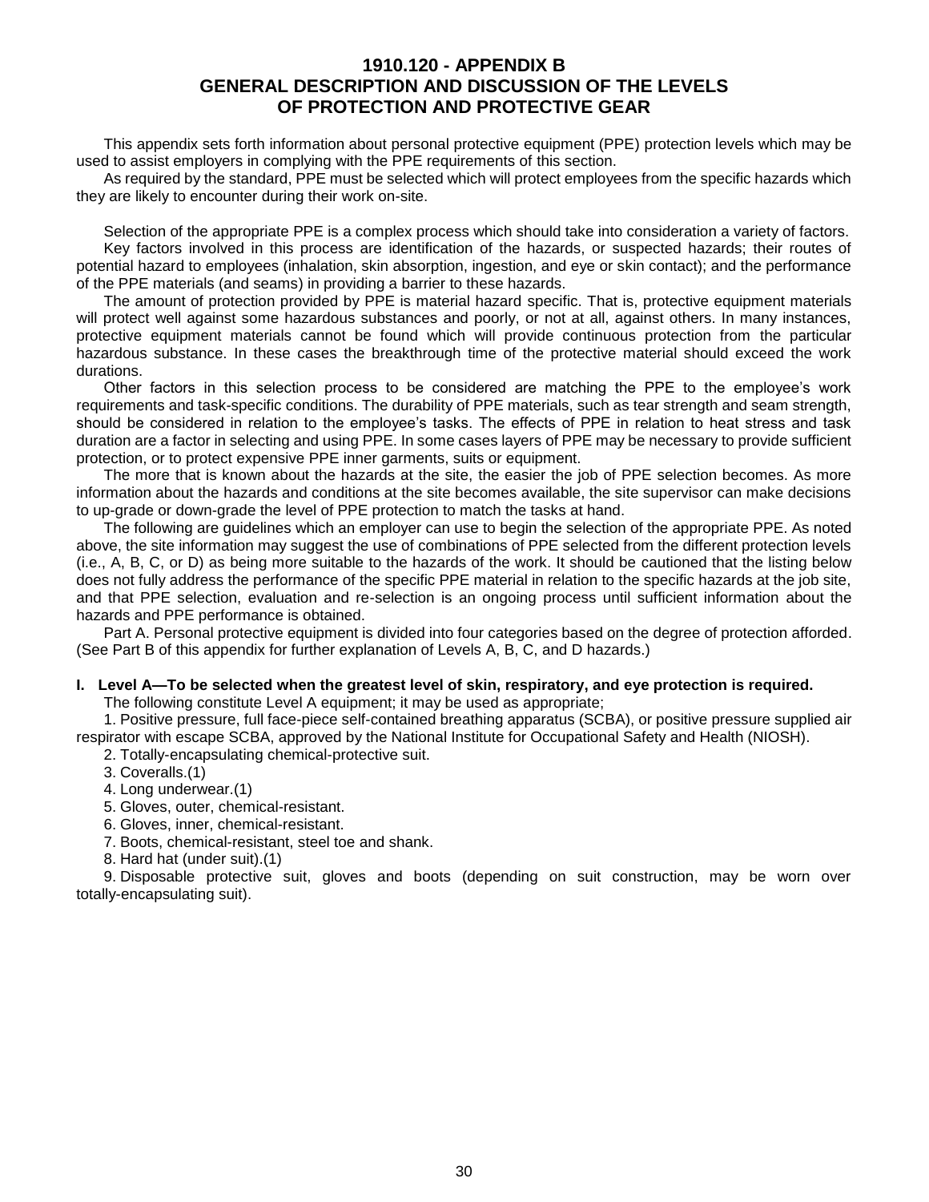# 1910.120 - APPENDIX B
# GENERAL DESCRIPTION AND DISCUSSION OF THE LEVELS OF PROTECTION AND PROTECTIVE GEAR

This appendix sets forth information about personal protective equipment (PPE) protection levels which may be used to assist employers in complying with the PPE requirements of this section.

As required by the standard, PPE must be selected which will protect employees from the specific hazards which they are likely to encounter during their work on-site.

Selection of the appropriate PPE is a complex process which should take into consideration a variety of factors.

Key factors involved in this process are identification of the hazards, or suspected hazards; their routes of potential hazard to employees (inhalation, skin absorption, ingestion, and eye or skin contact); and the performance of the PPE materials (and seams) in providing a barrier to these hazards.

The amount of protection provided by PPE is material hazard specific. That is, protective equipment materials will protect well against some hazardous substances and poorly, or not at all, against others. In many instances, protective equipment materials cannot be found which will provide continuous protection from the particular hazardous substance. In these cases the breakthrough time of the protective material should exceed the work durations.

Other factors in this selection process to be considered are matching the PPE to the employee's work requirements and task-specific conditions. The durability of PPE materials, such as tear strength and seam strength, should be considered in relation to the employee's tasks. The effects of PPE in relation to heat stress and task duration are a factor in selecting and using PPE. In some cases layers of PPE may be necessary to provide sufficient protection, or to protect expensive PPE inner garments, suits or equipment.

The more that is known about the hazards at the site, the easier the job of PPE selection becomes. As more information about the hazards and conditions at the site becomes available, the site supervisor can make decisions to up-grade or down-grade the level of PPE protection to match the tasks at hand.

The following are guidelines which an employer can use to begin the selection of the appropriate PPE. As noted above, the site information may suggest the use of combinations of PPE selected from the different protection levels (i.e., A, B, C, or D) as being more suitable to the hazards of the work. It should be cautioned that the listing below does not fully address the performance of the specific PPE material in relation to the specific hazards at the job site, and that PPE selection, evaluation and re-selection is an ongoing process until sufficient information about the hazards and PPE performance is obtained.

Part A. Personal protective equipment is divided into four categories based on the degree of protection afforded. (See Part B of this appendix for further explanation of Levels A, B, C, and D hazards.)

**I. Level A—To be selected when the greatest level of skin, respiratory, and eye protection is required.**

The following constitute Level A equipment; it may be used as appropriate;

1. Positive pressure, full face-piece self-contained breathing apparatus (SCBA), or positive pressure supplied air respirator with escape SCBA, approved by the National Institute for Occupational Safety and Health (NIOSH).
2. Totally-encapsulating chemical-protective suit.
3. Coveralls.(1)
4. Long underwear.(1)
5. Gloves, outer, chemical-resistant.
6. Gloves, inner, chemical-resistant.
7. Boots, chemical-resistant, steel toe and shank.
8. Hard hat (under suit).(1)
9. Disposable protective suit, gloves and boots (depending on suit construction, may be worn over totally-encapsulating suit).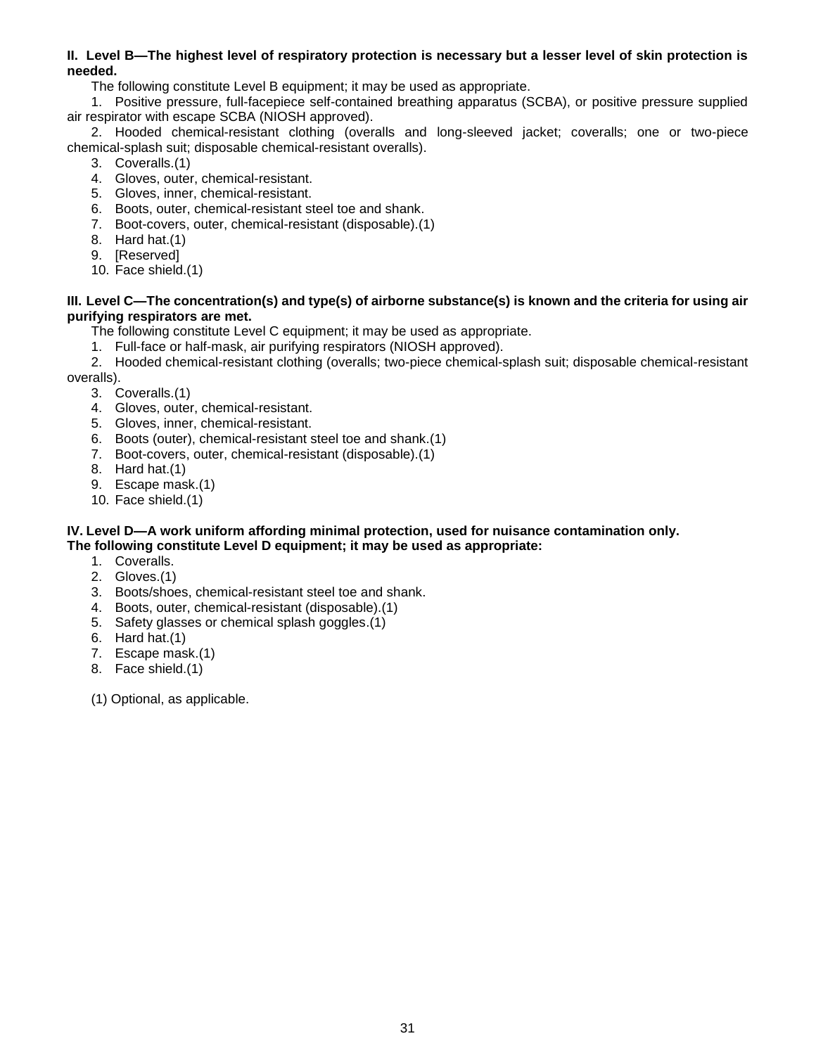**II. Level B—The highest level of respiratory protection is necessary but a lesser level of skin protection is needed.**

The following constitute Level B equipment; it may be used as appropriate.

1. Positive pressure, full-facepiece self-contained breathing apparatus (SCBA), or positive pressure supplied air respirator with escape SCBA (NIOSH approved).
2. Hooded chemical-resistant clothing (overalls and long-sleeved jacket; coveralls; one or two-piece chemical-splash suit; disposable chemical-resistant overalls).
3. Coveralls.(1)
4. Gloves, outer, chemical-resistant.
5. Gloves, inner, chemical-resistant.
6. Boots, outer, chemical-resistant steel toe and shank.
7. Boot-covers, outer, chemical-resistant (disposable).(1)
8. Hard hat.(1)
9. [Reserved]
10. Face shield.(1)

**III. Level C—The concentration(s) and type(s) of airborne substance(s) is known and the criteria for using air purifying respirators are met.**

The following constitute Level C equipment; it may be used as appropriate.

1. Full-face or half-mask, air purifying respirators (NIOSH approved).
2. Hooded chemical-resistant clothing (overalls; two-piece chemical-splash suit; disposable chemical-resistant overalls).
3. Coveralls.(1)
4. Gloves, outer, chemical-resistant.
5. Gloves, inner, chemical-resistant.
6. Boots (outer), chemical-resistant steel toe and shank.(1)
7. Boot-covers, outer, chemical-resistant (disposable).(1)
8. Hard hat.(1)
9. Escape mask.(1)
10. Face shield.(1)

**IV. Level D—A work uniform affording minimal protection, used for nuisance contamination only.**
**The following constitute Level D equipment; it may be used as appropriate:**

1. Coveralls.
2. Gloves.(1)
3. Boots/shoes, chemical-resistant steel toe and shank.
4. Boots, outer, chemical-resistant (disposable).(1)
5. Safety glasses or chemical splash goggles.(1)
6. Hard hat.(1)
7. Escape mask.(1)
8. Face shield.(1)

(1) Optional, as applicable.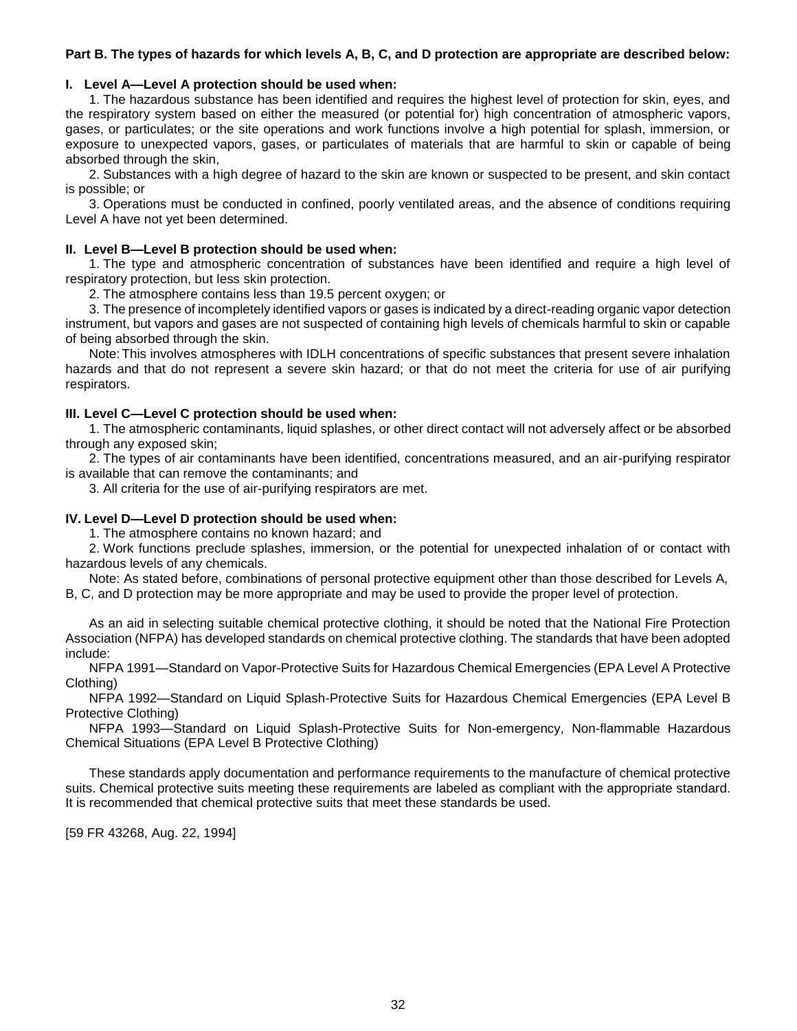**Part B. The types of hazards for which levels A, B, C, and D protection are appropriate are described below:**

**I. Level A—Level A protection should be used when:**

1. The hazardous substance has been identified and requires the highest level of protection for skin, eyes, and the respiratory system based on either the measured (or potential for) high concentration of atmospheric vapors, gases, or particulates; or the site operations and work functions involve a high potential for splash, immersion, or exposure to unexpected vapors, gases, or particulates of materials that are harmful to skin or capable of being absorbed through the skin,

2. Substances with a high degree of hazard to the skin are known or suspected to be present, and skin contact is possible; or

3. Operations must be conducted in confined, poorly ventilated areas, and the absence of conditions requiring Level A have not yet been determined.

**II. Level B—Level B protection should be used when:**

1. The type and atmospheric concentration of substances have been identified and require a high level of respiratory protection, but less skin protection.

2. The atmosphere contains less than 19.5 percent oxygen; or

3. The presence of incompletely identified vapors or gases is indicated by a direct-reading organic vapor detection instrument, but vapors and gases are not suspected of containing high levels of chemicals harmful to skin or capable of being absorbed through the skin.

Note: This involves atmospheres with IDLH concentrations of specific substances that present severe inhalation hazards and that do not represent a severe skin hazard; or that do not meet the criteria for use of air purifying respirators.

**III. Level C—Level C protection should be used when:**

1. The atmospheric contaminants, liquid splashes, or other direct contact will not adversely affect or be absorbed through any exposed skin;

2. The types of air contaminants have been identified, concentrations measured, and an air-purifying respirator is available that can remove the contaminants; and

3. All criteria for the use of air-purifying respirators are met.

**IV. Level D—Level D protection should be used when:**

1. The atmosphere contains no known hazard; and

2. Work functions preclude splashes, immersion, or the potential for unexpected inhalation of or contact with hazardous levels of any chemicals.

Note: As stated before, combinations of personal protective equipment other than those described for Levels A, B, C, and D protection may be more appropriate and may be used to provide the proper level of protection.

As an aid in selecting suitable chemical protective clothing, it should be noted that the National Fire Protection Association (NFPA) has developed standards on chemical protective clothing. The standards that have been adopted include:

NFPA 1991—Standard on Vapor-Protective Suits for Hazardous Chemical Emergencies (EPA Level A Protective Clothing)

NFPA 1992—Standard on Liquid Splash-Protective Suits for Hazardous Chemical Emergencies (EPA Level B Protective Clothing)

NFPA 1993—Standard on Liquid Splash-Protective Suits for Non-emergency, Non-flammable Hazardous Chemical Situations (EPA Level B Protective Clothing)

These standards apply documentation and performance requirements to the manufacture of chemical protective suits. Chemical protective suits meeting these requirements are labeled as compliant with the appropriate standard. It is recommended that chemical protective suits that meet these standards be used.

[59 FR 43268, Aug. 22, 1994]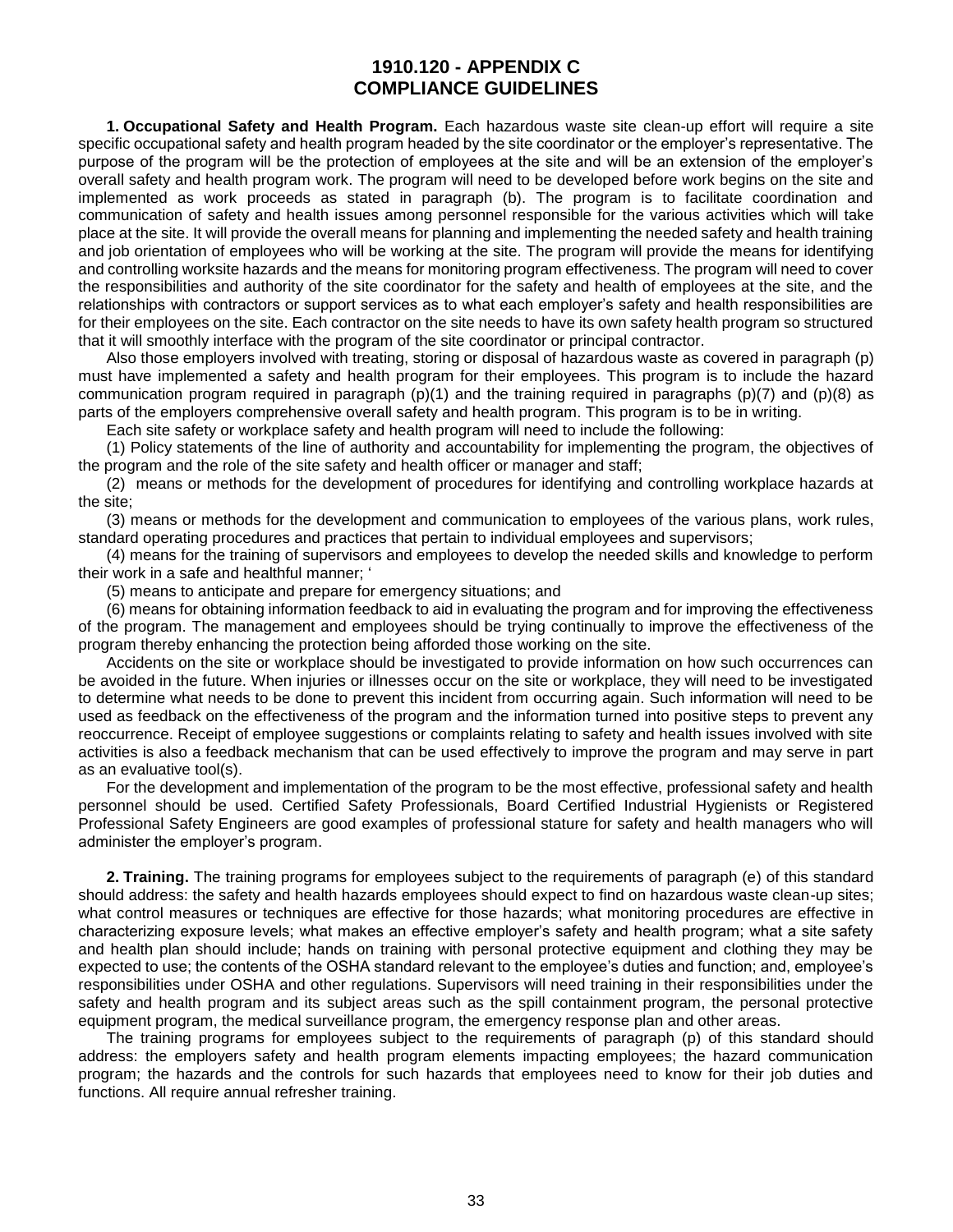# 1910.120 - APPENDIX C
# COMPLIANCE GUIDELINES

**1. Occupational Safety and Health Program.** Each hazardous waste site clean-up effort will require a site specific occupational safety and health program headed by the site coordinator or the employer's representative. The purpose of the program will be the protection of employees at the site and will be an extension of the employer's overall safety and health program work. The program will need to be developed before work begins on the site and implemented as work proceeds as stated in paragraph (b). The program is to facilitate coordination and communication of safety and health issues among personnel responsible for the various activities which will take place at the site. It will provide the overall means for planning and implementing the needed safety and health training and job orientation of employees who will be working at the site. The program will provide the means for identifying and controlling worksite hazards and the means for monitoring program effectiveness. The program will need to cover the responsibilities and authority of the site coordinator for the safety and health of employees at the site, and the relationships with contractors or support services as to what each employer's safety and health responsibilities are for their employees on the site. Each contractor on the site needs to have its own safety health program so structured that it will smoothly interface with the program of the site coordinator or principal contractor.

Also those employers involved with treating, storing or disposal of hazardous waste as covered in paragraph (p) must have implemented a safety and health program for their employees. This program is to include the hazard communication program required in paragraph (p)(1) and the training required in paragraphs (p)(7) and (p)(8) as parts of the employers comprehensive overall safety and health program. This program is to be in writing.

Each site safety or workplace safety and health program will need to include the following:

(1) Policy statements of the line of authority and accountability for implementing the program, the objectives of the program and the role of the site safety and health officer or manager and staff;

(2) means or methods for the development of procedures for identifying and controlling workplace hazards at the site;

(3) means or methods for the development and communication to employees of the various plans, work rules, standard operating procedures and practices that pertain to individual employees and supervisors;

(4) means for the training of supervisors and employees to develop the needed skills and knowledge to perform their work in a safe and healthful manner; '

(5) means to anticipate and prepare for emergency situations; and

(6) means for obtaining information feedback to aid in evaluating the program and for improving the effectiveness of the program. The management and employees should be trying continually to improve the effectiveness of the program thereby enhancing the protection being afforded those working on the site.

Accidents on the site or workplace should be investigated to provide information on how such occurrences can be avoided in the future. When injuries or illnesses occur on the site or workplace, they will need to be investigated to determine what needs to be done to prevent this incident from occurring again. Such information will need to be used as feedback on the effectiveness of the program and the information turned into positive steps to prevent any reoccurrence. Receipt of employee suggestions or complaints relating to safety and health issues involved with site activities is also a feedback mechanism that can be used effectively to improve the program and may serve in part as an evaluative tool(s).

For the development and implementation of the program to be the most effective, professional safety and health personnel should be used. Certified Safety Professionals, Board Certified Industrial Hygienists or Registered Professional Safety Engineers are good examples of professional stature for safety and health managers who will administer the employer's program.

**2. Training.** The training programs for employees subject to the requirements of paragraph (e) of this standard should address: the safety and health hazards employees should expect to find on hazardous waste clean-up sites; what control measures or techniques are effective for those hazards; what monitoring procedures are effective in characterizing exposure levels; what makes an effective employer's safety and health program; what a site safety and health plan should include; hands on training with personal protective equipment and clothing they may be expected to use; the contents of the OSHA standard relevant to the employee's duties and function; and, employee's responsibilities under OSHA and other regulations. Supervisors will need training in their responsibilities under the safety and health program and its subject areas such as the spill containment program, the personal protective equipment program, the medical surveillance program, the emergency response plan and other areas.

The training programs for employees subject to the requirements of paragraph (p) of this standard should address: the employers safety and health program elements impacting employees; the hazard communication program; the hazards and the controls for such hazards that employees need to know for their job duties and functions. All require annual refresher training.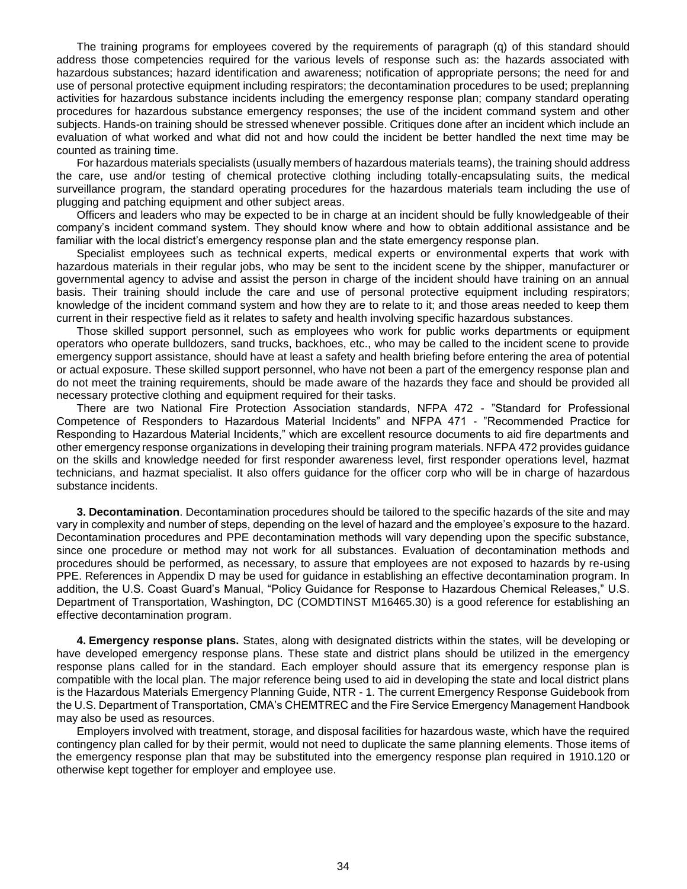The training programs for employees covered by the requirements of paragraph (q) of this standard should address those competencies required for the various levels of response such as: the hazards associated with hazardous substances; hazard identification and awareness; notification of appropriate persons; the need for and use of personal protective equipment including respirators; the decontamination procedures to be used; preplanning activities for hazardous substance incidents including the emergency response plan; company standard operating procedures for hazardous substance emergency responses; the use of the incident command system and other subjects. Hands-on training should be stressed whenever possible. Critiques done after an incident which include an evaluation of what worked and what did not and how could the incident be better handled the next time may be counted as training time.

For hazardous materials specialists (usually members of hazardous materials teams), the training should address the care, use and/or testing of chemical protective clothing including totally-encapsulating suits, the medical surveillance program, the standard operating procedures for the hazardous materials team including the use of plugging and patching equipment and other subject areas.

Officers and leaders who may be expected to be in charge at an incident should be fully knowledgeable of their company's incident command system. They should know where and how to obtain additional assistance and be familiar with the local district's emergency response plan and the state emergency response plan.

Specialist employees such as technical experts, medical experts or environmental experts that work with hazardous materials in their regular jobs, who may be sent to the incident scene by the shipper, manufacturer or governmental agency to advise and assist the person in charge of the incident should have training on an annual basis. Their training should include the care and use of personal protective equipment including respirators; knowledge of the incident command system and how they are to relate to it; and those areas needed to keep them current in their respective field as it relates to safety and health involving specific hazardous substances.

Those skilled support personnel, such as employees who work for public works departments or equipment operators who operate bulldozers, sand trucks, backhoes, etc., who may be called to the incident scene to provide emergency support assistance, should have at least a safety and health briefing before entering the area of potential or actual exposure. These skilled support personnel, who have not been a part of the emergency response plan and do not meet the training requirements, should be made aware of the hazards they face and should be provided all necessary protective clothing and equipment required for their tasks.

There are two National Fire Protection Association standards, NFPA 472 - "Standard for Professional Competence of Responders to Hazardous Material Incidents" and NFPA 471 - "Recommended Practice for Responding to Hazardous Material Incidents," which are excellent resource documents to aid fire departments and other emergency response organizations in developing their training program materials. NFPA 472 provides guidance on the skills and knowledge needed for first responder awareness level, first responder operations level, hazmat technicians, and hazmat specialist. It also offers guidance for the officer corp who will be in charge of hazardous substance incidents.

**3. Decontamination**. Decontamination procedures should be tailored to the specific hazards of the site and may vary in complexity and number of steps, depending on the level of hazard and the employee's exposure to the hazard. Decontamination procedures and PPE decontamination methods will vary depending upon the specific substance, since one procedure or method may not work for all substances. Evaluation of decontamination methods and procedures should be performed, as necessary, to assure that employees are not exposed to hazards by re-using PPE. References in Appendix D may be used for guidance in establishing an effective decontamination program. In addition, the U.S. Coast Guard's Manual, "Policy Guidance for Response to Hazardous Chemical Releases," U.S. Department of Transportation, Washington, DC (COMDTINST M16465.30) is a good reference for establishing an effective decontamination program.

**4. Emergency response plans.** States, along with designated districts within the states, will be developing or have developed emergency response plans. These state and district plans should be utilized in the emergency response plans called for in the standard. Each employer should assure that its emergency response plan is compatible with the local plan. The major reference being used to aid in developing the state and local district plans is the Hazardous Materials Emergency Planning Guide, NTR - 1. The current Emergency Response Guidebook from the U.S. Department of Transportation, CMA's CHEMTREC and the Fire Service Emergency Management Handbook may also be used as resources.

Employers involved with treatment, storage, and disposal facilities for hazardous waste, which have the required contingency plan called for by their permit, would not need to duplicate the same planning elements. Those items of the emergency response plan that may be substituted into the emergency response plan required in 1910.120 or otherwise kept together for employer and employee use.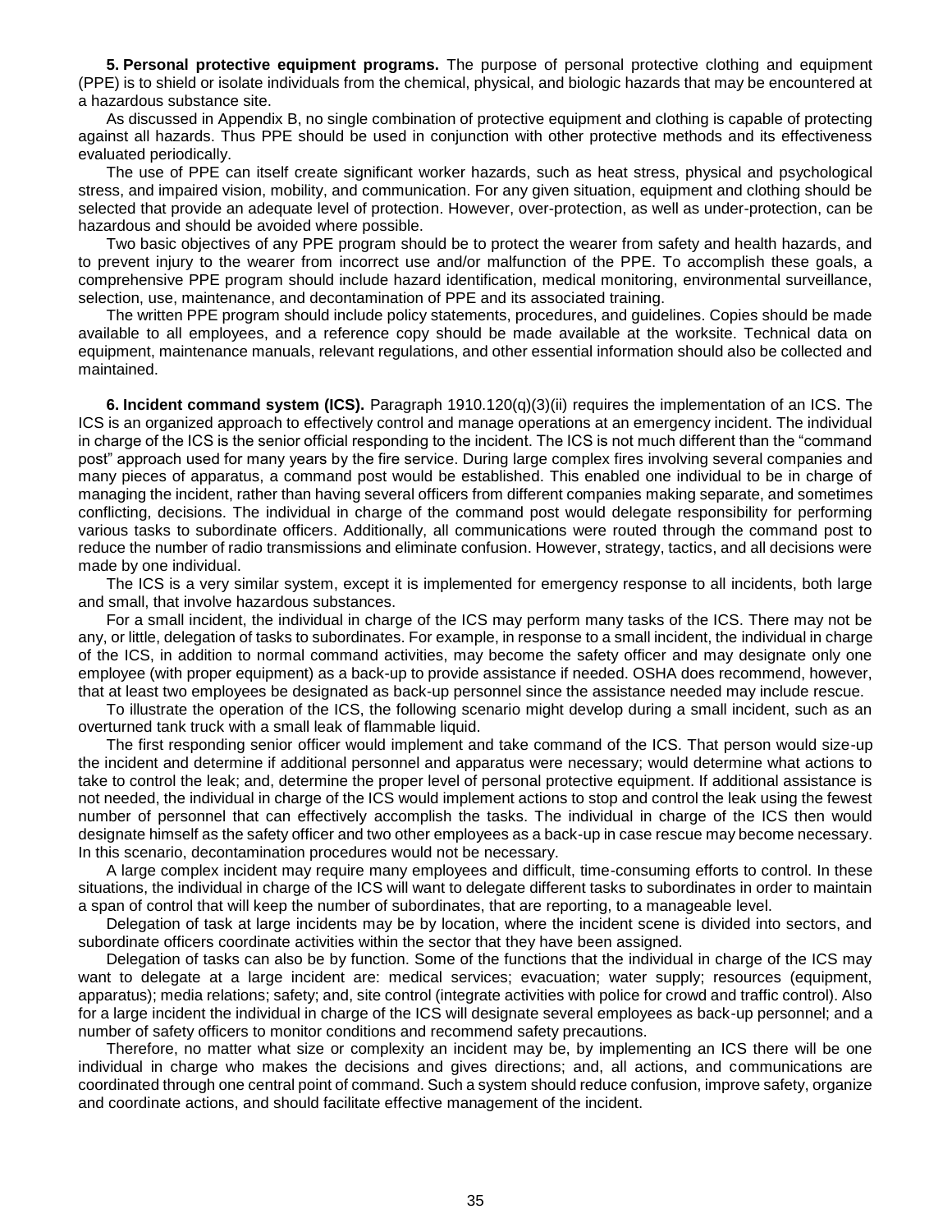**5. Personal protective equipment programs.** The purpose of personal protective clothing and equipment (PPE) is to shield or isolate individuals from the chemical, physical, and biologic hazards that may be encountered at a hazardous substance site.

As discussed in Appendix B, no single combination of protective equipment and clothing is capable of protecting against all hazards. Thus PPE should be used in conjunction with other protective methods and its effectiveness evaluated periodically.

The use of PPE can itself create significant worker hazards, such as heat stress, physical and psychological stress, and impaired vision, mobility, and communication. For any given situation, equipment and clothing should be selected that provide an adequate level of protection. However, over-protection, as well as under-protection, can be hazardous and should be avoided where possible.

Two basic objectives of any PPE program should be to protect the wearer from safety and health hazards, and to prevent injury to the wearer from incorrect use and/or malfunction of the PPE. To accomplish these goals, a comprehensive PPE program should include hazard identification, medical monitoring, environmental surveillance, selection, use, maintenance, and decontamination of PPE and its associated training.

The written PPE program should include policy statements, procedures, and guidelines. Copies should be made available to all employees, and a reference copy should be made available at the worksite. Technical data on equipment, maintenance manuals, relevant regulations, and other essential information should also be collected and maintained.

**6. Incident command system (ICS).** Paragraph 1910.120(q)(3)(ii) requires the implementation of an ICS. The ICS is an organized approach to effectively control and manage operations at an emergency incident. The individual in charge of the ICS is the senior official responding to the incident. The ICS is not much different than the "command post" approach used for many years by the fire service. During large complex fires involving several companies and many pieces of apparatus, a command post would be established. This enabled one individual to be in charge of managing the incident, rather than having several officers from different companies making separate, and sometimes conflicting, decisions. The individual in charge of the command post would delegate responsibility for performing various tasks to subordinate officers. Additionally, all communications were routed through the command post to reduce the number of radio transmissions and eliminate confusion. However, strategy, tactics, and all decisions were made by one individual.

The ICS is a very similar system, except it is implemented for emergency response to all incidents, both large and small, that involve hazardous substances.

For a small incident, the individual in charge of the ICS may perform many tasks of the ICS. There may not be any, or little, delegation of tasks to subordinates. For example, in response to a small incident, the individual in charge of the ICS, in addition to normal command activities, may become the safety officer and may designate only one employee (with proper equipment) as a back-up to provide assistance if needed. OSHA does recommend, however, that at least two employees be designated as back-up personnel since the assistance needed may include rescue.

To illustrate the operation of the ICS, the following scenario might develop during a small incident, such as an overturned tank truck with a small leak of flammable liquid.

The first responding senior officer would implement and take command of the ICS. That person would size-up the incident and determine if additional personnel and apparatus were necessary; would determine what actions to take to control the leak; and, determine the proper level of personal protective equipment. If additional assistance is not needed, the individual in charge of the ICS would implement actions to stop and control the leak using the fewest number of personnel that can effectively accomplish the tasks. The individual in charge of the ICS then would designate himself as the safety officer and two other employees as a back-up in case rescue may become necessary. In this scenario, decontamination procedures would not be necessary.

A large complex incident may require many employees and difficult, time-consuming efforts to control. In these situations, the individual in charge of the ICS will want to delegate different tasks to subordinates in order to maintain a span of control that will keep the number of subordinates, that are reporting, to a manageable level.

Delegation of task at large incidents may be by location, where the incident scene is divided into sectors, and subordinate officers coordinate activities within the sector that they have been assigned.

Delegation of tasks can also be by function. Some of the functions that the individual in charge of the ICS may want to delegate at a large incident are: medical services; evacuation; water supply; resources (equipment, apparatus); media relations; safety; and, site control (integrate activities with police for crowd and traffic control). Also for a large incident the individual in charge of the ICS will designate several employees as back-up personnel; and a number of safety officers to monitor conditions and recommend safety precautions.

Therefore, no matter what size or complexity an incident may be, by implementing an ICS there will be one individual in charge who makes the decisions and gives directions; and, all actions, and communications are coordinated through one central point of command. Such a system should reduce confusion, improve safety, organize and coordinate actions, and should facilitate effective management of the incident.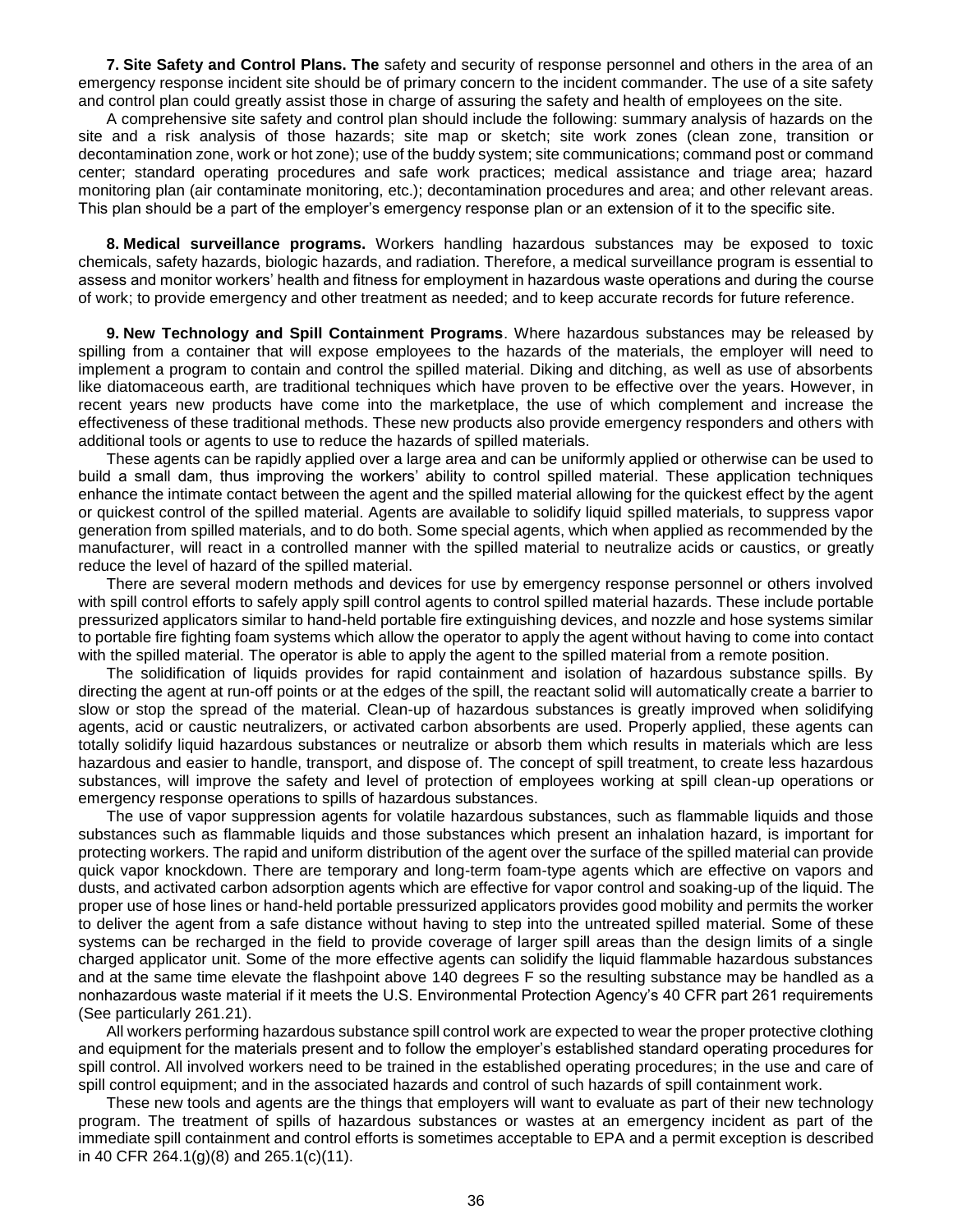**7. Site Safety and Control Plans. The** safety and security of response personnel and others in the area of an emergency response incident site should be of primary concern to the incident commander. The use of a site safety and control plan could greatly assist those in charge of assuring the safety and health of employees on the site.

A comprehensive site safety and control plan should include the following: summary analysis of hazards on the site and a risk analysis of those hazards; site map or sketch; site work zones (clean zone, transition or decontamination zone, work or hot zone); use of the buddy system; site communications; command post or command center; standard operating procedures and safe work practices; medical assistance and triage area; hazard monitoring plan (air contaminate monitoring, etc.); decontamination procedures and area; and other relevant areas. This plan should be a part of the employer's emergency response plan or an extension of it to the specific site.

**8. Medical surveillance programs.** Workers handling hazardous substances may be exposed to toxic chemicals, safety hazards, biologic hazards, and radiation. Therefore, a medical surveillance program is essential to assess and monitor workers' health and fitness for employment in hazardous waste operations and during the course of work; to provide emergency and other treatment as needed; and to keep accurate records for future reference.

**9. New Technology and Spill Containment Programs**. Where hazardous substances may be released by spilling from a container that will expose employees to the hazards of the materials, the employer will need to implement a program to contain and control the spilled material. Diking and ditching, as well as use of absorbents like diatomaceous earth, are traditional techniques which have proven to be effective over the years. However, in recent years new products have come into the marketplace, the use of which complement and increase the effectiveness of these traditional methods. These new products also provide emergency responders and others with additional tools or agents to use to reduce the hazards of spilled materials.

These agents can be rapidly applied over a large area and can be uniformly applied or otherwise can be used to build a small dam, thus improving the workers' ability to control spilled material. These application techniques enhance the intimate contact between the agent and the spilled material allowing for the quickest effect by the agent or quickest control of the spilled material. Agents are available to solidify liquid spilled materials, to suppress vapor generation from spilled materials, and to do both. Some special agents, which when applied as recommended by the manufacturer, will react in a controlled manner with the spilled material to neutralize acids or caustics, or greatly reduce the level of hazard of the spilled material.

There are several modern methods and devices for use by emergency response personnel or others involved with spill control efforts to safely apply spill control agents to control spilled material hazards. These include portable pressurized applicators similar to hand-held portable fire extinguishing devices, and nozzle and hose systems similar to portable fire fighting foam systems which allow the operator to apply the agent without having to come into contact with the spilled material. The operator is able to apply the agent to the spilled material from a remote position.

The solidification of liquids provides for rapid containment and isolation of hazardous substance spills. By directing the agent at run-off points or at the edges of the spill, the reactant solid will automatically create a barrier to slow or stop the spread of the material. Clean-up of hazardous substances is greatly improved when solidifying agents, acid or caustic neutralizers, or activated carbon absorbents are used. Properly applied, these agents can totally solidify liquid hazardous substances or neutralize or absorb them which results in materials which are less hazardous and easier to handle, transport, and dispose of. The concept of spill treatment, to create less hazardous substances, will improve the safety and level of protection of employees working at spill clean-up operations or emergency response operations to spills of hazardous substances.

The use of vapor suppression agents for volatile hazardous substances, such as flammable liquids and those substances such as flammable liquids and those substances which present an inhalation hazard, is important for protecting workers. The rapid and uniform distribution of the agent over the surface of the spilled material can provide quick vapor knockdown. There are temporary and long-term foam-type agents which are effective on vapors and dusts, and activated carbon adsorption agents which are effective for vapor control and soaking-up of the liquid. The proper use of hose lines or hand-held portable pressurized applicators provides good mobility and permits the worker to deliver the agent from a safe distance without having to step into the untreated spilled material. Some of these systems can be recharged in the field to provide coverage of larger spill areas than the design limits of a single charged applicator unit. Some of the more effective agents can solidify the liquid flammable hazardous substances and at the same time elevate the flashpoint above 140 degrees F so the resulting substance may be handled as a nonhazardous waste material if it meets the U.S. Environmental Protection Agency's 40 CFR part 261 requirements (See particularly 261.21).

All workers performing hazardous substance spill control work are expected to wear the proper protective clothing and equipment for the materials present and to follow the employer's established standard operating procedures for spill control. All involved workers need to be trained in the established operating procedures; in the use and care of spill control equipment; and in the associated hazards and control of such hazards of spill containment work.

These new tools and agents are the things that employers will want to evaluate as part of their new technology program. The treatment of spills of hazardous substances or wastes at an emergency incident as part of the immediate spill containment and control efforts is sometimes acceptable to EPA and a permit exception is described in 40 CFR 264.1(g)(8) and 265.1(c)(11).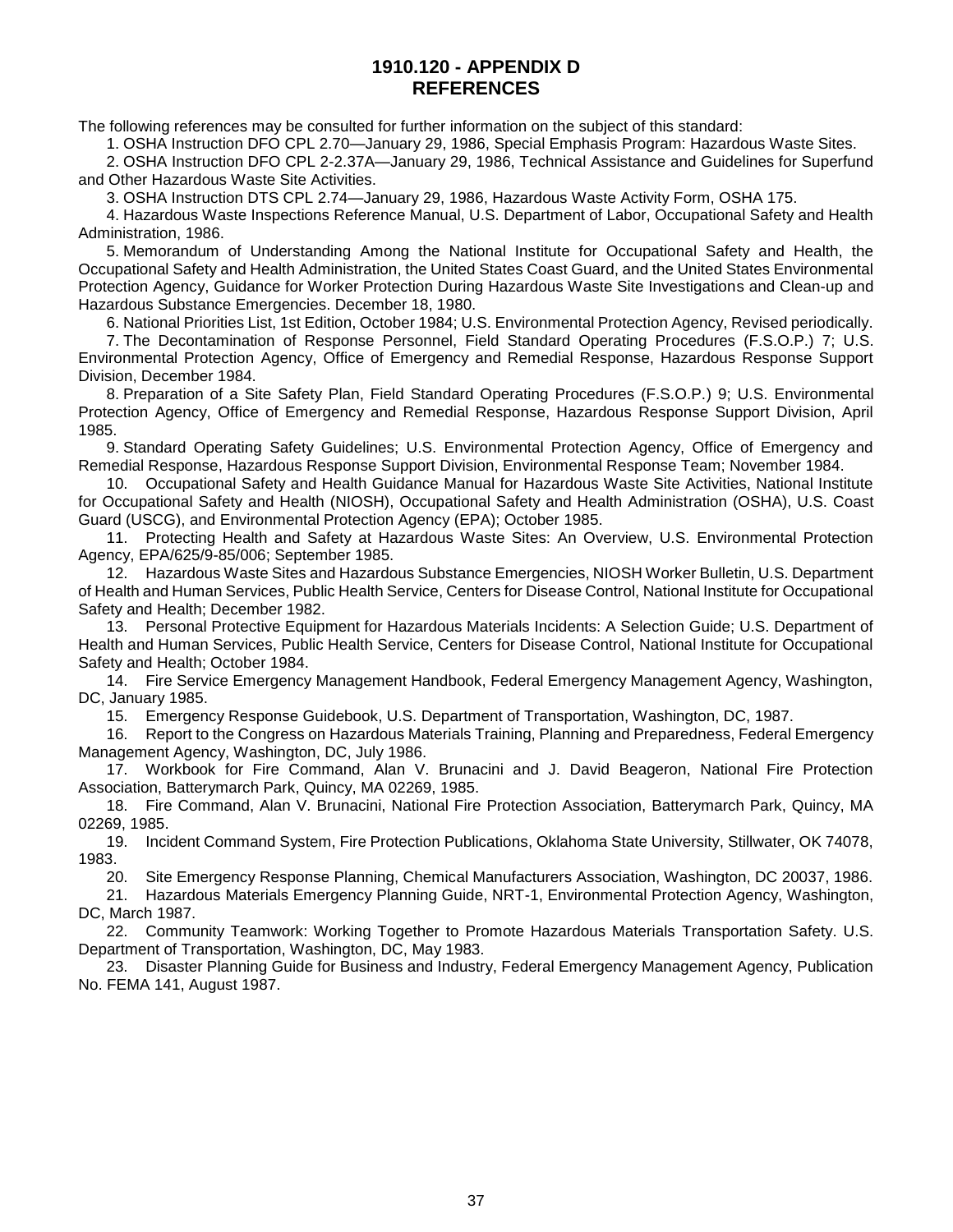# 1910.120 - APPENDIX D
# REFERENCES

The following references may be consulted for further information on the subject of this standard:

1. OSHA Instruction DFO CPL 2.70—January 29, 1986, Special Emphasis Program: Hazardous Waste Sites.
2. OSHA Instruction DFO CPL 2-2.37A—January 29, 1986, Technical Assistance and Guidelines for Superfund and Other Hazardous Waste Site Activities.
3. OSHA Instruction DTS CPL 2.74—January 29, 1986, Hazardous Waste Activity Form, OSHA 175.
4. Hazardous Waste Inspections Reference Manual, U.S. Department of Labor, Occupational Safety and Health Administration, 1986.
5. Memorandum of Understanding Among the National Institute for Occupational Safety and Health, the Occupational Safety and Health Administration, the United States Coast Guard, and the United States Environmental Protection Agency, Guidance for Worker Protection During Hazardous Waste Site Investigations and Clean-up and Hazardous Substance Emergencies. December 18, 1980.
6. National Priorities List, 1st Edition, October 1984; U.S. Environmental Protection Agency, Revised periodically.
7. The Decontamination of Response Personnel, Field Standard Operating Procedures (F.S.O.P.) 7; U.S. Environmental Protection Agency, Office of Emergency and Remedial Response, Hazardous Response Support Division, December 1984.
8. Preparation of a Site Safety Plan, Field Standard Operating Procedures (F.S.O.P.) 9; U.S. Environmental Protection Agency, Office of Emergency and Remedial Response, Hazardous Response Support Division, April 1985.
9. Standard Operating Safety Guidelines; U.S. Environmental Protection Agency, Office of Emergency and Remedial Response, Hazardous Response Support Division, Environmental Response Team; November 1984.
10. Occupational Safety and Health Guidance Manual for Hazardous Waste Site Activities, National Institute for Occupational Safety and Health (NIOSH), Occupational Safety and Health Administration (OSHA), U.S. Coast Guard (USCG), and Environmental Protection Agency (EPA); October 1985.
11. Protecting Health and Safety at Hazardous Waste Sites: An Overview, U.S. Environmental Protection Agency, EPA/625/9-85/006; September 1985.
12. Hazardous Waste Sites and Hazardous Substance Emergencies, NIOSH Worker Bulletin, U.S. Department of Health and Human Services, Public Health Service, Centers for Disease Control, National Institute for Occupational Safety and Health; December 1982.
13. Personal Protective Equipment for Hazardous Materials Incidents: A Selection Guide; U.S. Department of Health and Human Services, Public Health Service, Centers for Disease Control, National Institute for Occupational Safety and Health; October 1984.
14. Fire Service Emergency Management Handbook, Federal Emergency Management Agency, Washington, DC, January 1985.
15. Emergency Response Guidebook, U.S. Department of Transportation, Washington, DC, 1987.
16. Report to the Congress on Hazardous Materials Training, Planning and Preparedness, Federal Emergency Management Agency, Washington, DC, July 1986.
17. Workbook for Fire Command, Alan V. Brunacini and J. David Beageron, National Fire Protection Association, Batterymarch Park, Quincy, MA 02269, 1985.
18. Fire Command, Alan V. Brunacini, National Fire Protection Association, Batterymarch Park, Quincy, MA 02269, 1985.
19. Incident Command System, Fire Protection Publications, Oklahoma State University, Stillwater, OK 74078, 1983.
20. Site Emergency Response Planning, Chemical Manufacturers Association, Washington, DC 20037, 1986.
21. Hazardous Materials Emergency Planning Guide, NRT-1, Environmental Protection Agency, Washington, DC, March 1987.
22. Community Teamwork: Working Together to Promote Hazardous Materials Transportation Safety. U.S. Department of Transportation, Washington, DC, May 1983.
23. Disaster Planning Guide for Business and Industry, Federal Emergency Management Agency, Publication No. FEMA 141, August 1987.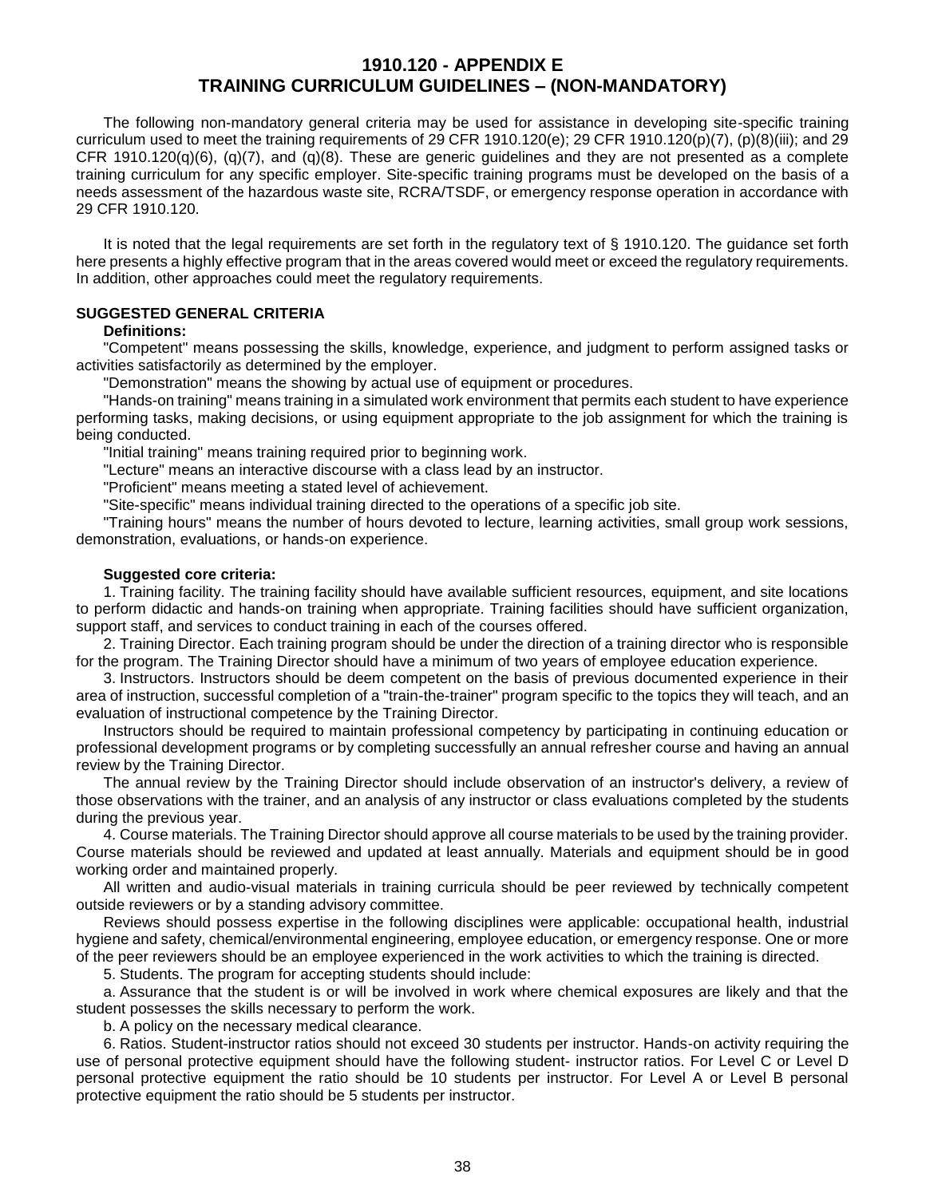# 1910.120 - APPENDIX E
# TRAINING CURRICULUM GUIDELINES – (NON-MANDATORY)

The following non-mandatory general criteria may be used for assistance in developing site-specific training curriculum used to meet the training requirements of 29 CFR 1910.120(e); 29 CFR 1910.120(p)(7), (p)(8)(iii); and 29 CFR 1910.120(q)(6), (q)(7), and (q)(8). These are generic guidelines and they are not presented as a complete training curriculum for any specific employer. Site-specific training programs must be developed on the basis of a needs assessment of the hazardous waste site, RCRA/TSDF, or emergency response operation in accordance with 29 CFR 1910.120.

It is noted that the legal requirements are set forth in the regulatory text of § 1910.120. The guidance set forth here presents a highly effective program that in the areas covered would meet or exceed the regulatory requirements. In addition, other approaches could meet the regulatory requirements.

## SUGGESTED GENERAL CRITERIA

**Definitions:**

"Competent" means possessing the skills, knowledge, experience, and judgment to perform assigned tasks or activities satisfactorily as determined by the employer.

"Demonstration" means the showing by actual use of equipment or procedures.

"Hands-on training" means training in a simulated work environment that permits each student to have experience performing tasks, making decisions, or using equipment appropriate to the job assignment for which the training is being conducted.

"Initial training" means training required prior to beginning work.

"Lecture" means an interactive discourse with a class lead by an instructor.

"Proficient" means meeting a stated level of achievement.

"Site-specific" means individual training directed to the operations of a specific job site.

"Training hours" means the number of hours devoted to lecture, learning activities, small group work sessions, demonstration, evaluations, or hands-on experience.

**Suggested core criteria:**

1. Training facility. The training facility should have available sufficient resources, equipment, and site locations to perform didactic and hands-on training when appropriate. Training facilities should have sufficient organization, support staff, and services to conduct training in each of the courses offered.

2. Training Director. Each training program should be under the direction of a training director who is responsible for the program. The Training Director should have a minimum of two years of employee education experience.

3. Instructors. Instructors should be deem competent on the basis of previous documented experience in their area of instruction, successful completion of a "train-the-trainer" program specific to the topics they will teach, and an evaluation of instructional competence by the Training Director.

Instructors should be required to maintain professional competency by participating in continuing education or professional development programs or by completing successfully an annual refresher course and having an annual review by the Training Director.

The annual review by the Training Director should include observation of an instructor's delivery, a review of those observations with the trainer, and an analysis of any instructor or class evaluations completed by the students during the previous year.

4. Course materials. The Training Director should approve all course materials to be used by the training provider. Course materials should be reviewed and updated at least annually. Materials and equipment should be in good working order and maintained properly.

All written and audio-visual materials in training curricula should be peer reviewed by technically competent outside reviewers or by a standing advisory committee.

Reviews should possess expertise in the following disciplines were applicable: occupational health, industrial hygiene and safety, chemical/environmental engineering, employee education, or emergency response. One or more of the peer reviewers should be an employee experienced in the work activities to which the training is directed.

5. Students. The program for accepting students should include:

a. Assurance that the student is or will be involved in work where chemical exposures are likely and that the student possesses the skills necessary to perform the work.

b. A policy on the necessary medical clearance.

6. Ratios. Student-instructor ratios should not exceed 30 students per instructor. Hands-on activity requiring the use of personal protective equipment should have the following student- instructor ratios. For Level C or Level D personal protective equipment the ratio should be 10 students per instructor. For Level A or Level B personal protective equipment the ratio should be 5 students per instructor.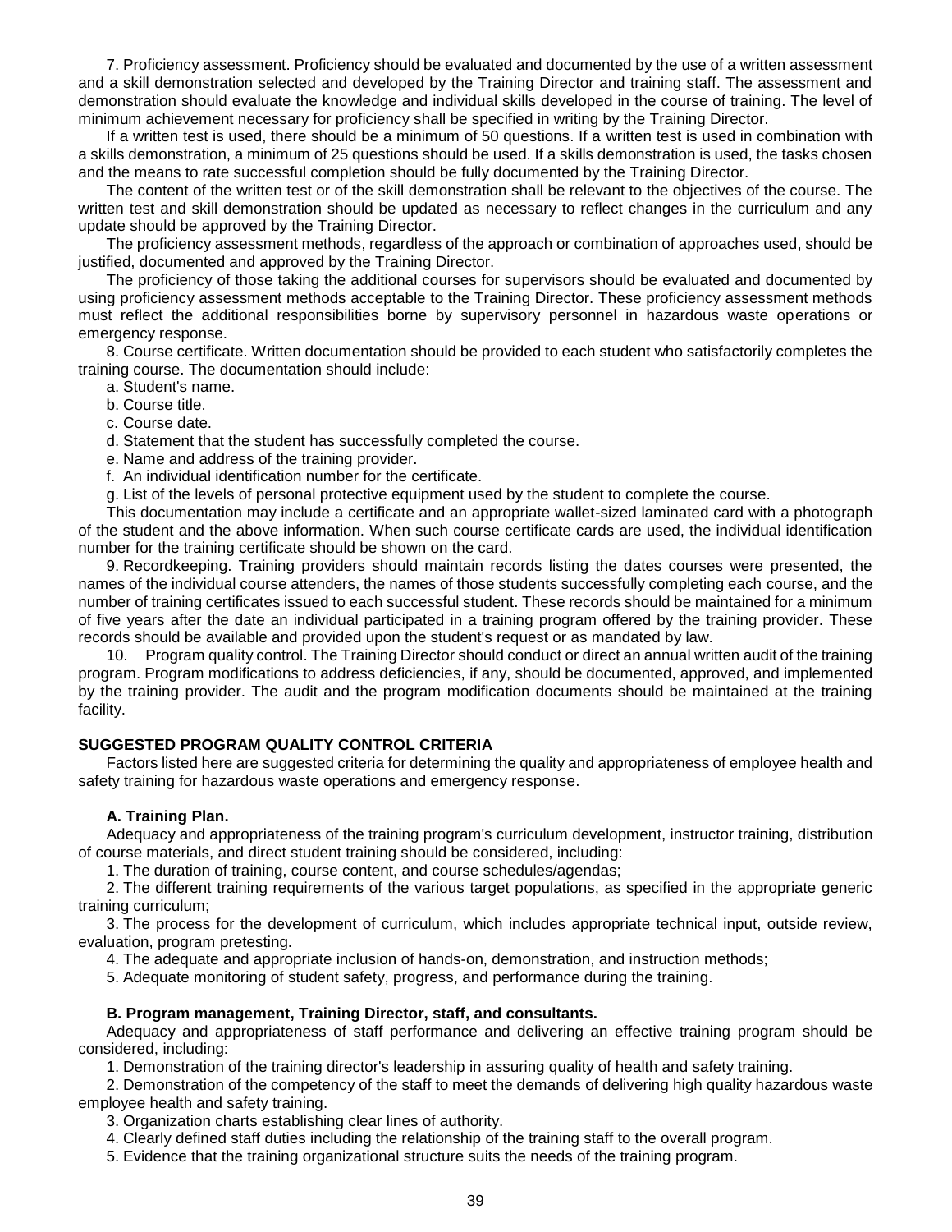7. Proficiency assessment. Proficiency should be evaluated and documented by the use of a written assessment and a skill demonstration selected and developed by the Training Director and training staff. The assessment and demonstration should evaluate the knowledge and individual skills developed in the course of training. The level of minimum achievement necessary for proficiency shall be specified in writing by the Training Director.

If a written test is used, there should be a minimum of 50 questions. If a written test is used in combination with a skills demonstration, a minimum of 25 questions should be used. If a skills demonstration is used, the tasks chosen and the means to rate successful completion should be fully documented by the Training Director.

The content of the written test or of the skill demonstration shall be relevant to the objectives of the course. The written test and skill demonstration should be updated as necessary to reflect changes in the curriculum and any update should be approved by the Training Director.

The proficiency assessment methods, regardless of the approach or combination of approaches used, should be justified, documented and approved by the Training Director.

The proficiency of those taking the additional courses for supervisors should be evaluated and documented by using proficiency assessment methods acceptable to the Training Director. These proficiency assessment methods must reflect the additional responsibilities borne by supervisory personnel in hazardous waste operations or emergency response.

8. Course certificate. Written documentation should be provided to each student who satisfactorily completes the training course. The documentation should include:

a. Student's name.

b. Course title.

c. Course date.

d. Statement that the student has successfully completed the course.

e. Name and address of the training provider.

f. An individual identification number for the certificate.

g. List of the levels of personal protective equipment used by the student to complete the course.

This documentation may include a certificate and an appropriate wallet-sized laminated card with a photograph of the student and the above information. When such course certificate cards are used, the individual identification number for the training certificate should be shown on the card.

9. Recordkeeping. Training providers should maintain records listing the dates courses were presented, the names of the individual course attenders, the names of those students successfully completing each course, and the number of training certificates issued to each successful student. These records should be maintained for a minimum of five years after the date an individual participated in a training program offered by the training provider. These records should be available and provided upon the student's request or as mandated by law.

10. Program quality control. The Training Director should conduct or direct an annual written audit of the training program. Program modifications to address deficiencies, if any, should be documented, approved, and implemented by the training provider. The audit and the program modification documents should be maintained at the training facility.

## SUGGESTED PROGRAM QUALITY CONTROL CRITERIA

Factors listed here are suggested criteria for determining the quality and appropriateness of employee health and safety training for hazardous waste operations and emergency response.

### A. Training Plan.

Adequacy and appropriateness of the training program's curriculum development, instructor training, distribution of course materials, and direct student training should be considered, including:

1. The duration of training, course content, and course schedules/agendas;

2. The different training requirements of the various target populations, as specified in the appropriate generic training curriculum;

3. The process for the development of curriculum, which includes appropriate technical input, outside review, evaluation, program pretesting.

4. The adequate and appropriate inclusion of hands-on, demonstration, and instruction methods;

5. Adequate monitoring of student safety, progress, and performance during the training.

### B. Program management, Training Director, staff, and consultants.

Adequacy and appropriateness of staff performance and delivering an effective training program should be considered, including:

1. Demonstration of the training director's leadership in assuring quality of health and safety training.

2. Demonstration of the competency of the staff to meet the demands of delivering high quality hazardous waste employee health and safety training.

3. Organization charts establishing clear lines of authority.

4. Clearly defined staff duties including the relationship of the training staff to the overall program.

5. Evidence that the training organizational structure suits the needs of the training program.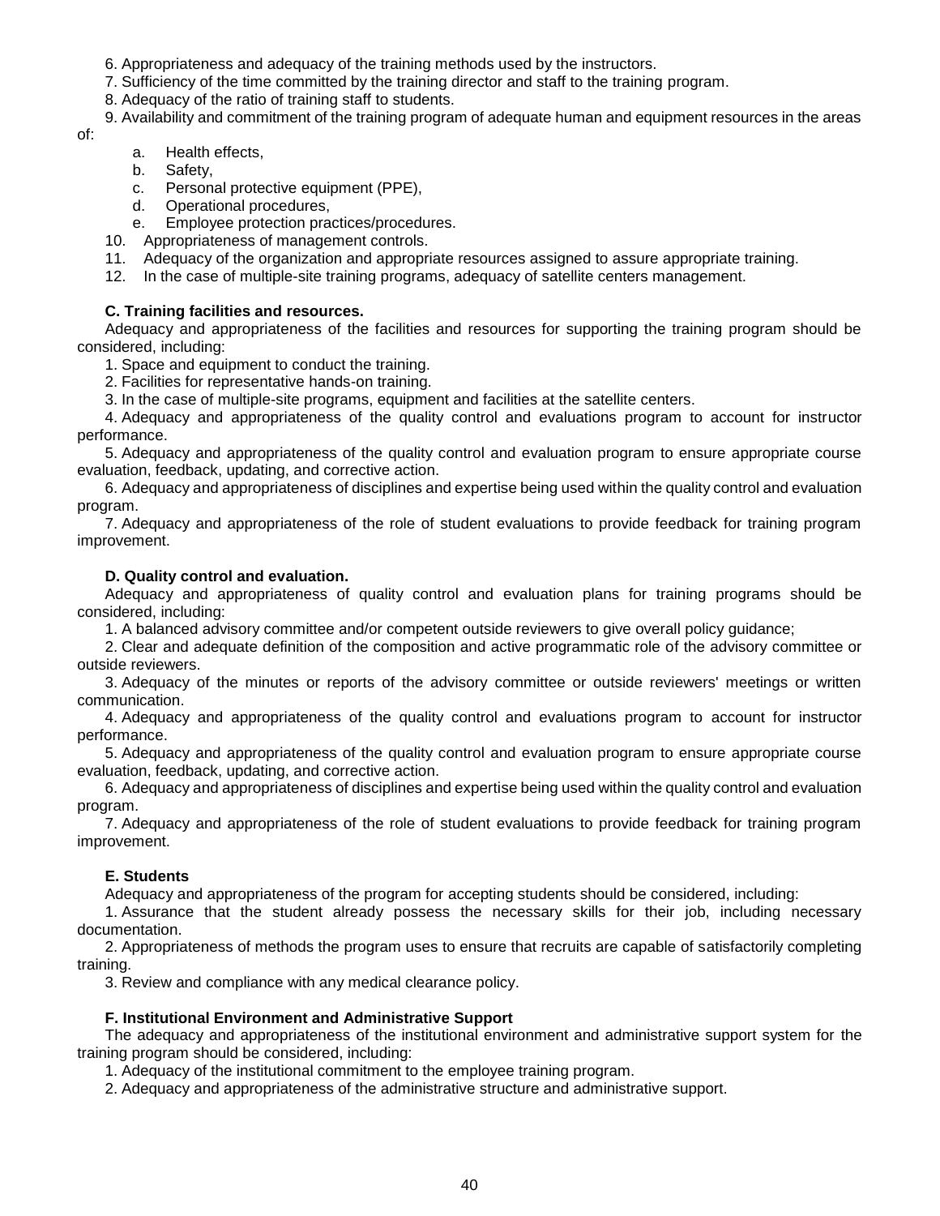6. Appropriateness and adequacy of the training methods used by the instructors.

7. Sufficiency of the time committed by the training director and staff to the training program.

8. Adequacy of the ratio of training staff to students.

9. Availability and commitment of the training program of adequate human and equipment resources in the areas of:

   a. Health effects,
   b. Safety,
   c. Personal protective equipment (PPE),
   d. Operational procedures,
   e. Employee protection practices/procedures.

10. Appropriateness of management controls.

11. Adequacy of the organization and appropriate resources assigned to assure appropriate training.

12. In the case of multiple-site training programs, adequacy of satellite centers management.

**C. Training facilities and resources.**

Adequacy and appropriateness of the facilities and resources for supporting the training program should be considered, including:

1. Space and equipment to conduct the training.

2. Facilities for representative hands-on training.

3. In the case of multiple-site programs, equipment and facilities at the satellite centers.

4. Adequacy and appropriateness of the quality control and evaluations program to account for instructor performance.

5. Adequacy and appropriateness of the quality control and evaluation program to ensure appropriate course evaluation, feedback, updating, and corrective action.

6. Adequacy and appropriateness of disciplines and expertise being used within the quality control and evaluation program.

7. Adequacy and appropriateness of the role of student evaluations to provide feedback for training program improvement.

**D. Quality control and evaluation.**

Adequacy and appropriateness of quality control and evaluation plans for training programs should be considered, including:

1. A balanced advisory committee and/or competent outside reviewers to give overall policy guidance;

2. Clear and adequate definition of the composition and active programmatic role of the advisory committee or outside reviewers.

3. Adequacy of the minutes or reports of the advisory committee or outside reviewers' meetings or written communication.

4. Adequacy and appropriateness of the quality control and evaluations program to account for instructor performance.

5. Adequacy and appropriateness of the quality control and evaluation program to ensure appropriate course evaluation, feedback, updating, and corrective action.

6. Adequacy and appropriateness of disciplines and expertise being used within the quality control and evaluation program.

7. Adequacy and appropriateness of the role of student evaluations to provide feedback for training program improvement.

**E. Students**

Adequacy and appropriateness of the program for accepting students should be considered, including:

1. Assurance that the student already possess the necessary skills for their job, including necessary documentation.

2. Appropriateness of methods the program uses to ensure that recruits are capable of satisfactorily completing training.

3. Review and compliance with any medical clearance policy.

**F. Institutional Environment and Administrative Support**

The adequacy and appropriateness of the institutional environment and administrative support system for the training program should be considered, including:

1. Adequacy of the institutional commitment to the employee training program.

2. Adequacy and appropriateness of the administrative structure and administrative support.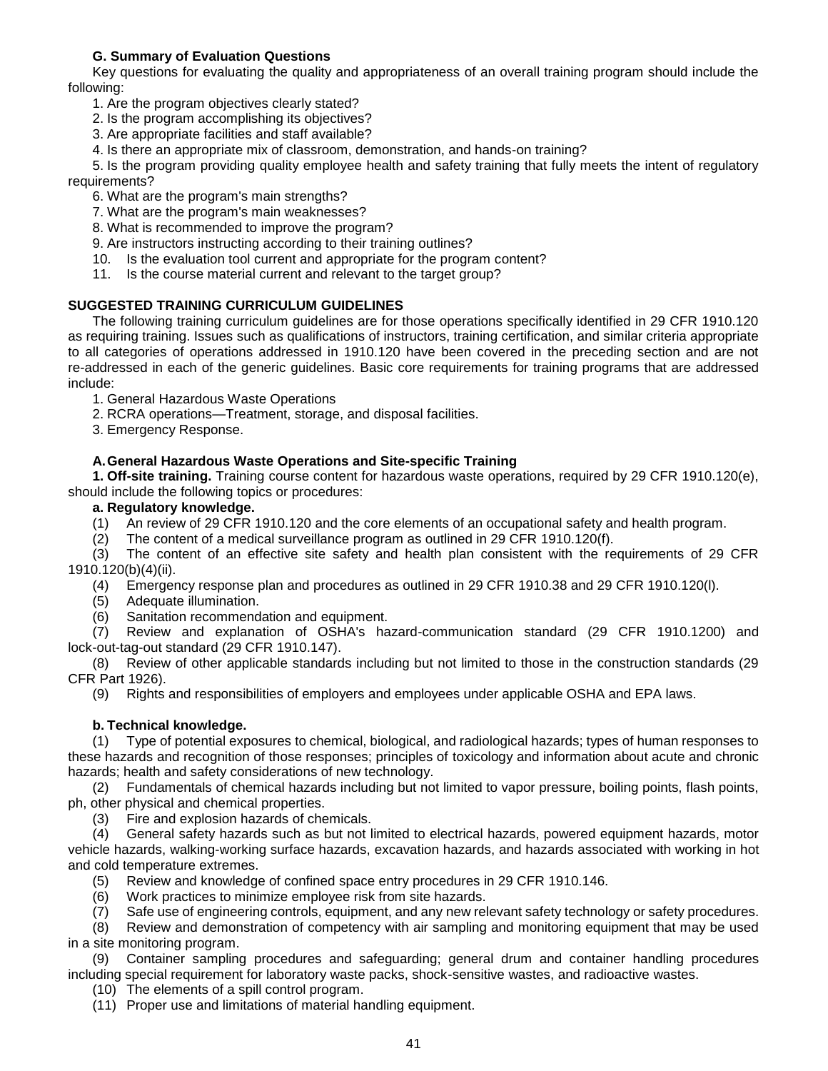### G. Summary of Evaluation Questions

Key questions for evaluating the quality and appropriateness of an overall training program should include the following:

1. Are the program objectives clearly stated?
2. Is the program accomplishing its objectives?
3. Are appropriate facilities and staff available?
4. Is there an appropriate mix of classroom, demonstration, and hands-on training?
5. Is the program providing quality employee health and safety training that fully meets the intent of regulatory requirements?
6. What are the program's main strengths?
7. What are the program's main weaknesses?
8. What is recommended to improve the program?
9. Are instructors instructing according to their training outlines?
10. Is the evaluation tool current and appropriate for the program content?
11. Is the course material current and relevant to the target group?

## SUGGESTED TRAINING CURRICULUM GUIDELINES

The following training curriculum guidelines are for those operations specifically identified in 29 CFR 1910.120 as requiring training. Issues such as qualifications of instructors, training certification, and similar criteria appropriate to all categories of operations addressed in 1910.120 have been covered in the preceding section and are not re-addressed in each of the generic guidelines. Basic core requirements for training programs that are addressed include:

1. General Hazardous Waste Operations
2. RCRA operations—Treatment, storage, and disposal facilities.
3. Emergency Response.

### A. General Hazardous Waste Operations and Site-specific Training

**1. Off-site training.** Training course content for hazardous waste operations, required by 29 CFR 1910.120(e), should include the following topics or procedures:

**a. Regulatory knowledge.**

(1) An review of 29 CFR 1910.120 and the core elements of an occupational safety and health program.

(2) The content of a medical surveillance program as outlined in 29 CFR 1910.120(f).

(3) The content of an effective site safety and health plan consistent with the requirements of 29 CFR 1910.120(b)(4)(ii).

(4) Emergency response plan and procedures as outlined in 29 CFR 1910.38 and 29 CFR 1910.120(l).

(5) Adequate illumination.

(6) Sanitation recommendation and equipment.

(7) Review and explanation of OSHA's hazard-communication standard (29 CFR 1910.1200) and lock-out-tag-out standard (29 CFR 1910.147).

(8) Review of other applicable standards including but not limited to those in the construction standards (29 CFR Part 1926).

(9) Rights and responsibilities of employers and employees under applicable OSHA and EPA laws.

**b. Technical knowledge.**

(1) Type of potential exposures to chemical, biological, and radiological hazards; types of human responses to these hazards and recognition of those responses; principles of toxicology and information about acute and chronic hazards; health and safety considerations of new technology.

(2) Fundamentals of chemical hazards including but not limited to vapor pressure, boiling points, flash points, ph, other physical and chemical properties.

(3) Fire and explosion hazards of chemicals.

(4) General safety hazards such as but not limited to electrical hazards, powered equipment hazards, motor vehicle hazards, walking-working surface hazards, excavation hazards, and hazards associated with working in hot and cold temperature extremes.

(5) Review and knowledge of confined space entry procedures in 29 CFR 1910.146.

(6) Work practices to minimize employee risk from site hazards.

(7) Safe use of engineering controls, equipment, and any new relevant safety technology or safety procedures.

(8) Review and demonstration of competency with air sampling and monitoring equipment that may be used in a site monitoring program.

(9) Container sampling procedures and safeguarding; general drum and container handling procedures including special requirement for laboratory waste packs, shock-sensitive wastes, and radioactive wastes.

(10) The elements of a spill control program.

(11) Proper use and limitations of material handling equipment.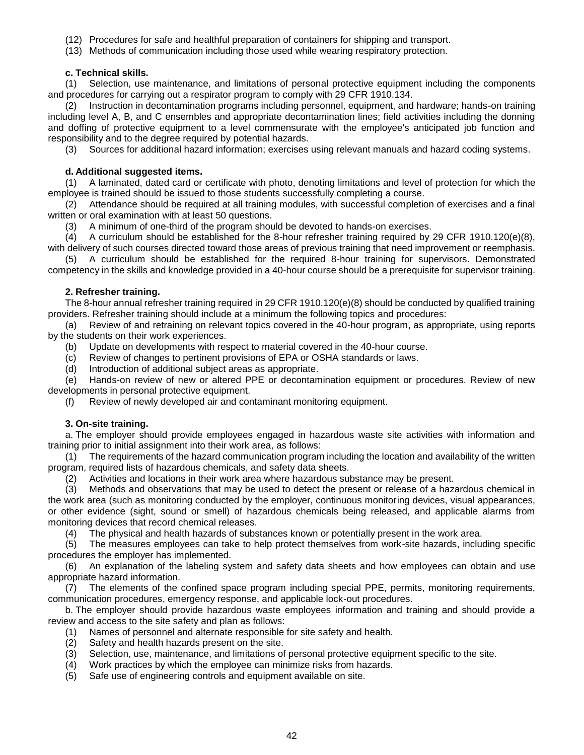(12) Procedures for safe and healthful preparation of containers for shipping and transport.

(13) Methods of communication including those used while wearing respiratory protection.

**c. Technical skills.**

(1) Selection, use maintenance, and limitations of personal protective equipment including the components and procedures for carrying out a respirator program to comply with 29 CFR 1910.134.

(2) Instruction in decontamination programs including personnel, equipment, and hardware; hands-on training including level A, B, and C ensembles and appropriate decontamination lines; field activities including the donning and doffing of protective equipment to a level commensurate with the employee's anticipated job function and responsibility and to the degree required by potential hazards.

(3) Sources for additional hazard information; exercises using relevant manuals and hazard coding systems.

**d. Additional suggested items.**

(1) A laminated, dated card or certificate with photo, denoting limitations and level of protection for which the employee is trained should be issued to those students successfully completing a course.

(2) Attendance should be required at all training modules, with successful completion of exercises and a final written or oral examination with at least 50 questions.

(3) A minimum of one-third of the program should be devoted to hands-on exercises.

(4) A curriculum should be established for the 8-hour refresher training required by 29 CFR 1910.120(e)(8), with delivery of such courses directed toward those areas of previous training that need improvement or reemphasis.

(5) A curriculum should be established for the required 8-hour training for supervisors. Demonstrated competency in the skills and knowledge provided in a 40-hour course should be a prerequisite for supervisor training.

**2. Refresher training.**

The 8-hour annual refresher training required in 29 CFR 1910.120(e)(8) should be conducted by qualified training providers. Refresher training should include at a minimum the following topics and procedures:

(a) Review of and retraining on relevant topics covered in the 40-hour program, as appropriate, using reports by the students on their work experiences.

(b) Update on developments with respect to material covered in the 40-hour course.

(c) Review of changes to pertinent provisions of EPA or OSHA standards or laws.

(d) Introduction of additional subject areas as appropriate.

(e) Hands-on review of new or altered PPE or decontamination equipment or procedures. Review of new developments in personal protective equipment.

(f) Review of newly developed air and contaminant monitoring equipment.

**3. On-site training.**

a. The employer should provide employees engaged in hazardous waste site activities with information and training prior to initial assignment into their work area, as follows:

(1) The requirements of the hazard communication program including the location and availability of the written program, required lists of hazardous chemicals, and safety data sheets.

(2) Activities and locations in their work area where hazardous substance may be present.

(3) Methods and observations that may be used to detect the present or release of a hazardous chemical in the work area (such as monitoring conducted by the employer, continuous monitoring devices, visual appearances, or other evidence (sight, sound or smell) of hazardous chemicals being released, and applicable alarms from monitoring devices that record chemical releases.

(4) The physical and health hazards of substances known or potentially present in the work area.

(5) The measures employees can take to help protect themselves from work-site hazards, including specific procedures the employer has implemented.

(6) An explanation of the labeling system and safety data sheets and how employees can obtain and use appropriate hazard information.

(7) The elements of the confined space program including special PPE, permits, monitoring requirements, communication procedures, emergency response, and applicable lock-out procedures.

b. The employer should provide hazardous waste employees information and training and should provide a review and access to the site safety and plan as follows:

(1) Names of personnel and alternate responsible for site safety and health.

(2) Safety and health hazards present on the site.

(3) Selection, use, maintenance, and limitations of personal protective equipment specific to the site.

(4) Work practices by which the employee can minimize risks from hazards.

(5) Safe use of engineering controls and equipment available on site.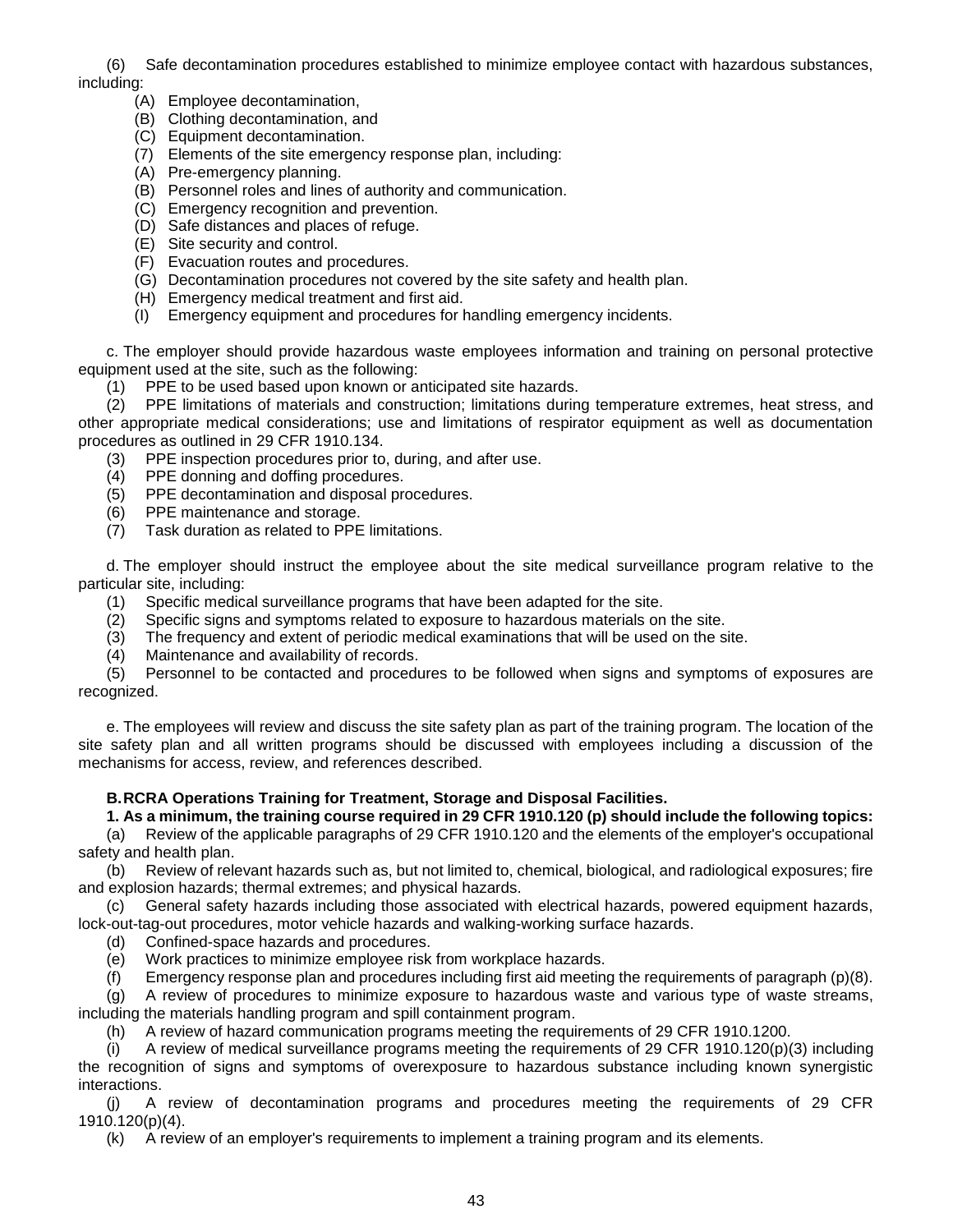(6) Safe decontamination procedures established to minimize employee contact with hazardous substances, including:

(A) Employee decontamination,
(B) Clothing decontamination, and
(C) Equipment decontamination.
(7) Elements of the site emergency response plan, including:
(A) Pre-emergency planning.
(B) Personnel roles and lines of authority and communication.
(C) Emergency recognition and prevention.
(D) Safe distances and places of refuge.
(E) Site security and control.
(F) Evacuation routes and procedures.
(G) Decontamination procedures not covered by the site safety and health plan.
(H) Emergency medical treatment and first aid.
(I) Emergency equipment and procedures for handling emergency incidents.

c. The employer should provide hazardous waste employees information and training on personal protective equipment used at the site, such as the following:

(1) PPE to be used based upon known or anticipated site hazards.

(2) PPE limitations of materials and construction; limitations during temperature extremes, heat stress, and other appropriate medical considerations; use and limitations of respirator equipment as well as documentation procedures as outlined in 29 CFR 1910.134.

(3) PPE inspection procedures prior to, during, and after use.

(4) PPE donning and doffing procedures.

(5) PPE decontamination and disposal procedures.

(6) PPE maintenance and storage.

(7) Task duration as related to PPE limitations.

d. The employer should instruct the employee about the site medical surveillance program relative to the particular site, including:

(1) Specific medical surveillance programs that have been adapted for the site.

(2) Specific signs and symptoms related to exposure to hazardous materials on the site.

(3) The frequency and extent of periodic medical examinations that will be used on the site.

(4) Maintenance and availability of records.

(5) Personnel to be contacted and procedures to be followed when signs and symptoms of exposures are recognized.

e. The employees will review and discuss the site safety plan as part of the training program. The location of the site safety plan and all written programs should be discussed with employees including a discussion of the mechanisms for access, review, and references described.

**B. RCRA Operations Training for Treatment, Storage and Disposal Facilities.**

**1. As a minimum, the training course required in 29 CFR 1910.120 (p) should include the following topics:**

(a) Review of the applicable paragraphs of 29 CFR 1910.120 and the elements of the employer's occupational safety and health plan.

(b) Review of relevant hazards such as, but not limited to, chemical, biological, and radiological exposures; fire and explosion hazards; thermal extremes; and physical hazards.

(c) General safety hazards including those associated with electrical hazards, powered equipment hazards, lock-out-tag-out procedures, motor vehicle hazards and walking-working surface hazards.

(d) Confined-space hazards and procedures.

(e) Work practices to minimize employee risk from workplace hazards.

(f) Emergency response plan and procedures including first aid meeting the requirements of paragraph (p)(8).

(g) A review of procedures to minimize exposure to hazardous waste and various type of waste streams, including the materials handling program and spill containment program.

(h) A review of hazard communication programs meeting the requirements of 29 CFR 1910.1200.

(i) A review of medical surveillance programs meeting the requirements of 29 CFR 1910.120(p)(3) including the recognition of signs and symptoms of overexposure to hazardous substance including known synergistic interactions.

(j) A review of decontamination programs and procedures meeting the requirements of 29 CFR 1910.120(p)(4).

(k) A review of an employer's requirements to implement a training program and its elements.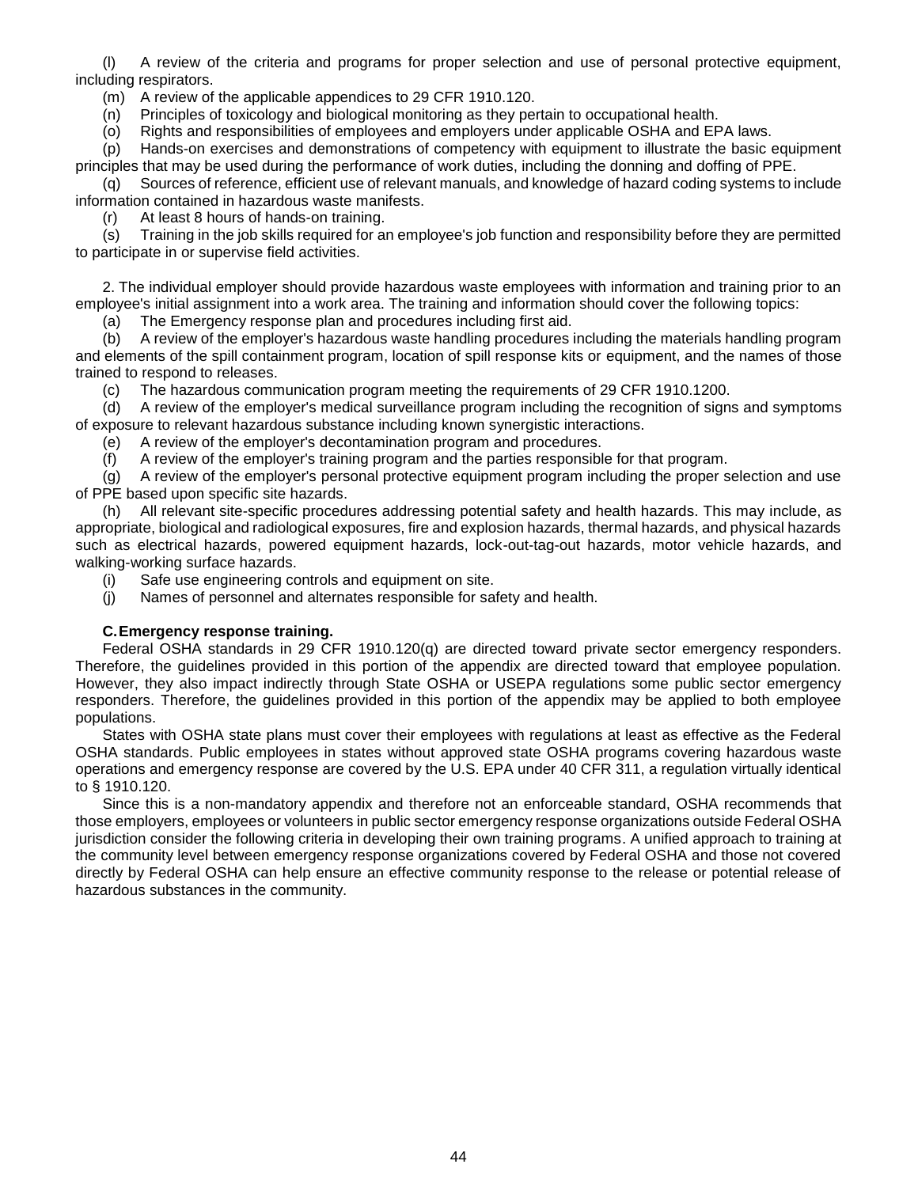(l) A review of the criteria and programs for proper selection and use of personal protective equipment, including respirators.

(m) A review of the applicable appendices to 29 CFR 1910.120.

(n) Principles of toxicology and biological monitoring as they pertain to occupational health.

(o) Rights and responsibilities of employees and employers under applicable OSHA and EPA laws.

(p) Hands-on exercises and demonstrations of competency with equipment to illustrate the basic equipment principles that may be used during the performance of work duties, including the donning and doffing of PPE.

(q) Sources of reference, efficient use of relevant manuals, and knowledge of hazard coding systems to include information contained in hazardous waste manifests.

(r) At least 8 hours of hands-on training.

(s) Training in the job skills required for an employee's job function and responsibility before they are permitted to participate in or supervise field activities.

2. The individual employer should provide hazardous waste employees with information and training prior to an employee's initial assignment into a work area. The training and information should cover the following topics:

(a) The Emergency response plan and procedures including first aid.

(b) A review of the employer's hazardous waste handling procedures including the materials handling program and elements of the spill containment program, location of spill response kits or equipment, and the names of those trained to respond to releases.

(c) The hazardous communication program meeting the requirements of 29 CFR 1910.1200.

(d) A review of the employer's medical surveillance program including the recognition of signs and symptoms of exposure to relevant hazardous substance including known synergistic interactions.

(e) A review of the employer's decontamination program and procedures.

(f) A review of the employer's training program and the parties responsible for that program.

(g) A review of the employer's personal protective equipment program including the proper selection and use of PPE based upon specific site hazards.

(h) All relevant site-specific procedures addressing potential safety and health hazards. This may include, as appropriate, biological and radiological exposures, fire and explosion hazards, thermal hazards, and physical hazards such as electrical hazards, powered equipment hazards, lock-out-tag-out hazards, motor vehicle hazards, and walking-working surface hazards.

(i) Safe use engineering controls and equipment on site.

(j) Names of personnel and alternates responsible for safety and health.

**C. Emergency response training.**

Federal OSHA standards in 29 CFR 1910.120(q) are directed toward private sector emergency responders. Therefore, the guidelines provided in this portion of the appendix are directed toward that employee population. However, they also impact indirectly through State OSHA or USEPA regulations some public sector emergency responders. Therefore, the guidelines provided in this portion of the appendix may be applied to both employee populations.

States with OSHA state plans must cover their employees with regulations at least as effective as the Federal OSHA standards. Public employees in states without approved state OSHA programs covering hazardous waste operations and emergency response are covered by the U.S. EPA under 40 CFR 311, a regulation virtually identical to § 1910.120.

Since this is a non-mandatory appendix and therefore not an enforceable standard, OSHA recommends that those employers, employees or volunteers in public sector emergency response organizations outside Federal OSHA jurisdiction consider the following criteria in developing their own training programs. A unified approach to training at the community level between emergency response organizations covered by Federal OSHA and those not covered directly by Federal OSHA can help ensure an effective community response to the release or potential release of hazardous substances in the community.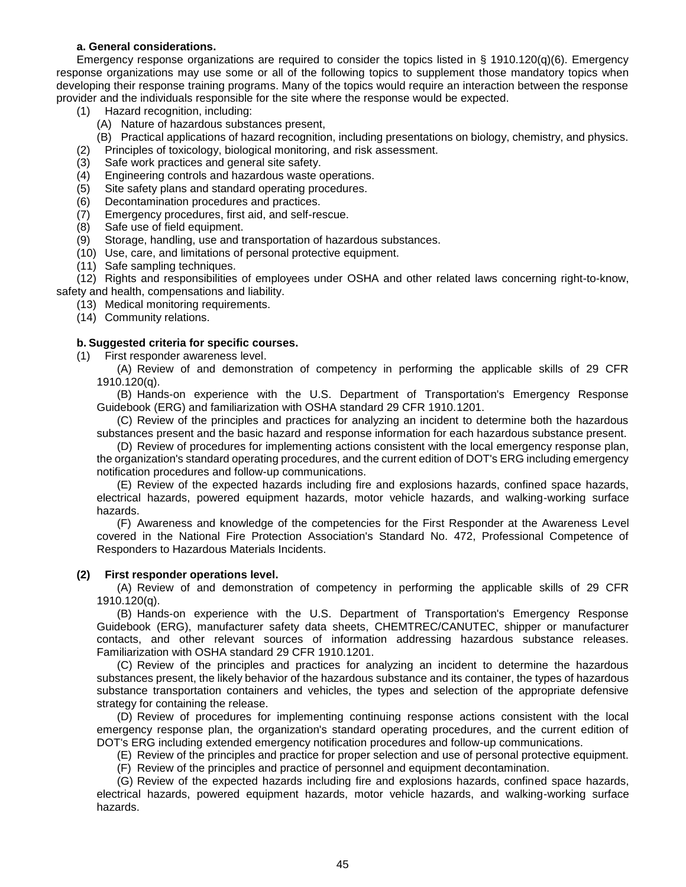**a. General considerations.**

Emergency response organizations are required to consider the topics listed in § 1910.120(q)(6). Emergency response organizations may use some or all of the following topics to supplement those mandatory topics when developing their response training programs. Many of the topics would require an interaction between the response provider and the individuals responsible for the site where the response would be expected.

(1) Hazard recognition, including:

  (A) Nature of hazardous substances present,

  (B) Practical applications of hazard recognition, including presentations on biology, chemistry, and physics.

(2) Principles of toxicology, biological monitoring, and risk assessment.

(3) Safe work practices and general site safety.

(4) Engineering controls and hazardous waste operations.

(5) Site safety plans and standard operating procedures.

(6) Decontamination procedures and practices.

(7) Emergency procedures, first aid, and self-rescue.

(8) Safe use of field equipment.

(9) Storage, handling, use and transportation of hazardous substances.

(10) Use, care, and limitations of personal protective equipment.

(11) Safe sampling techniques.

(12) Rights and responsibilities of employees under OSHA and other related laws concerning right-to-know, safety and health, compensations and liability.

(13) Medical monitoring requirements.

(14) Community relations.

**b. Suggested criteria for specific courses.**

(1) First responder awareness level.

(A) Review of and demonstration of competency in performing the applicable skills of 29 CFR 1910.120(q).

(B) Hands-on experience with the U.S. Department of Transportation's Emergency Response Guidebook (ERG) and familiarization with OSHA standard 29 CFR 1910.1201.

(C) Review of the principles and practices for analyzing an incident to determine both the hazardous substances present and the basic hazard and response information for each hazardous substance present.

(D) Review of procedures for implementing actions consistent with the local emergency response plan, the organization's standard operating procedures, and the current edition of DOT's ERG including emergency notification procedures and follow-up communications.

(E) Review of the expected hazards including fire and explosions hazards, confined space hazards, electrical hazards, powered equipment hazards, motor vehicle hazards, and walking-working surface hazards.

(F) Awareness and knowledge of the competencies for the First Responder at the Awareness Level covered in the National Fire Protection Association's Standard No. 472, Professional Competence of Responders to Hazardous Materials Incidents.

**(2) First responder operations level.**

(A) Review of and demonstration of competency in performing the applicable skills of 29 CFR 1910.120(q).

(B) Hands-on experience with the U.S. Department of Transportation's Emergency Response Guidebook (ERG), manufacturer safety data sheets, CHEMTREC/CANUTEC, shipper or manufacturer contacts, and other relevant sources of information addressing hazardous substance releases. Familiarization with OSHA standard 29 CFR 1910.1201.

(C) Review of the principles and practices for analyzing an incident to determine the hazardous substances present, the likely behavior of the hazardous substance and its container, the types of hazardous substance transportation containers and vehicles, the types and selection of the appropriate defensive strategy for containing the release.

(D) Review of procedures for implementing continuing response actions consistent with the local emergency response plan, the organization's standard operating procedures, and the current edition of DOT's ERG including extended emergency notification procedures and follow-up communications.

(E) Review of the principles and practice for proper selection and use of personal protective equipment.

(F) Review of the principles and practice of personnel and equipment decontamination.

(G) Review of the expected hazards including fire and explosions hazards, confined space hazards, electrical hazards, powered equipment hazards, motor vehicle hazards, and walking-working surface hazards.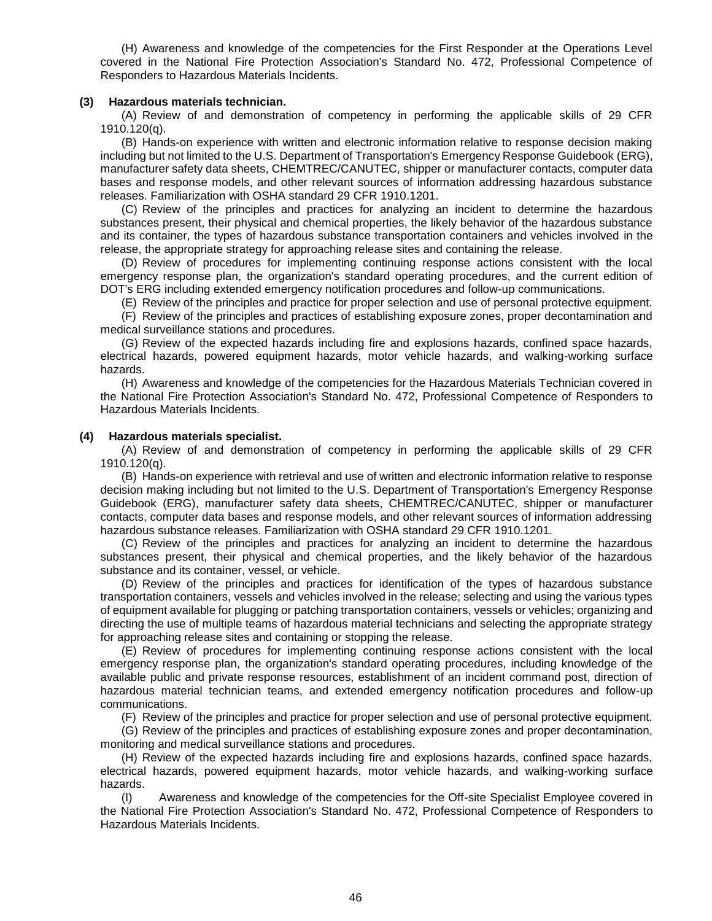(H) Awareness and knowledge of the competencies for the First Responder at the Operations Level covered in the National Fire Protection Association's Standard No. 472, Professional Competence of Responders to Hazardous Materials Incidents.

**(3) Hazardous materials technician.**

(A) Review of and demonstration of competency in performing the applicable skills of 29 CFR 1910.120(q).

(B) Hands-on experience with written and electronic information relative to response decision making including but not limited to the U.S. Department of Transportation's Emergency Response Guidebook (ERG), manufacturer safety data sheets, CHEMTREC/CANUTEC, shipper or manufacturer contacts, computer data bases and response models, and other relevant sources of information addressing hazardous substance releases. Familiarization with OSHA standard 29 CFR 1910.1201.

(C) Review of the principles and practices for analyzing an incident to determine the hazardous substances present, their physical and chemical properties, the likely behavior of the hazardous substance and its container, the types of hazardous substance transportation containers and vehicles involved in the release, the appropriate strategy for approaching release sites and containing the release.

(D) Review of procedures for implementing continuing response actions consistent with the local emergency response plan, the organization's standard operating procedures, and the current edition of DOT's ERG including extended emergency notification procedures and follow-up communications.

(E) Review of the principles and practice for proper selection and use of personal protective equipment.

(F) Review of the principles and practices of establishing exposure zones, proper decontamination and medical surveillance stations and procedures.

(G) Review of the expected hazards including fire and explosions hazards, confined space hazards, electrical hazards, powered equipment hazards, motor vehicle hazards, and walking-working surface hazards.

(H) Awareness and knowledge of the competencies for the Hazardous Materials Technician covered in the National Fire Protection Association's Standard No. 472, Professional Competence of Responders to Hazardous Materials Incidents.

**(4) Hazardous materials specialist.**

(A) Review of and demonstration of competency in performing the applicable skills of 29 CFR 1910.120(q).

(B) Hands-on experience with retrieval and use of written and electronic information relative to response decision making including but not limited to the U.S. Department of Transportation's Emergency Response Guidebook (ERG), manufacturer safety data sheets, CHEMTREC/CANUTEC, shipper or manufacturer contacts, computer data bases and response models, and other relevant sources of information addressing hazardous substance releases. Familiarization with OSHA standard 29 CFR 1910.1201.

(C) Review of the principles and practices for analyzing an incident to determine the hazardous substances present, their physical and chemical properties, and the likely behavior of the hazardous substance and its container, vessel, or vehicle.

(D) Review of the principles and practices for identification of the types of hazardous substance transportation containers, vessels and vehicles involved in the release; selecting and using the various types of equipment available for plugging or patching transportation containers, vessels or vehicles; organizing and directing the use of multiple teams of hazardous material technicians and selecting the appropriate strategy for approaching release sites and containing or stopping the release.

(E) Review of procedures for implementing continuing response actions consistent with the local emergency response plan, the organization's standard operating procedures, including knowledge of the available public and private response resources, establishment of an incident command post, direction of hazardous material technician teams, and extended emergency notification procedures and follow-up communications.

(F) Review of the principles and practice for proper selection and use of personal protective equipment.

(G) Review of the principles and practices of establishing exposure zones and proper decontamination, monitoring and medical surveillance stations and procedures.

(H) Review of the expected hazards including fire and explosions hazards, confined space hazards, electrical hazards, powered equipment hazards, motor vehicle hazards, and walking-working surface hazards.

(I) Awareness and knowledge of the competencies for the Off-site Specialist Employee covered in the National Fire Protection Association's Standard No. 472, Professional Competence of Responders to Hazardous Materials Incidents.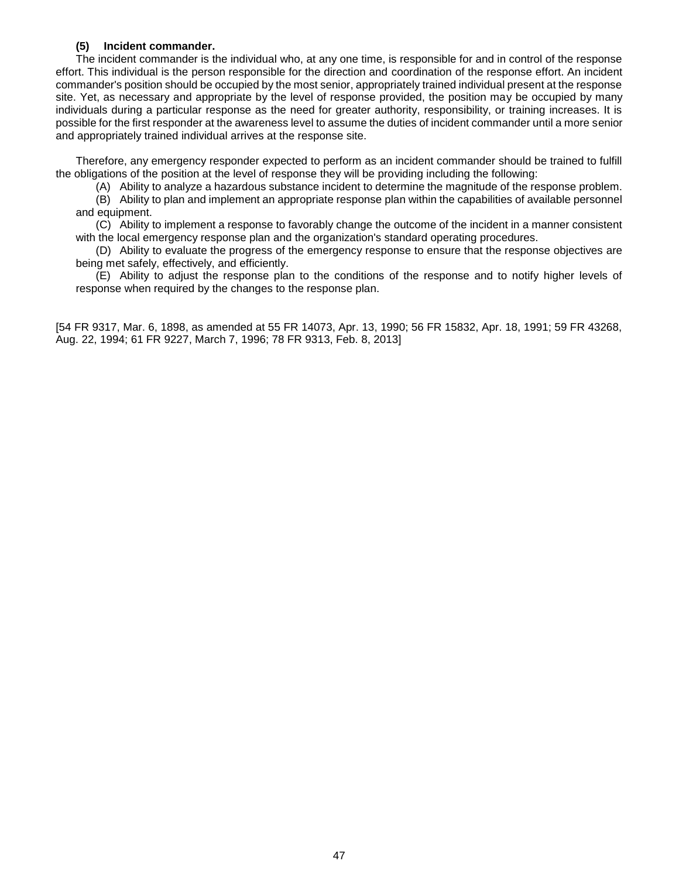**(5) Incident commander.**

The incident commander is the individual who, at any one time, is responsible for and in control of the response effort. This individual is the person responsible for the direction and coordination of the response effort. An incident commander's position should be occupied by the most senior, appropriately trained individual present at the response site. Yet, as necessary and appropriate by the level of response provided, the position may be occupied by many individuals during a particular response as the need for greater authority, responsibility, or training increases. It is possible for the first responder at the awareness level to assume the duties of incident commander until a more senior and appropriately trained individual arrives at the response site.

Therefore, any emergency responder expected to perform as an incident commander should be trained to fulfill the obligations of the position at the level of response they will be providing including the following:

(A) Ability to analyze a hazardous substance incident to determine the magnitude of the response problem.

(B) Ability to plan and implement an appropriate response plan within the capabilities of available personnel and equipment.

(C) Ability to implement a response to favorably change the outcome of the incident in a manner consistent with the local emergency response plan and the organization's standard operating procedures.

(D) Ability to evaluate the progress of the emergency response to ensure that the response objectives are being met safely, effectively, and efficiently.

(E) Ability to adjust the response plan to the conditions of the response and to notify higher levels of response when required by the changes to the response plan.

[54 FR 9317, Mar. 6, 1898, as amended at 55 FR 14073, Apr. 13, 1990; 56 FR 15832, Apr. 18, 1991; 59 FR 43268, Aug. 22, 1994; 61 FR 9227, March 7, 1996; 78 FR 9313, Feb. 8, 2013]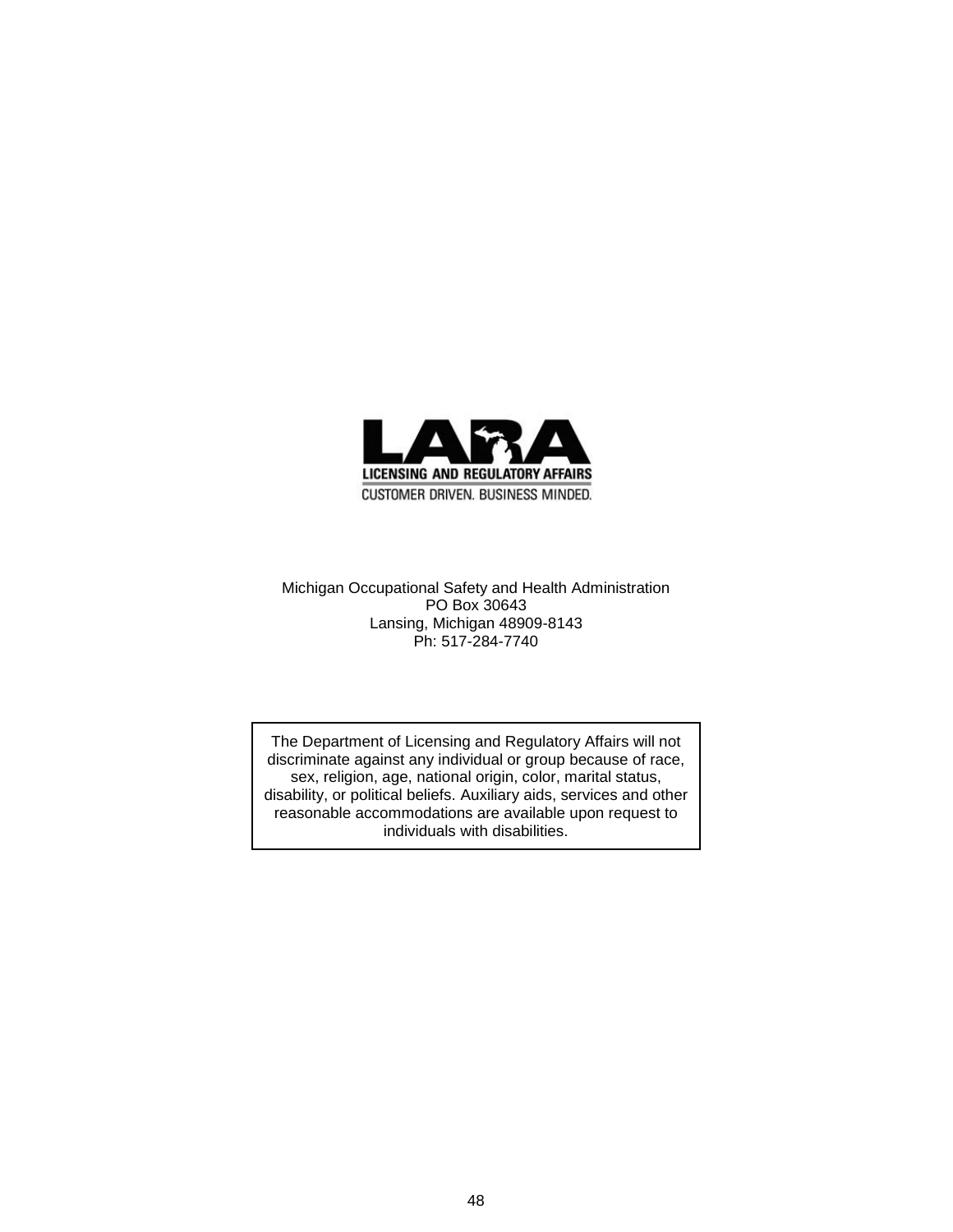LARA

LICENSING AND REGULATORY AFFAIRS

CUSTOMER DRIVEN. BUSINESS MINDED.

Michigan Occupational Safety and Health Administration
PO Box 30643
Lansing, Michigan 48909-8143
Ph: 517-284-7740

The Department of Licensing and Regulatory Affairs will not discriminate against any individual or group because of race, sex, religion, age, national origin, color, marital status, disability, or political beliefs. Auxiliary aids, services and other reasonable accommodations are available upon request to individuals with disabilities.